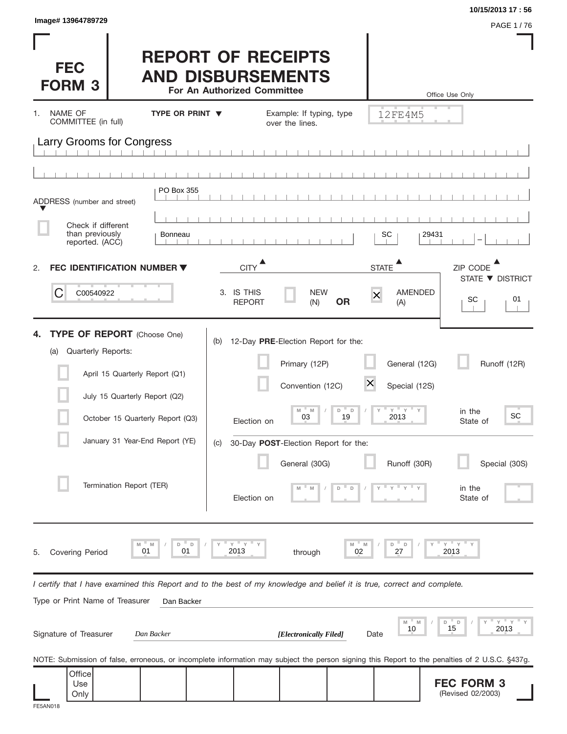Image# 13964789729

10/15/2013 17 : 56

# FEC FORM 3

# REPORT OF RECEIPTS AND DISBURSEMENTS

**For An Authorized Committee**

Office Use Only

12FE4M5

1. NAME OF COMMITTEE (in full) **TYPE OR PRINT ▼** Example: If typing, type over the lines.

Larry Grooms for Congress

ADDRESS (number and street) PO Box 355

☐ Check if different than previously reported. (ACC)

| CITY | STATE | ZIP CODE |
|---|---|---|
| Bonneau | SC | 29431 - |

2. **FEC IDENTIFICATION NUMBER ▼**

C00540922

3. IS THIS REPORT ☐ NEW (N) **OR** ☒ AMENDED (A)

STATE ▼ DISTRICT: SC 01

4. **TYPE OF REPORT** (Choose One)

(a) Quarterly Reports:

- ☐ April 15 Quarterly Report (Q1)
- ☐ July 15 Quarterly Report (Q2)
- ☐ October 15 Quarterly Report (Q3)
- ☐ January 31 Year-End Report (YE)
- ☐ Termination Report (TER)

(b) 12-Day **PRE**-Election Report for the:

- ☐ Primary (12P)
- ☐ General (12G)
- ☐ Runoff (12R)
- ☐ Convention (12C)
- ☒ Special (12S)

Election on 03 / 19 / 2013 in the State of SC

(c) 30-Day **POST**-Election Report for the:

- ☐ General (30G)
- ☐ Runoff (30R)
- ☐ Special (30S)

Election on __ / __ / ____ in the State of ____

5. Covering Period 01 / 01 / 2013 through 02 / 27 / 2013

*I certify that I have examined this Report and to the best of my knowledge and belief it is true, correct and complete.*

Type or Print Name of Treasurer: Dan Backer

Signature of Treasurer: *Dan Backer* ***[Electronically Filed]*** Date: 10 / 15 / 2013

NOTE: Submission of false, erroneous, or incomplete information may subject the person signing this Report to the penalties of 2 U.S.C. §437g.

Office Use Only

**FEC FORM 3** (Revised 02/2003)

FE5AN018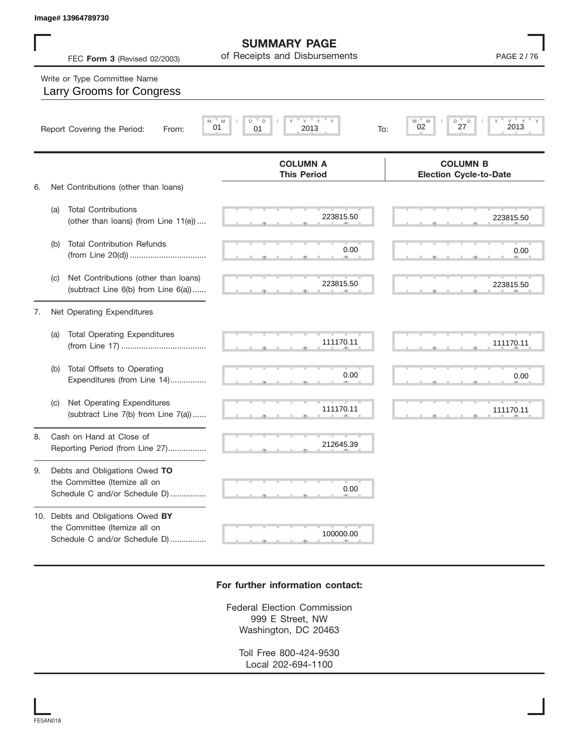Image# 13964789730

# SUMMARY PAGE
## of Receipts and Disbursements

FEC **Form 3** (Revised 02/2003)

Write or Type Committee Name

Larry Grooms for Congress

Report Covering the Period: From: 01 / 01 / 2013 To: 02 / 27 / 2013

| | | COLUMN A This Period | COLUMN B Election Cycle-to-Date |
|---|---|---|---|
| 6. | Net Contributions (other than loans) | | |
| | (a) Total Contributions (other than loans) (from Line 11(e)) .... | 223815.50 | 223815.50 |
| | (b) Total Contribution Refunds (from Line 20(d)) .................................. | 0.00 | 0.00 |
| | (c) Net Contributions (other than loans) (subtract Line 6(b) from Line 6(a)) ...... | 223815.50 | 223815.50 |
| 7. | Net Operating Expenditures | | |
| | (a) Total Operating Expenditures (from Line 17) ...................................... | 111170.11 | 111170.11 |
| | (b) Total Offsets to Operating Expenditures (from Line 14)................ | 0.00 | 0.00 |
| | (c) Net Operating Expenditures (subtract Line 7(b) from Line 7(a)) ...... | 111170.11 | 111170.11 |
| 8. | Cash on Hand at Close of Reporting Period (from Line 27)................. | 212645.39 | |
| 9. | Debts and Obligations Owed **TO** the Committee (Itemize all on Schedule C and/or Schedule D) ................ | 0.00 | |
| 10. | Debts and Obligations Owed **BY** the Committee (Itemize all on Schedule C and/or Schedule D) ................ | 100000.00 | |

**For further information contact:**

Federal Election Commission
999 E Street, NW
Washington, DC 20463

Toll Free 800-424-9530
Local 202-694-1100

FE5AN018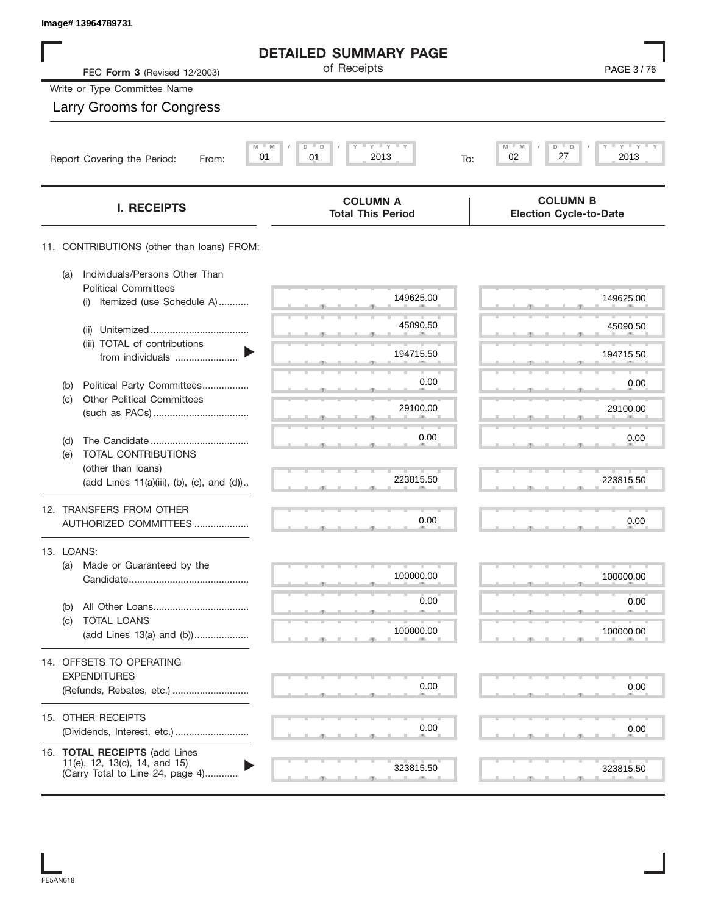Image# 13964789731

# DETAILED SUMMARY PAGE

of Receipts

FEC **Form 3** (Revised 12/2003)

Write or Type Committee Name

Larry Grooms for Congress

Report Covering the Period: From: 01 / 01 / 2013 To: 02 / 27 / 2013

| I. RECEIPTS | COLUMN A Total This Period | COLUMN B Election Cycle-to-Date |
|---|---|---|
| 11. CONTRIBUTIONS (other than loans) FROM: | | |
| (a) Individuals/Persons Other Than Political Committees | | |
| (i) Itemized (use Schedule A) | 149625.00 | 149625.00 |
| (ii) Unitemized | 45090.50 | 45090.50 |
| (iii) TOTAL of contributions from individuals | 194715.50 | 194715.50 |
| (b) Political Party Committees | 0.00 | 0.00 |
| (c) Other Political Committees (such as PACs) | 29100.00 | 29100.00 |
| (d) The Candidate | 0.00 | 0.00 |
| (e) TOTAL CONTRIBUTIONS (other than loans) (add Lines 11(a)(iii), (b), (c), and (d)) | 223815.50 | 223815.50 |
| 12. TRANSFERS FROM OTHER AUTHORIZED COMMITTEES | 0.00 | 0.00 |
| 13. LOANS: | | |
| (a) Made or Guaranteed by the Candidate | 100000.00 | 100000.00 |
| (b) All Other Loans | 0.00 | 0.00 |
| (c) TOTAL LOANS (add Lines 13(a) and (b)) | 100000.00 | 100000.00 |
| 14. OFFSETS TO OPERATING EXPENDITURES (Refunds, Rebates, etc.) | 0.00 | 0.00 |
| 15. OTHER RECEIPTS (Dividends, Interest, etc.) | 0.00 | 0.00 |
| 16. **TOTAL RECEIPTS** (add Lines 11(e), 12, 13(c), 14, and 15) (Carry Total to Line 24, page 4) | 323815.50 | 323815.50 |

FE5AN018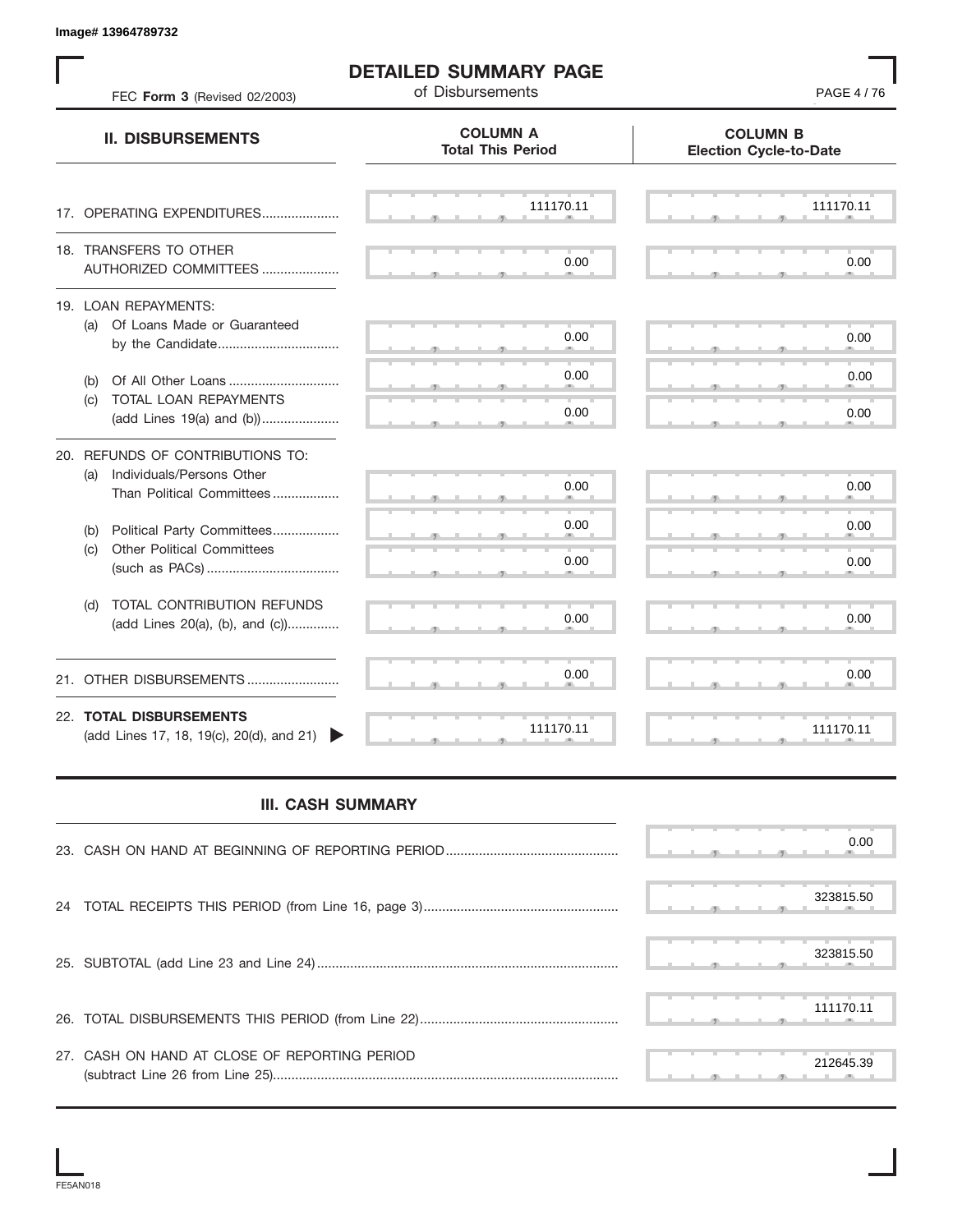Image# 13964789732

# DETAILED SUMMARY PAGE

of Disbursements

FEC **Form 3** (Revised 02/2003)

| II. DISBURSEMENTS | COLUMN A Total This Period | COLUMN B Election Cycle-to-Date |
|---|---|---|
| 17. OPERATING EXPENDITURES..................... | 111170.11 | 111170.11 |
| 18. TRANSFERS TO OTHER AUTHORIZED COMMITTEES ..................... | 0.00 | 0.00 |
| 19. LOAN REPAYMENTS: | | |
| (a) Of Loans Made or Guaranteed by the Candidate................................ | 0.00 | 0.00 |
| (b) Of All Other Loans ............................. | 0.00 | 0.00 |
| (c) TOTAL LOAN REPAYMENTS (add Lines 19(a) and (b))..................... | 0.00 | 0.00 |
| 20. REFUNDS OF CONTRIBUTIONS TO: | | |
| (a) Individuals/Persons Other Than Political Committees.................. | 0.00 | 0.00 |
| (b) Political Party Committees.................. | 0.00 | 0.00 |
| (c) Other Political Committees (such as PACs).................................... | 0.00 | 0.00 |
| (d) TOTAL CONTRIBUTION REFUNDS (add Lines 20(a), (b), and (c)).............. | 0.00 | 0.00 |
| 21. OTHER DISBURSEMENTS......................... | 0.00 | 0.00 |
| 22. **TOTAL DISBURSEMENTS** (add Lines 17, 18, 19(c), 20(d), and 21) | 111170.11 | 111170.11 |

## III. CASH SUMMARY

| | |
|---|---|
| 23. CASH ON HAND AT BEGINNING OF REPORTING PERIOD.............................................. | 0.00 |
| 24 TOTAL RECEIPTS THIS PERIOD (from Line 16, page 3).................................................... | 323815.50 |
| 25. SUBTOTAL (add Line 23 and Line 24)................................................................................. | 323815.50 |
| 26. TOTAL DISBURSEMENTS THIS PERIOD (from Line 22)..................................................... | 111170.11 |
| 27. CASH ON HAND AT CLOSE OF REPORTING PERIOD (subtract Line 26 from Line 25)............................................................................................ | 212645.39 |

FE5AN018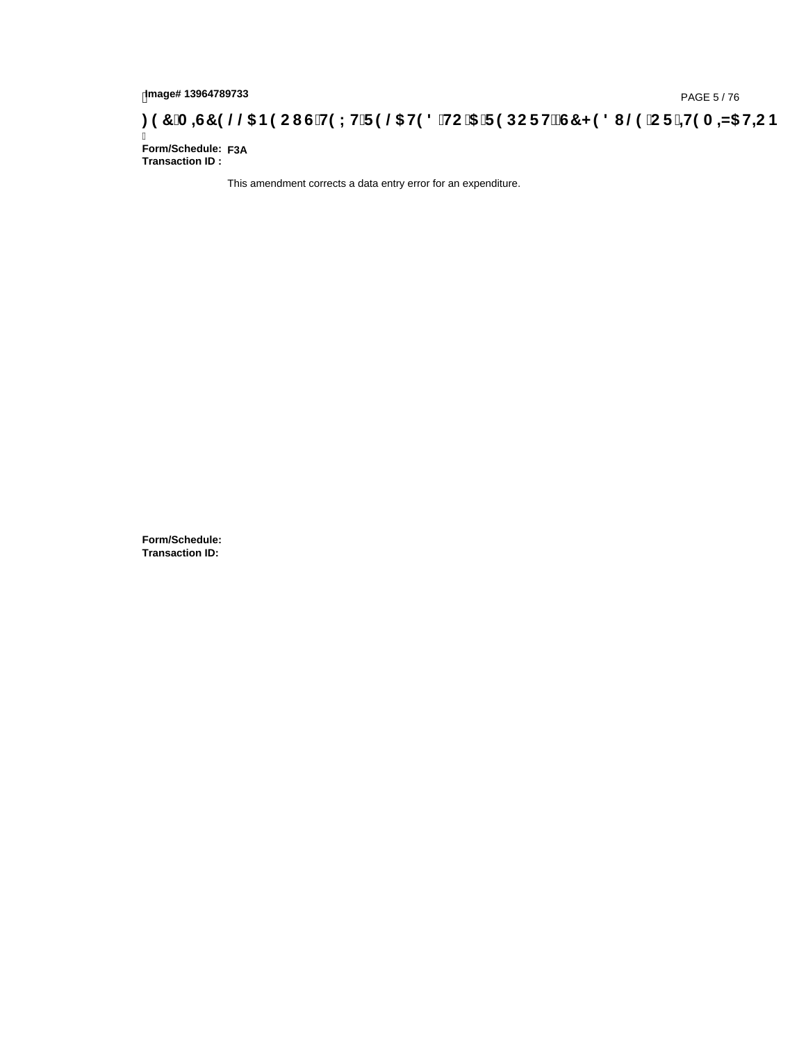Image# 13964789733

**)(&0,6&(//$1(286 7(;7 5(/$7(' 72 $ 5(3257 6&+('8/( 25 ,7(0,=$7,21**

**Form/Schedule:** **F3A**
**Transaction ID :**

This amendment corrects a data entry error for an expenditure.

**Form/Schedule:**
**Transaction ID:**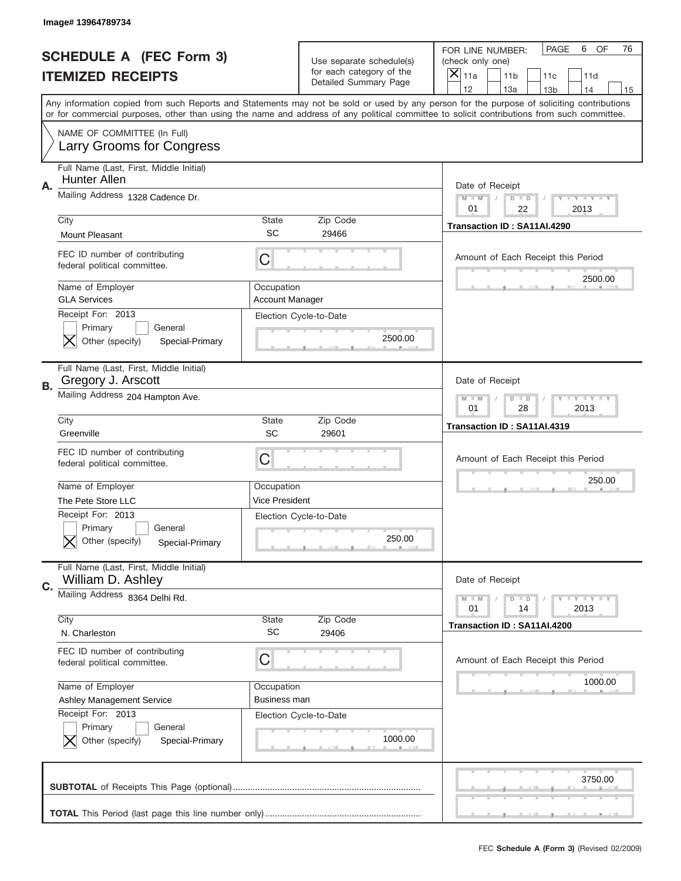Image# 13964789734

# SCHEDULE A (FEC Form 3)
## ITEMIZED RECEIPTS

Use separate schedule(s) for each category of the Detailed Summary Page

FOR LINE NUMBER: (check only one)
[X] 11a [ ] 11b [ ] 11c [ ] 11d [ ] 12 [ ] 13a [ ] 13b [ ] 14 [ ] 15

PAGE 6 OF 76

Any information copied from such Reports and Statements may not be sold or used by any person for the purpose of soliciting contributions or for commercial purposes, other than using the name and address of any political committee to solicit contributions from such committee.

NAME OF COMMITTEE (In Full)
Larry Grooms for Congress

---

**A.**

Full Name (Last, First, Middle Initial): Hunter Allen
Mailing Address: 1328 Cadence Dr.
City: Mount Pleasant | State: SC | Zip Code: 29466
FEC ID number of contributing federal political committee: C
Name of Employer: GLA Services
Occupation: Account Manager
Receipt For: 2013 — [ ] Primary [ ] General [X] Other (specify) Special-Primary
Election Cycle-to-Date: 2500.00

Date of Receipt: 01 / 22 / 2013
Transaction ID : SA11AI.4290
Amount of Each Receipt this Period: 2500.00

---

**B.**

Full Name (Last, First, Middle Initial): Gregory J. Arscott
Mailing Address: 204 Hampton Ave.
City: Greenville | State: SC | Zip Code: 29601
FEC ID number of contributing federal political committee: C
Name of Employer: The Pete Store LLC
Occupation: Vice President
Receipt For: 2013 — [ ] Primary [ ] General [X] Other (specify) Special-Primary
Election Cycle-to-Date: 250.00

Date of Receipt: 01 / 28 / 2013
Transaction ID : SA11AI.4319
Amount of Each Receipt this Period: 250.00

---

**C.**

Full Name (Last, First, Middle Initial): William D. Ashley
Mailing Address: 8364 Delhi Rd.
City: N. Charleston | State: SC | Zip Code: 29406
FEC ID number of contributing federal political committee: C
Name of Employer: Ashley Management Service
Occupation: Business man
Receipt For: 2013 — [ ] Primary [ ] General [X] Other (specify) Special-Primary
Election Cycle-to-Date: 1000.00

Date of Receipt: 01 / 14 / 2013
Transaction ID : SA11AI.4200
Amount of Each Receipt this Period: 1000.00

---

**SUBTOTAL** of Receipts This Page (optional): 3750.00

**TOTAL** This Period (last page this line number only):

FEC **Schedule A (Form 3)** (Revised 02/2009)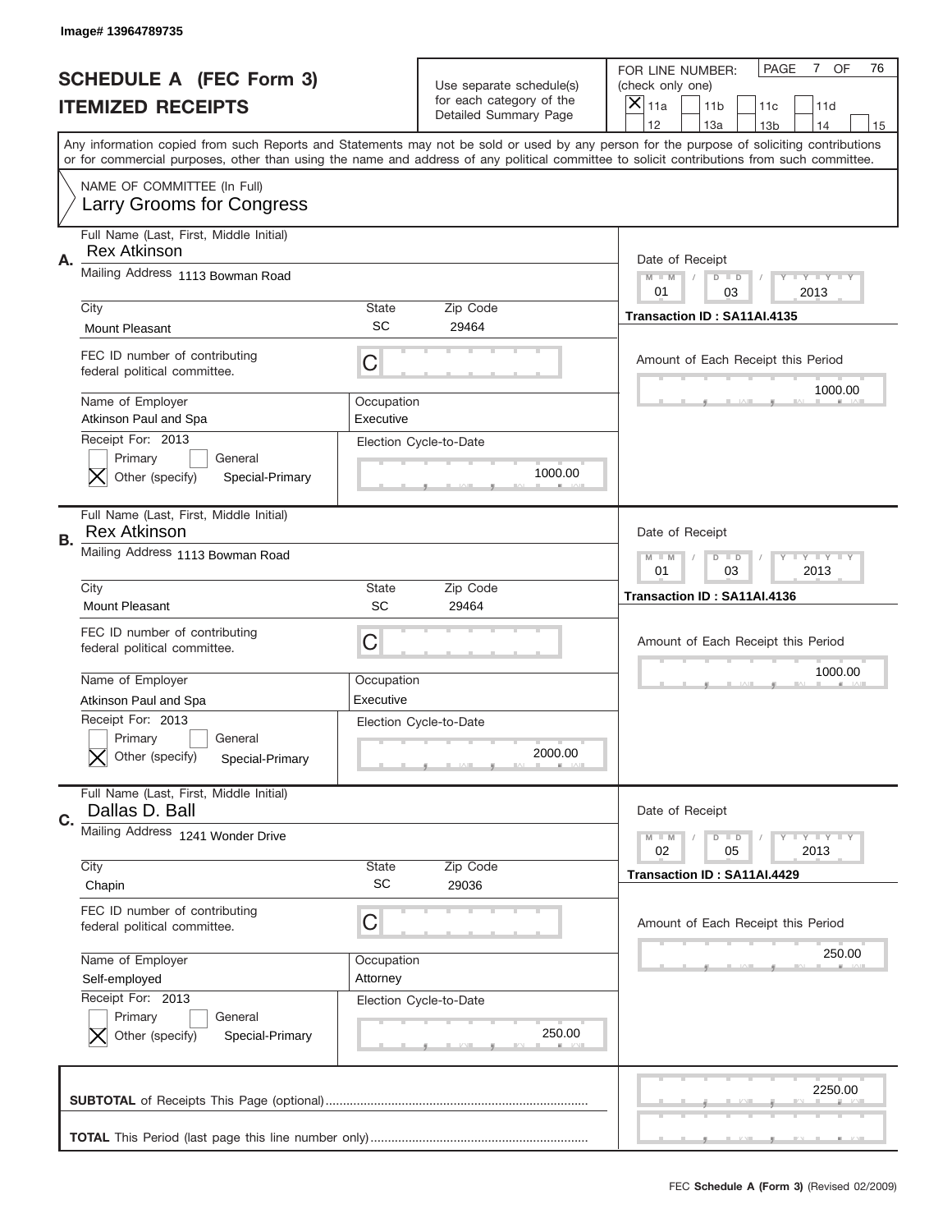Image# 13964789735

# SCHEDULE A (FEC Form 3)
## ITEMIZED RECEIPTS

Use separate schedule(s) for each category of the Detailed Summary Page

FOR LINE NUMBER: (check only one)

[X] 11a  [ ] 11b  [ ] 11c  [ ] 11d  [ ] 12  [ ] 13a  [ ] 13b  [ ] 14  [ ] 15

PAGE 7 OF 76

Any information copied from such Reports and Statements may not be sold or used by any person for the purpose of soliciting contributions or for commercial purposes, other than using the name and address of any political committee to solicit contributions from such committee.

NAME OF COMMITTEE (In Full)
Larry Grooms for Congress

---

**A.**
Full Name (Last, First, Middle Initial): Rex Atkinson
Mailing Address: 1113 Bowman Road
City: Mount Pleasant | State: SC | Zip Code: 29464
FEC ID number of contributing federal political committee: C
Name of Employer: Atkinson Paul and Spa
Occupation: Executive
Receipt For: 2013 [ ] Primary [ ] General [X] Other (specify) Special-Primary
Election Cycle-to-Date: 1000.00
Date of Receipt: 01 / 03 / 2013
Transaction ID : SA11AI.4135
Amount of Each Receipt this Period: 1000.00

---

**B.**
Full Name (Last, First, Middle Initial): Rex Atkinson
Mailing Address: 1113 Bowman Road
City: Mount Pleasant | State: SC | Zip Code: 29464
FEC ID number of contributing federal political committee: C
Name of Employer: Atkinson Paul and Spa
Occupation: Executive
Receipt For: 2013 [ ] Primary [ ] General [X] Other (specify) Special-Primary
Election Cycle-to-Date: 2000.00
Date of Receipt: 01 / 03 / 2013
Transaction ID : SA11AI.4136
Amount of Each Receipt this Period: 1000.00

---

**C.**
Full Name (Last, First, Middle Initial): Dallas D. Ball
Mailing Address: 1241 Wonder Drive
City: Chapin | State: SC | Zip Code: 29036
FEC ID number of contributing federal political committee: C
Name of Employer: Self-employed
Occupation: Attorney
Receipt For: 2013 [ ] Primary [ ] General [X] Other (specify) Special-Primary
Election Cycle-to-Date: 250.00
Date of Receipt: 02 / 05 / 2013
Transaction ID : SA11AI.4429
Amount of Each Receipt this Period: 250.00

---

**SUBTOTAL** of Receipts This Page (optional): 2250.00

**TOTAL** This Period (last page this line number only):

FEC **Schedule A (Form 3)** (Revised 02/2009)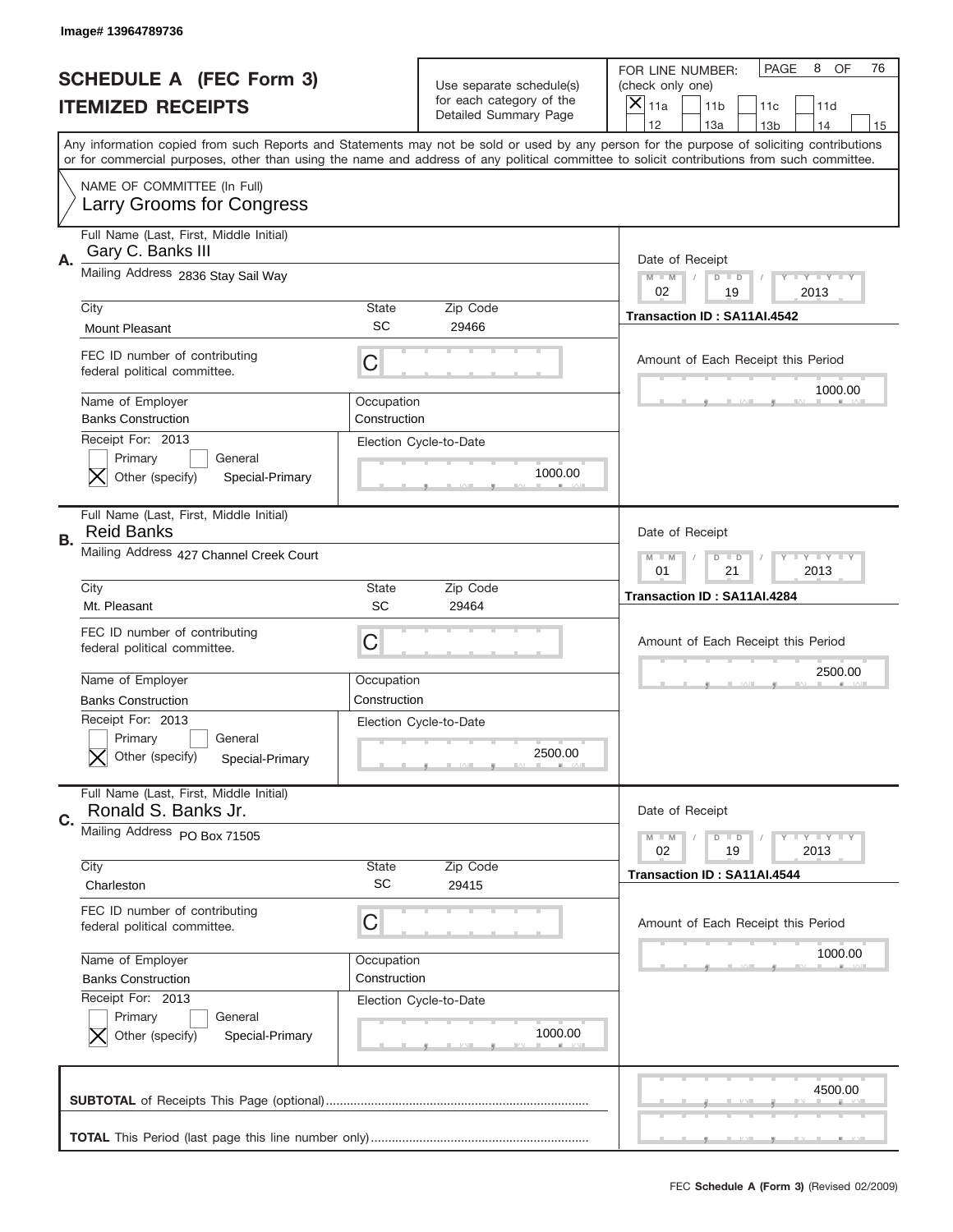Image# 13964789736

# SCHEDULE A (FEC Form 3)
## ITEMIZED RECEIPTS

Use separate schedule(s) for each category of the Detailed Summary Page

FOR LINE NUMBER: (check only one)
[X] 11a [ ] 11b [ ] 11c [ ] 11d [ ] 12 [ ] 13a [ ] 13b [ ] 14 [ ] 15

PAGE 8 OF 76

Any information copied from such Reports and Statements may not be sold or used by any person for the purpose of soliciting contributions or for commercial purposes, other than using the name and address of any political committee to solicit contributions from such committee.

NAME OF COMMITTEE (In Full)
Larry Grooms for Congress

---

**A.**
Full Name (Last, First, Middle Initial): Gary C. Banks III
Mailing Address: 2836 Stay Sail Way
City: Mount Pleasant | State: SC | Zip Code: 29466
FEC ID number of contributing federal political committee: C
Name of Employer: Banks Construction
Occupation: Construction
Receipt For: 2013 — [ ] Primary [ ] General [X] Other (specify) Special-Primary
Election Cycle-to-Date: 1000.00
Date of Receipt: 02/19/2013
Transaction ID : SA11AI.4542
Amount of Each Receipt this Period: 1000.00

---

**B.**
Full Name (Last, First, Middle Initial): Reid Banks
Mailing Address: 427 Channel Creek Court
City: Mt. Pleasant | State: SC | Zip Code: 29464
FEC ID number of contributing federal political committee: C
Name of Employer: Banks Construction
Occupation: Construction
Receipt For: 2013 — [ ] Primary [ ] General [X] Other (specify) Special-Primary
Election Cycle-to-Date: 2500.00
Date of Receipt: 01/21/2013
Transaction ID : SA11AI.4284
Amount of Each Receipt this Period: 2500.00

---

**C.**
Full Name (Last, First, Middle Initial): Ronald S. Banks Jr.
Mailing Address: PO Box 71505
City: Charleston | State: SC | Zip Code: 29415
FEC ID number of contributing federal political committee: C
Name of Employer: Banks Construction
Occupation: Construction
Receipt For: 2013 — [ ] Primary [ ] General [X] Other (specify) Special-Primary
Election Cycle-to-Date: 1000.00
Date of Receipt: 02/19/2013
Transaction ID : SA11AI.4544
Amount of Each Receipt this Period: 1000.00

---

**SUBTOTAL** of Receipts This Page (optional): 4500.00

**TOTAL** This Period (last page this line number only):

FEC **Schedule A (Form 3)** (Revised 02/2009)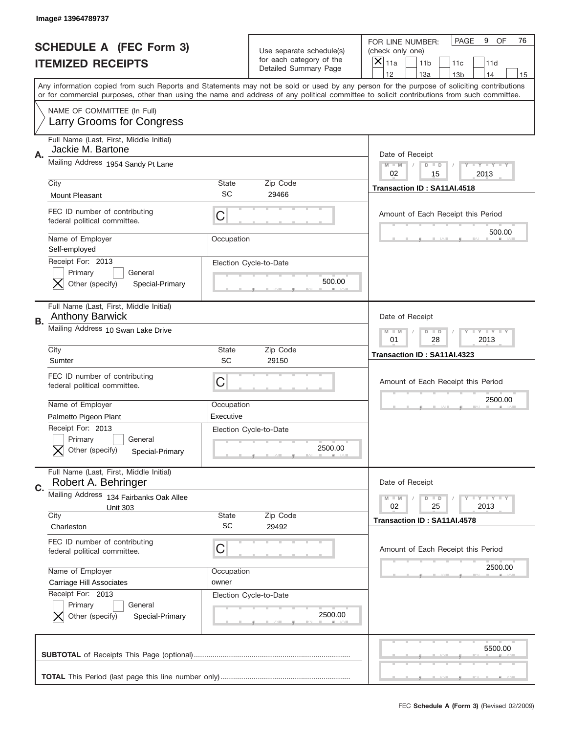Image# 13964789737

# SCHEDULE A (FEC Form 3)
## ITEMIZED RECEIPTS

Use separate schedule(s) for each category of the Detailed Summary Page

FOR LINE NUMBER: (check only one)

[X] 11a [ ] 11b [ ] 11c [ ] 11d [ ] 12 [ ] 13a [ ] 13b [ ] 14 [ ] 15

PAGE 9 OF 76

Any information copied from such Reports and Statements may not be sold or used by any person for the purpose of soliciting contributions or for commercial purposes, other than using the name and address of any political committee to solicit contributions from such committee.

NAME OF COMMITTEE (In Full)
Larry Grooms for Congress

---

**A.** Full Name (Last, First, Middle Initial): Jackie M. Bartone

Mailing Address: 1954 Sandy Pt Lane

City: Mount Pleasant | State: SC | Zip Code: 29466

FEC ID number of contributing federal political committee: C

Name of Employer: Self-employed | Occupation:

Receipt For: 2013 — [ ] Primary [ ] General [X] Other (specify) Special-Primary

Election Cycle-to-Date: 500.00

Date of Receipt: 02 / 15 / 2013

Transaction ID : SA11AI.4518

Amount of Each Receipt this Period: 500.00

---

**B.** Full Name (Last, First, Middle Initial): Anthony Barwick

Mailing Address: 10 Swan Lake Drive

City: Sumter | State: SC | Zip Code: 29150

FEC ID number of contributing federal political committee: C

Name of Employer: Palmetto Pigeon Plant | Occupation: Executive

Receipt For: 2013 — [ ] Primary [ ] General [X] Other (specify) Special-Primary

Election Cycle-to-Date: 2500.00

Date of Receipt: 01 / 28 / 2013

Transaction ID : SA11AI.4323

Amount of Each Receipt this Period: 2500.00

---

**C.** Full Name (Last, First, Middle Initial): Robert A. Behringer

Mailing Address: 134 Fairbanks Oak Allee, Unit 303

City: Charleston | State: SC | Zip Code: 29492

FEC ID number of contributing federal political committee: C

Name of Employer: Carriage Hill Associates | Occupation: owner

Receipt For: 2013 — [ ] Primary [ ] General [X] Other (specify) Special-Primary

Election Cycle-to-Date: 2500.00

Date of Receipt: 02 / 25 / 2013

Transaction ID : SA11AI.4578

Amount of Each Receipt this Period: 2500.00

---

**SUBTOTAL** of Receipts This Page (optional): 5500.00

**TOTAL** This Period (last page this line number only):

FEC **Schedule A (Form 3)** (Revised 02/2009)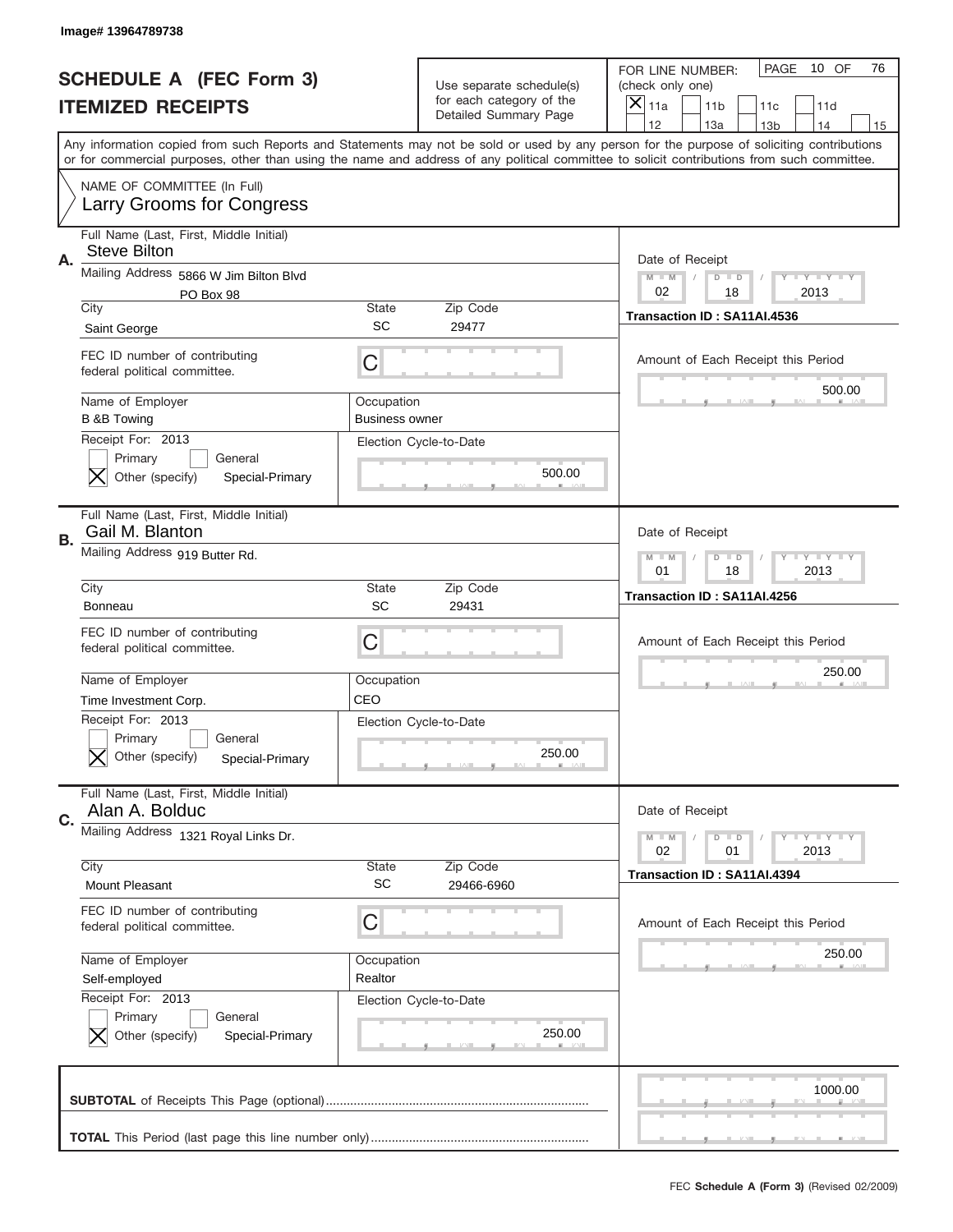Image# 13964789738

# SCHEDULE A (FEC Form 3)
## ITEMIZED RECEIPTS

Use separate schedule(s) for each category of the Detailed Summary Page

FOR LINE NUMBER: (check only one)

- [X] 11a
- [ ] 11b
- [ ] 11c
- [ ] 11d
- [ ] 12
- [ ] 13a
- [ ] 13b
- [ ] 14
- [ ] 15

PAGE 10 OF 76

Any information copied from such Reports and Statements may not be sold or used by any person for the purpose of soliciting contributions or for commercial purposes, other than using the name and address of any political committee to solicit contributions from such committee.

NAME OF COMMITTEE (In Full)
Larry Grooms for Congress

---

**A.**

Full Name (Last, First, Middle Initial): Steve Bilton

Mailing Address: 5866 W Jim Bilton Blvd, PO Box 98

City: Saint George | State: SC | Zip Code: 29477

FEC ID number of contributing federal political committee: C

Name of Employer: B &B Towing

Occupation: Business owner

Receipt For: 2013
- [ ] Primary
- [ ] General
- [X] Other (specify): Special-Primary

Election Cycle-to-Date: 500.00

Date of Receipt: 02 / 18 / 2013

Transaction ID : SA11AI.4536

Amount of Each Receipt this Period: 500.00

---

**B.**

Full Name (Last, First, Middle Initial): Gail M. Blanton

Mailing Address: 919 Butter Rd.

City: Bonneau | State: SC | Zip Code: 29431

FEC ID number of contributing federal political committee: C

Name of Employer: Time Investment Corp.

Occupation: CEO

Receipt For: 2013
- [ ] Primary
- [ ] General
- [X] Other (specify): Special-Primary

Election Cycle-to-Date: 250.00

Date of Receipt: 01 / 18 / 2013

Transaction ID : SA11AI.4256

Amount of Each Receipt this Period: 250.00

---

**C.**

Full Name (Last, First, Middle Initial): Alan A. Bolduc

Mailing Address: 1321 Royal Links Dr.

City: Mount Pleasant | State: SC | Zip Code: 29466-6960

FEC ID number of contributing federal political committee: C

Name of Employer: Self-employed

Occupation: Realtor

Receipt For: 2013
- [ ] Primary
- [ ] General
- [X] Other (specify): Special-Primary

Election Cycle-to-Date: 250.00

Date of Receipt: 02 / 01 / 2013

Transaction ID : SA11AI.4394

Amount of Each Receipt this Period: 250.00

---

**SUBTOTAL** of Receipts This Page (optional): 1000.00

**TOTAL** This Period (last page this line number only):

FEC **Schedule A (Form 3)** (Revised 02/2009)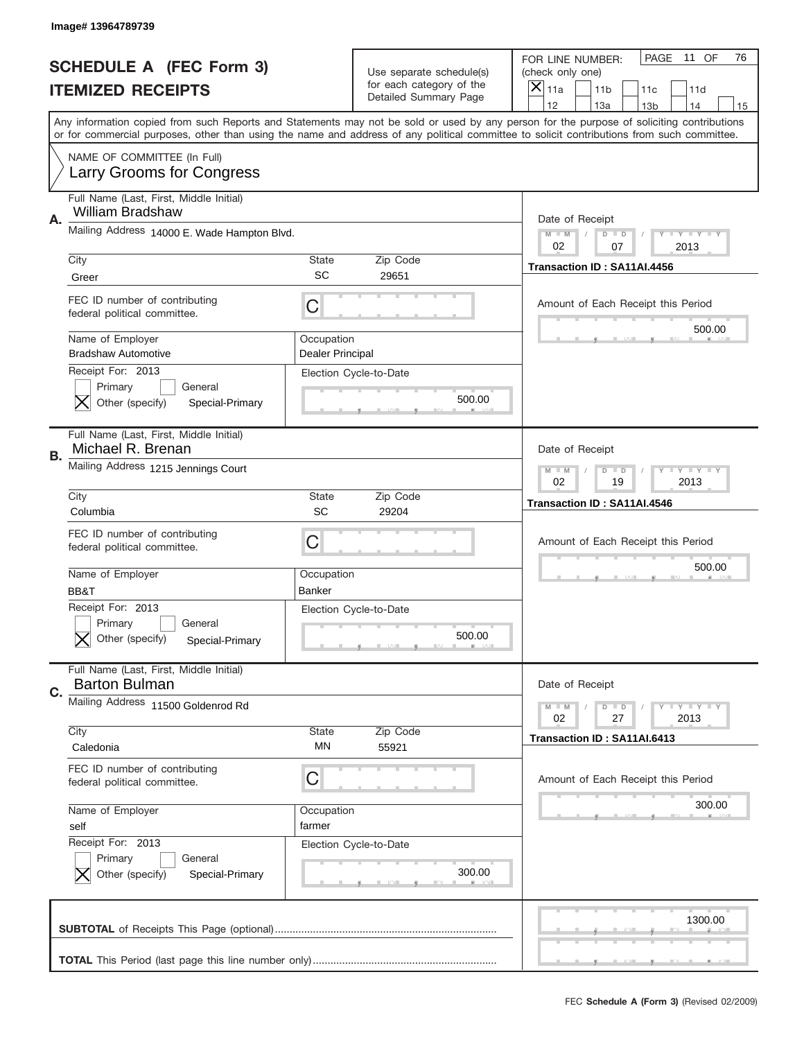Image# 13964789739

# SCHEDULE A (FEC Form 3)
## ITEMIZED RECEIPTS

Use separate schedule(s) for each category of the Detailed Summary Page

FOR LINE NUMBER: (check only one)
[X] 11a [ ] 11b [ ] 11c [ ] 11d [ ] 12 [ ] 13a [ ] 13b [ ] 14 [ ] 15

PAGE 11 OF 76

Any information copied from such Reports and Statements may not be sold or used by any person for the purpose of soliciting contributions or for commercial purposes, other than using the name and address of any political committee to solicit contributions from such committee.

NAME OF COMMITTEE (In Full)
Larry Grooms for Congress

---

**A.** Full Name (Last, First, Middle Initial): William Bradshaw

Mailing Address: 14000 E. Wade Hampton Blvd.

City: Greer | State: SC | Zip Code: 29651

FEC ID number of contributing federal political committee: C

Name of Employer: Bradshaw Automotive | Occupation: Dealer Principal

Receipt For: 2013 — [ ] Primary [ ] General [X] Other (specify): Special-Primary

Election Cycle-to-Date: 500.00

Date of Receipt: 02 / 07 / 2013

Transaction ID : SA11AI.4456

Amount of Each Receipt this Period: 500.00

---

**B.** Full Name (Last, First, Middle Initial): Michael R. Brenan

Mailing Address: 1215 Jennings Court

City: Columbia | State: SC | Zip Code: 29204

FEC ID number of contributing federal political committee: C

Name of Employer: BB&T | Occupation: Banker

Receipt For: 2013 — [ ] Primary [ ] General [X] Other (specify): Special-Primary

Election Cycle-to-Date: 500.00

Date of Receipt: 02 / 19 / 2013

Transaction ID : SA11AI.4546

Amount of Each Receipt this Period: 500.00

---

**C.** Full Name (Last, First, Middle Initial): Barton Bulman

Mailing Address: 11500 Goldenrod Rd

City: Caledonia | State: MN | Zip Code: 55921

FEC ID number of contributing federal political committee: C

Name of Employer: self | Occupation: farmer

Receipt For: 2013 — [ ] Primary [ ] General [X] Other (specify): Special-Primary

Election Cycle-to-Date: 300.00

Date of Receipt: 02 / 27 / 2013

Transaction ID : SA11AI.6413

Amount of Each Receipt this Period: 300.00

---

**SUBTOTAL** of Receipts This Page (optional): 1300.00

**TOTAL** This Period (last page this line number only):

FEC **Schedule A (Form 3)** (Revised 02/2009)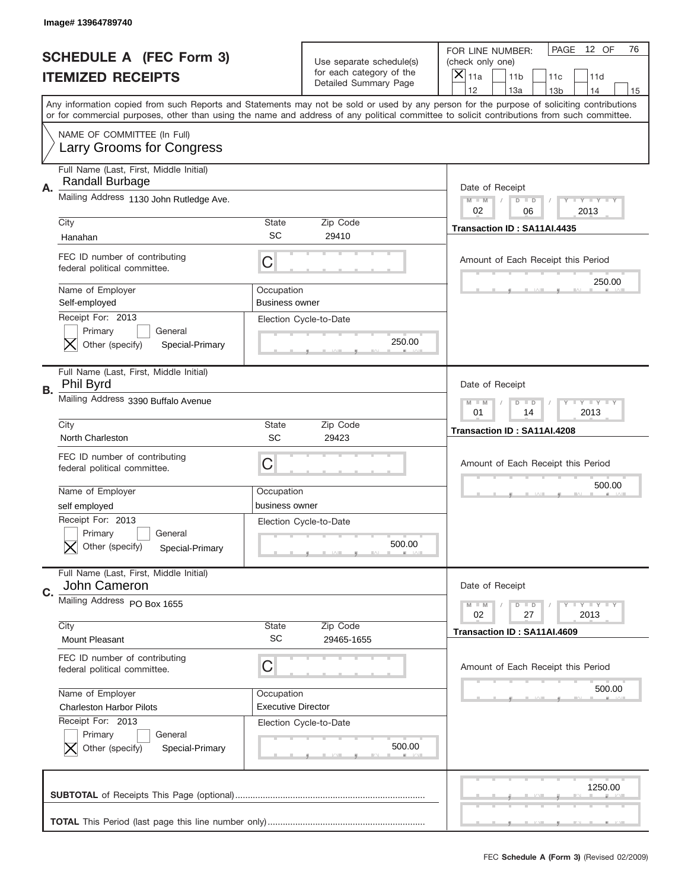Image# 13964789740

# SCHEDULE A (FEC Form 3)
# ITEMIZED RECEIPTS

Use separate schedule(s) for each category of the Detailed Summary Page

FOR LINE NUMBER: (check only one)

[X] 11a [ ] 11b [ ] 11c [ ] 11d [ ] 12 [ ] 13a [ ] 13b [ ] 14 [ ] 15

PAGE 12 OF 76

Any information copied from such Reports and Statements may not be sold or used by any person for the purpose of soliciting contributions or for commercial purposes, other than using the name and address of any political committee to solicit contributions from such committee.

NAME OF COMMITTEE (In Full)
Larry Grooms for Congress

---

**A.** Full Name (Last, First, Middle Initial): Randall Burbage

Mailing Address: 1130 John Rutledge Ave.

| City | State | Zip Code |
|---|---|---|
| Hanahan | SC | 29410 |

FEC ID number of contributing federal political committee: C

| Name of Employer | Occupation |
|---|---|
| Self-employed | Business owner |

Receipt For: 2013
[ ] Primary [ ] General
[X] Other (specify) Special-Primary

Election Cycle-to-Date: 250.00

Date of Receipt: 02 / 06 / 2013

Transaction ID : SA11AI.4435

Amount of Each Receipt this Period: 250.00

---

**B.** Full Name (Last, First, Middle Initial): Phil Byrd

Mailing Address: 3390 Buffalo Avenue

| City | State | Zip Code |
|---|---|---|
| North Charleston | SC | 29423 |

FEC ID number of contributing federal political committee: C

| Name of Employer | Occupation |
|---|---|
| self employed | business owner |

Receipt For: 2013
[ ] Primary [ ] General
[X] Other (specify) Special-Primary

Election Cycle-to-Date: 500.00

Date of Receipt: 01 / 14 / 2013

Transaction ID : SA11AI.4208

Amount of Each Receipt this Period: 500.00

---

**C.** Full Name (Last, First, Middle Initial): John Cameron

Mailing Address: PO Box 1655

| City | State | Zip Code |
|---|---|---|
| Mount Pleasant | SC | 29465-1655 |

FEC ID number of contributing federal political committee: C

| Name of Employer | Occupation |
|---|---|
| Charleston Harbor Pilots | Executive Director |

Receipt For: 2013
[ ] Primary [ ] General
[X] Other (specify) Special-Primary

Election Cycle-to-Date: 500.00

Date of Receipt: 02 / 27 / 2013

Transaction ID : SA11AI.4609

Amount of Each Receipt this Period: 500.00

---

**SUBTOTAL** of Receipts This Page (optional): 1250.00

**TOTAL** This Period (last page this line number only):

FEC **Schedule A (Form 3)** (Revised 02/2009)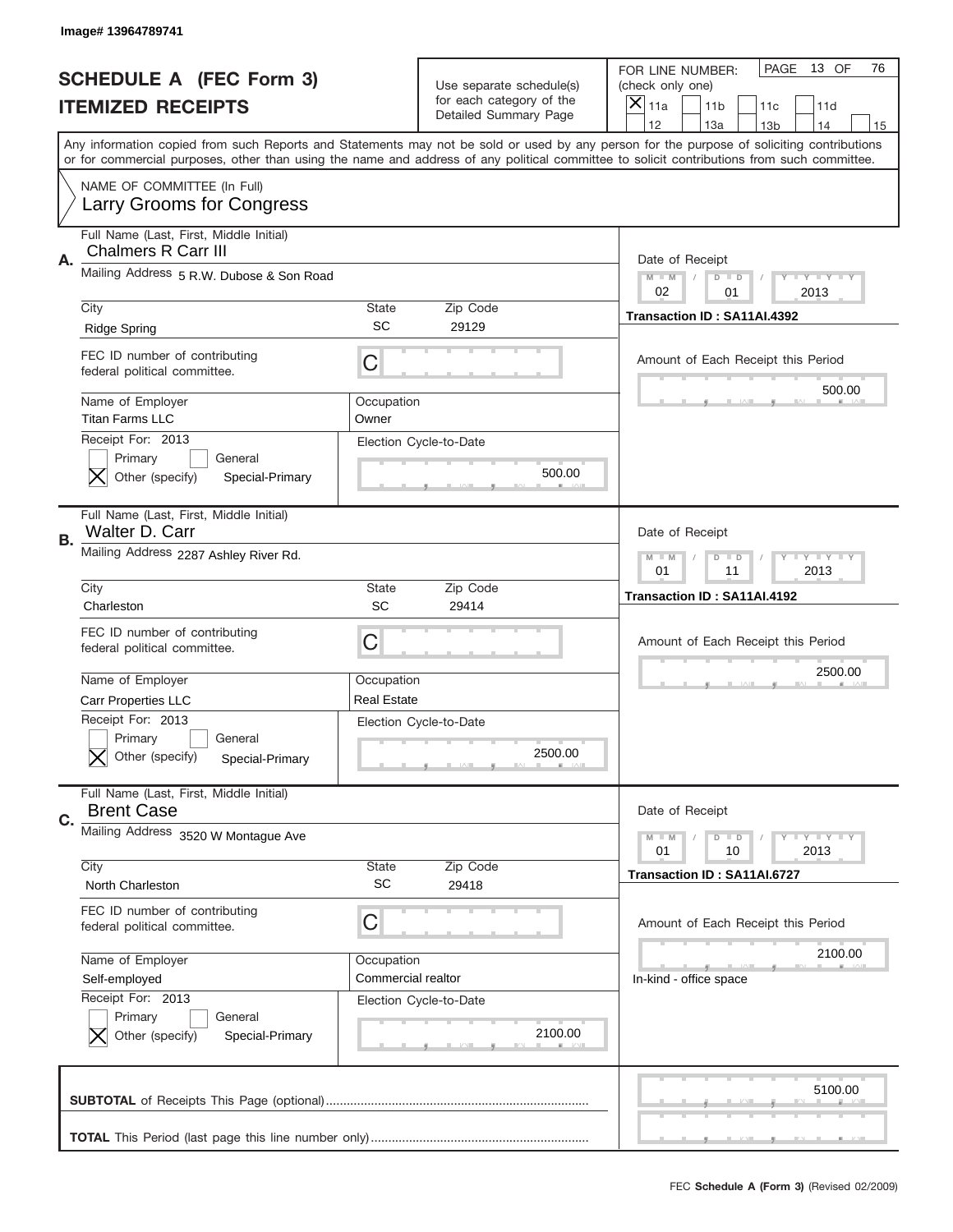Image# 13964789741

# SCHEDULE A (FEC Form 3)
## ITEMIZED RECEIPTS

Use separate schedule(s) for each category of the Detailed Summary Page

FOR LINE NUMBER: (check only one)
[X] 11a [ ] 11b [ ] 11c [ ] 11d [ ] 12 [ ] 13a [ ] 13b [ ] 14 [ ] 15

PAGE 13 OF 76

Any information copied from such Reports and Statements may not be sold or used by any person for the purpose of soliciting contributions or for commercial purposes, other than using the name and address of any political committee to solicit contributions from such committee.

NAME OF COMMITTEE (In Full)
**Larry Grooms for Congress**

---

**A.** Full Name (Last, First, Middle Initial): **Chalmers R Carr III**

Mailing Address: 5 R.W. Dubose & Son Road

City: Ridge Spring | State: SC | Zip Code: 29129

FEC ID number of contributing federal political committee: C

Name of Employer: Titan Farms LLC | Occupation: Owner

Receipt For: 2013 — [ ] Primary [ ] General [X] Other (specify): Special-Primary

Election Cycle-to-Date: 500.00

Date of Receipt: 02 / 01 / 2013

Transaction ID : SA11AI.4392

Amount of Each Receipt this Period: 500.00

---

**B.** Full Name (Last, First, Middle Initial): **Walter D. Carr**

Mailing Address: 2287 Ashley River Rd.

City: Charleston | State: SC | Zip Code: 29414

FEC ID number of contributing federal political committee: C

Name of Employer: Carr Properties LLC | Occupation: Real Estate

Receipt For: 2013 — [ ] Primary [ ] General [X] Other (specify): Special-Primary

Election Cycle-to-Date: 2500.00

Date of Receipt: 01 / 11 / 2013

Transaction ID : SA11AI.4192

Amount of Each Receipt this Period: 2500.00

---

**C.** Full Name (Last, First, Middle Initial): **Brent Case**

Mailing Address: 3520 W Montague Ave

City: North Charleston | State: SC | Zip Code: 29418

FEC ID number of contributing federal political committee: C

Name of Employer: Self-employed | Occupation: Commercial realtor

Receipt For: 2013 — [ ] Primary [ ] General [X] Other (specify): Special-Primary

Election Cycle-to-Date: 2100.00

Date of Receipt: 01 / 10 / 2013

Transaction ID : SA11AI.6727

Amount of Each Receipt this Period: 2100.00

In-kind - office space

---

**SUBTOTAL** of Receipts This Page (optional): 5100.00

**TOTAL** This Period (last page this line number only):

FEC **Schedule A (Form 3)** (Revised 02/2009)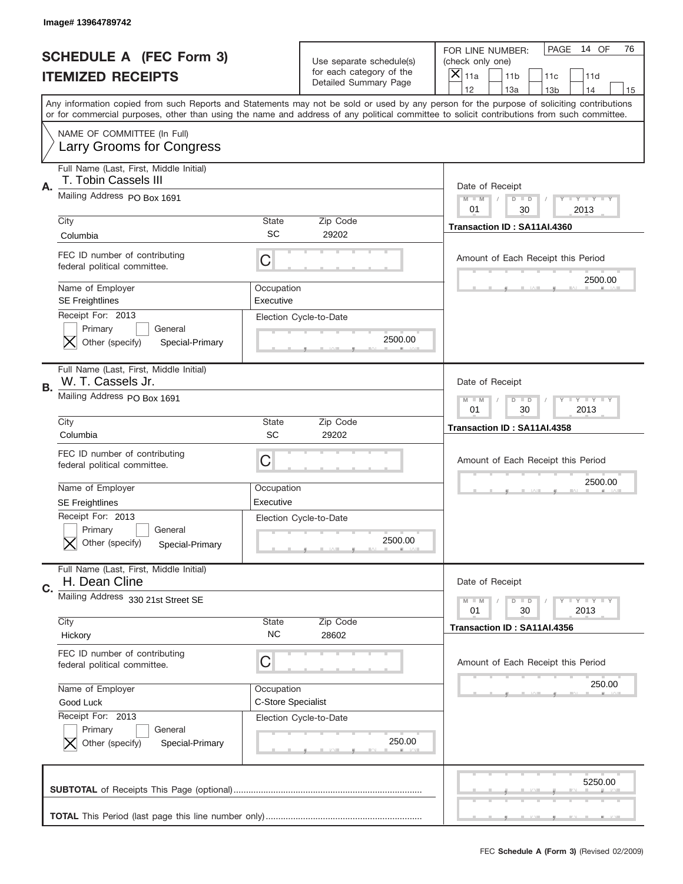Image# 13964789742

# SCHEDULE A (FEC Form 3)
## ITEMIZED RECEIPTS

Use separate schedule(s) for each category of the Detailed Summary Page

FOR LINE NUMBER: (check only one)

[X] 11a [ ] 11b [ ] 11c [ ] 11d [ ] 12 [ ] 13a [ ] 13b [ ] 14 [ ] 15

PAGE 14 OF 76

Any information copied from such Reports and Statements may not be sold or used by any person for the purpose of soliciting contributions or for commercial purposes, other than using the name and address of any political committee to solicit contributions from such committee.

NAME OF COMMITTEE (In Full)
Larry Grooms for Congress

---

**A.** Full Name (Last, First, Middle Initial): T. Tobin Cassels III

Mailing Address: PO Box 1691

City: Columbia | State: SC | Zip Code: 29202

FEC ID number of contributing federal political committee: C

Name of Employer: SE Freightlines | Occupation: Executive

Receipt For: 2013 — [ ] Primary [ ] General [X] Other (specify): Special-Primary

Election Cycle-to-Date: 2500.00

Date of Receipt: 01 / 30 / 2013

Transaction ID : SA11AI.4360

Amount of Each Receipt this Period: 2500.00

---

**B.** Full Name (Last, First, Middle Initial): W. T. Cassels Jr.

Mailing Address: PO Box 1691

City: Columbia | State: SC | Zip Code: 29202

FEC ID number of contributing federal political committee: C

Name of Employer: SE Freightlines | Occupation: Executive

Receipt For: 2013 — [ ] Primary [ ] General [X] Other (specify): Special-Primary

Election Cycle-to-Date: 2500.00

Date of Receipt: 01 / 30 / 2013

Transaction ID : SA11AI.4358

Amount of Each Receipt this Period: 2500.00

---

**C.** Full Name (Last, First, Middle Initial): H. Dean Cline

Mailing Address: 330 21st Street SE

City: Hickory | State: NC | Zip Code: 28602

FEC ID number of contributing federal political committee: C

Name of Employer: Good Luck | Occupation: C-Store Specialist

Receipt For: 2013 — [ ] Primary [ ] General [X] Other (specify): Special-Primary

Election Cycle-to-Date: 250.00

Date of Receipt: 01 / 30 / 2013

Transaction ID : SA11AI.4356

Amount of Each Receipt this Period: 250.00

---

**SUBTOTAL** of Receipts This Page (optional): 5250.00

**TOTAL** This Period (last page this line number only):

FEC **Schedule A (Form 3)** (Revised 02/2009)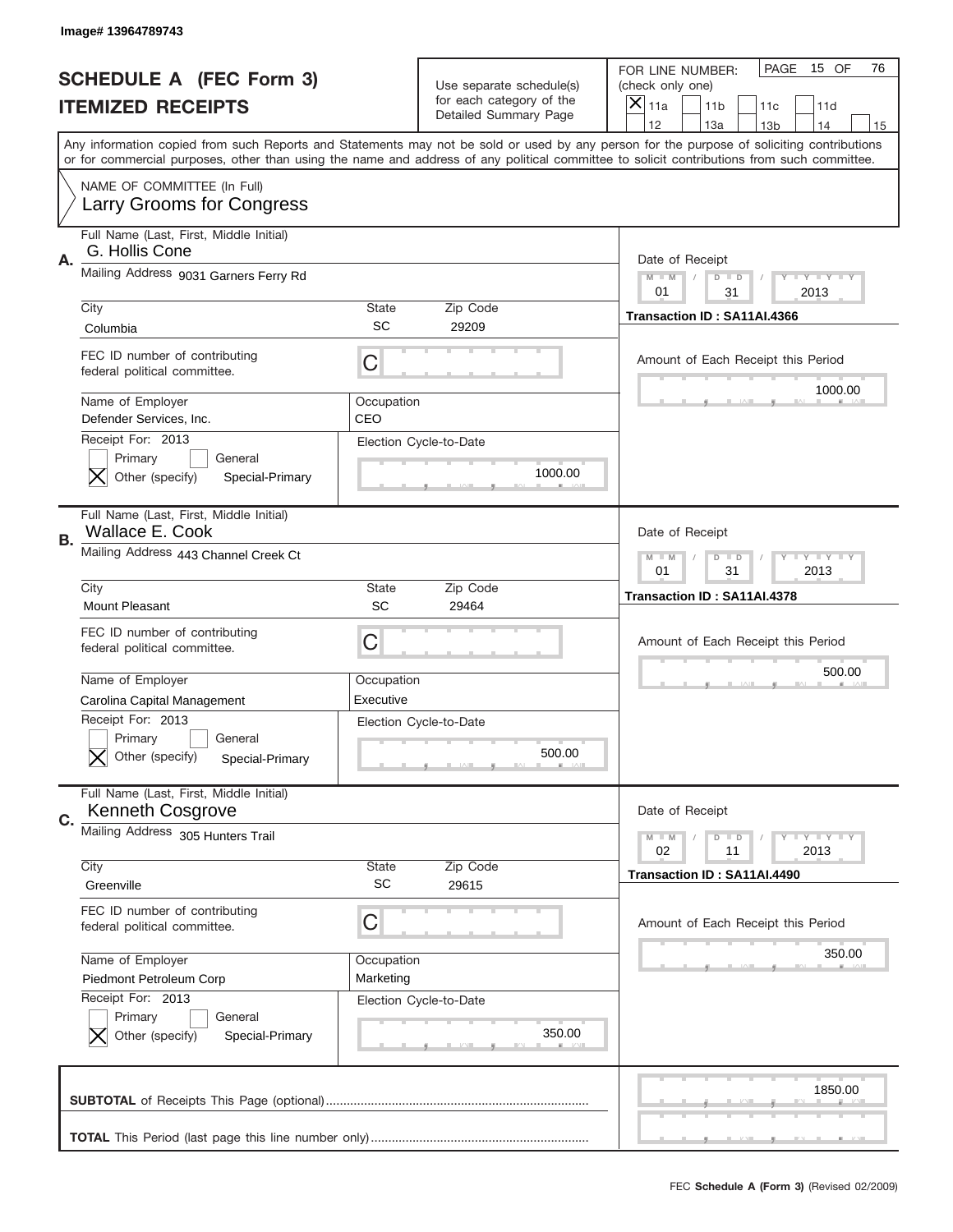Image# 13964789743

# SCHEDULE A (FEC Form 3)
## ITEMIZED RECEIPTS

Use separate schedule(s) for each category of the Detailed Summary Page

FOR LINE NUMBER: (check only one)
[X] 11a [ ] 11b [ ] 11c [ ] 11d
[ ] 12 [ ] 13a [ ] 13b [ ] 14 [ ] 15

PAGE 15 OF 76

Any information copied from such Reports and Statements may not be sold or used by any person for the purpose of soliciting contributions or for commercial purposes, other than using the name and address of any political committee to solicit contributions from such committee.

NAME OF COMMITTEE (In Full)
Larry Grooms for Congress

---

**A.** Full Name (Last, First, Middle Initial): G. Hollis Cone
Mailing Address: 9031 Garners Ferry Rd
City: Columbia | State: SC | Zip Code: 29209
FEC ID number of contributing federal political committee: C
Name of Employer: Defender Services, Inc.
Occupation: CEO
Receipt For: 2013 — [ ] Primary [ ] General [X] Other (specify): Special-Primary
Election Cycle-to-Date: 1000.00
Date of Receipt: 01/31/2013
Transaction ID : SA11AI.4366
Amount of Each Receipt this Period: 1000.00

---

**B.** Full Name (Last, First, Middle Initial): Wallace E. Cook
Mailing Address: 443 Channel Creek Ct
City: Mount Pleasant | State: SC | Zip Code: 29464
FEC ID number of contributing federal political committee: C
Name of Employer: Carolina Capital Management
Occupation: Executive
Receipt For: 2013 — [ ] Primary [ ] General [X] Other (specify): Special-Primary
Election Cycle-to-Date: 500.00
Date of Receipt: 01/31/2013
Transaction ID : SA11AI.4378
Amount of Each Receipt this Period: 500.00

---

**C.** Full Name (Last, First, Middle Initial): Kenneth Cosgrove
Mailing Address: 305 Hunters Trail
City: Greenville | State: SC | Zip Code: 29615
FEC ID number of contributing federal political committee: C
Name of Employer: Piedmont Petroleum Corp
Occupation: Marketing
Receipt For: 2013 — [ ] Primary [ ] General [X] Other (specify): Special-Primary
Election Cycle-to-Date: 350.00
Date of Receipt: 02/11/2013
Transaction ID : SA11AI.4490
Amount of Each Receipt this Period: 350.00

---

**SUBTOTAL** of Receipts This Page (optional): 1850.00

**TOTAL** This Period (last page this line number only):

FEC **Schedule A (Form 3)** (Revised 02/2009)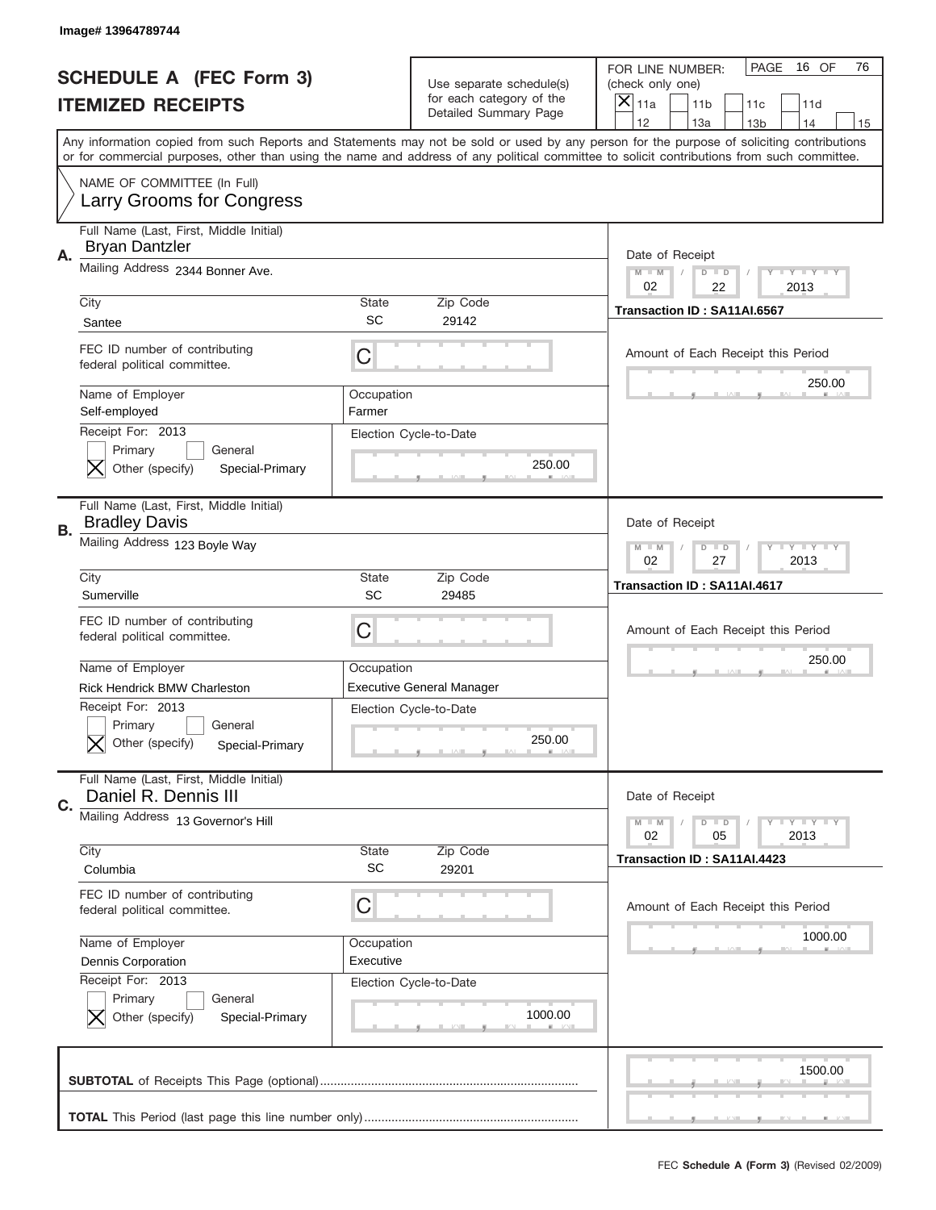Image# 13964789744

# SCHEDULE A (FEC Form 3)
# ITEMIZED RECEIPTS

Use separate schedule(s) for each category of the Detailed Summary Page

FOR LINE NUMBER: (check only one)
[X] 11a  [ ] 11b  [ ] 11c  [ ] 11d  [ ] 12  [ ] 13a  [ ] 13b  [ ] 14  [ ] 15

PAGE 16 OF 76

Any information copied from such Reports and Statements may not be sold or used by any person for the purpose of soliciting contributions or for commercial purposes, other than using the name and address of any political committee to solicit contributions from such committee.

NAME OF COMMITTEE (In Full)
Larry Grooms for Congress

---

**A.** Full Name (Last, First, Middle Initial): Bryan Dantzler

Mailing Address: 2344 Bonner Ave.

City: Santee | State: SC | Zip Code: 29142

FEC ID number of contributing federal political committee: C

Name of Employer: Self-employed | Occupation: Farmer

Receipt For: 2013 — [ ] Primary [ ] General [X] Other (specify) Special-Primary

Election Cycle-to-Date: 250.00

Date of Receipt: 02 / 22 / 2013

Transaction ID : SA11AI.6567

Amount of Each Receipt this Period: 250.00

---

**B.** Full Name (Last, First, Middle Initial): Bradley Davis

Mailing Address: 123 Boyle Way

City: Sumerville | State: SC | Zip Code: 29485

FEC ID number of contributing federal political committee: C

Name of Employer: Rick Hendrick BMW Charleston | Occupation: Executive General Manager

Receipt For: 2013 — [ ] Primary [ ] General [X] Other (specify) Special-Primary

Election Cycle-to-Date: 250.00

Date of Receipt: 02 / 27 / 2013

Transaction ID : SA11AI.4617

Amount of Each Receipt this Period: 250.00

---

**C.** Full Name (Last, First, Middle Initial): Daniel R. Dennis III

Mailing Address: 13 Governor's Hill

City: Columbia | State: SC | Zip Code: 29201

FEC ID number of contributing federal political committee: C

Name of Employer: Dennis Corporation | Occupation: Executive

Receipt For: 2013 — [ ] Primary [ ] General [X] Other (specify) Special-Primary

Election Cycle-to-Date: 1000.00

Date of Receipt: 02 / 05 / 2013

Transaction ID : SA11AI.4423

Amount of Each Receipt this Period: 1000.00

---

**SUBTOTAL** of Receipts This Page (optional): 1500.00

**TOTAL** This Period (last page this line number only):

FEC **Schedule A (Form 3)** (Revised 02/2009)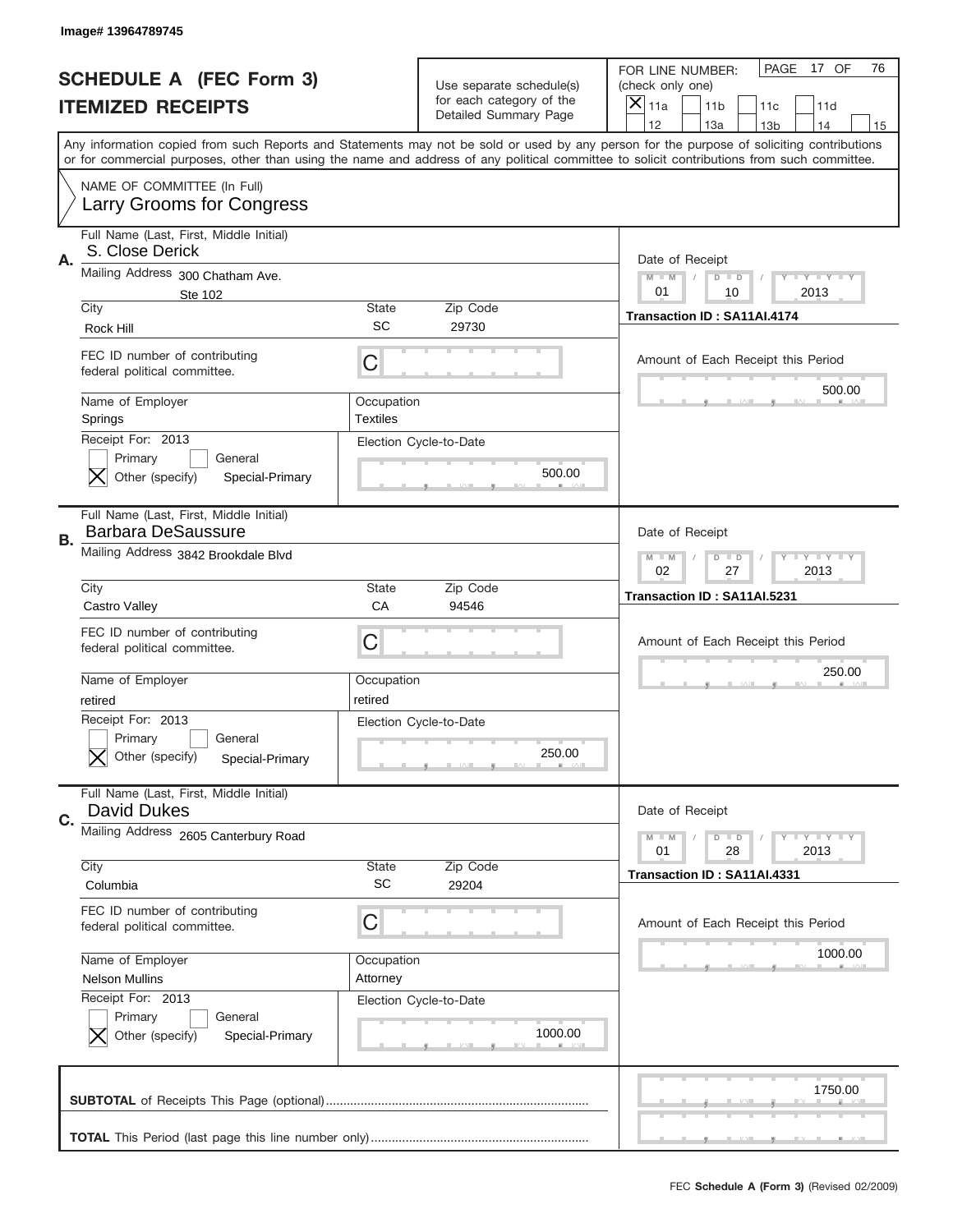Image# 13964789745

# SCHEDULE A (FEC Form 3)
## ITEMIZED RECEIPTS

Use separate schedule(s) for each category of the Detailed Summary Page

FOR LINE NUMBER: (check only one)

[X] 11a [ ] 11b [ ] 11c [ ] 11d [ ] 12 [ ] 13a [ ] 13b [ ] 14 [ ] 15

PAGE 17 OF 76

Any information copied from such Reports and Statements may not be sold or used by any person for the purpose of soliciting contributions or for commercial purposes, other than using the name and address of any political committee to solicit contributions from such committee.

NAME OF COMMITTEE (In Full)
Larry Grooms for Congress

---

**A.** Full Name (Last, First, Middle Initial): S. Close Derick

Mailing Address: 300 Chatham Ave. Ste 102

City: Rock Hill | State: SC | Zip Code: 29730

FEC ID number of contributing federal political committee: C

Name of Employer: Springs | Occupation: Textiles

Receipt For: 2013 — [ ] Primary [ ] General [X] Other (specify) Special-Primary

Election Cycle-to-Date: 500.00

Date of Receipt: 01 / 10 / 2013

Transaction ID : SA11AI.4174

Amount of Each Receipt this Period: 500.00

---

**B.** Full Name (Last, First, Middle Initial): Barbara DeSaussure

Mailing Address: 3842 Brookdale Blvd

City: Castro Valley | State: CA | Zip Code: 94546

FEC ID number of contributing federal political committee: C

Name of Employer: retired | Occupation: retired

Receipt For: 2013 — [ ] Primary [ ] General [X] Other (specify) Special-Primary

Election Cycle-to-Date: 250.00

Date of Receipt: 02 / 27 / 2013

Transaction ID : SA11AI.5231

Amount of Each Receipt this Period: 250.00

---

**C.** Full Name (Last, First, Middle Initial): David Dukes

Mailing Address: 2605 Canterbury Road

City: Columbia | State: SC | Zip Code: 29204

FEC ID number of contributing federal political committee: C

Name of Employer: Nelson Mullins | Occupation: Attorney

Receipt For: 2013 — [ ] Primary [ ] General [X] Other (specify) Special-Primary

Election Cycle-to-Date: 1000.00

Date of Receipt: 01 / 28 / 2013

Transaction ID : SA11AI.4331

Amount of Each Receipt this Period: 1000.00

---

**SUBTOTAL** of Receipts This Page (optional): 1750.00

**TOTAL** This Period (last page this line number only):

FEC **Schedule A (Form 3)** (Revised 02/2009)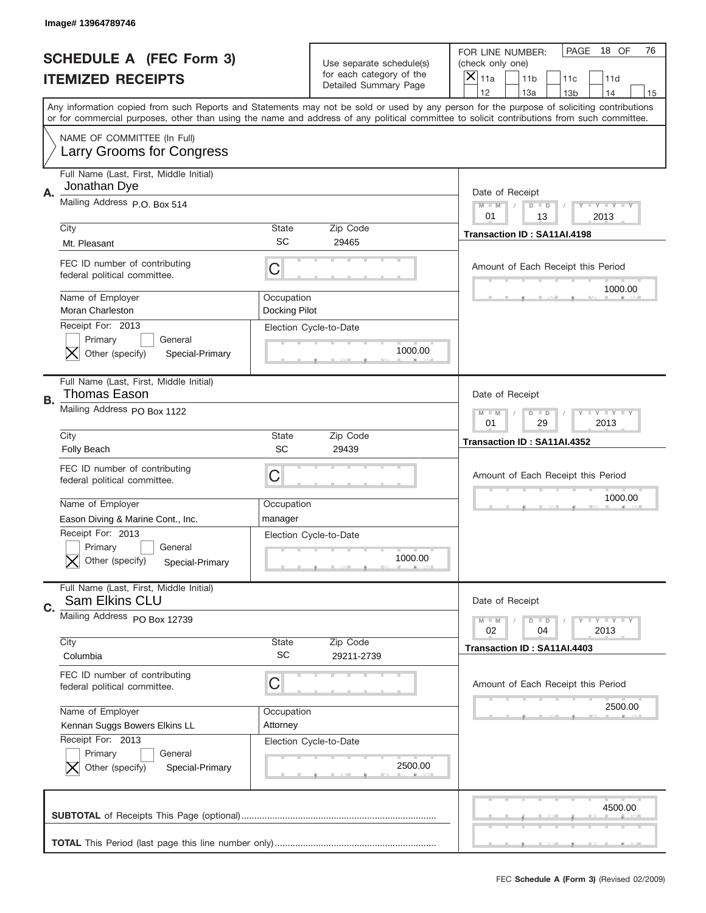Image# 13964789746

# SCHEDULE A (FEC Form 3)
## ITEMIZED RECEIPTS

Use separate schedule(s) for each category of the Detailed Summary Page

FOR LINE NUMBER: (check only one)
[X] 11a  [ ] 11b  [ ] 11c  [ ] 11d  [ ] 12  [ ] 13a  [ ] 13b  [ ] 14  [ ] 15

PAGE 18 OF 76

Any information copied from such Reports and Statements may not be sold or used by any person for the purpose of soliciting contributions or for commercial purposes, other than using the name and address of any political committee to solicit contributions from such committee.

NAME OF COMMITTEE (In Full)
Larry Grooms for Congress

---

**A.** Full Name (Last, First, Middle Initial): Jonathan Dye

Mailing Address: P.O. Box 514

City: Mt. Pleasant | State: SC | Zip Code: 29465

FEC ID number of contributing federal political committee: C

Name of Employer: Moran Charleston | Occupation: Docking Pilot

Receipt For: 2013
[ ] Primary [ ] General
[X] Other (specify) Special-Primary

Election Cycle-to-Date: 1000.00

Date of Receipt: 01 / 13 / 2013

Transaction ID : SA11AI.4198

Amount of Each Receipt this Period: 1000.00

---

**B.** Full Name (Last, First, Middle Initial): Thomas Eason

Mailing Address: PO Box 1122

City: Folly Beach | State: SC | Zip Code: 29439

FEC ID number of contributing federal political committee: C

Name of Employer: Eason Diving & Marine Cont., Inc. | Occupation: manager

Receipt For: 2013
[ ] Primary [ ] General
[X] Other (specify) Special-Primary

Election Cycle-to-Date: 1000.00

Date of Receipt: 01 / 29 / 2013

Transaction ID : SA11AI.4352

Amount of Each Receipt this Period: 1000.00

---

**C.** Full Name (Last, First, Middle Initial): Sam Elkins CLU

Mailing Address: PO Box 12739

City: Columbia | State: SC | Zip Code: 29211-2739

FEC ID number of contributing federal political committee: C

Name of Employer: Kennan Suggs Bowers Elkins LL | Occupation: Attorney

Receipt For: 2013
[ ] Primary [ ] General
[X] Other (specify) Special-Primary

Election Cycle-to-Date: 2500.00

Date of Receipt: 02 / 04 / 2013

Transaction ID : SA11AI.4403

Amount of Each Receipt this Period: 2500.00

---

**SUBTOTAL** of Receipts This Page (optional): 4500.00

**TOTAL** This Period (last page this line number only):

FEC Schedule A (Form 3) (Revised 02/2009)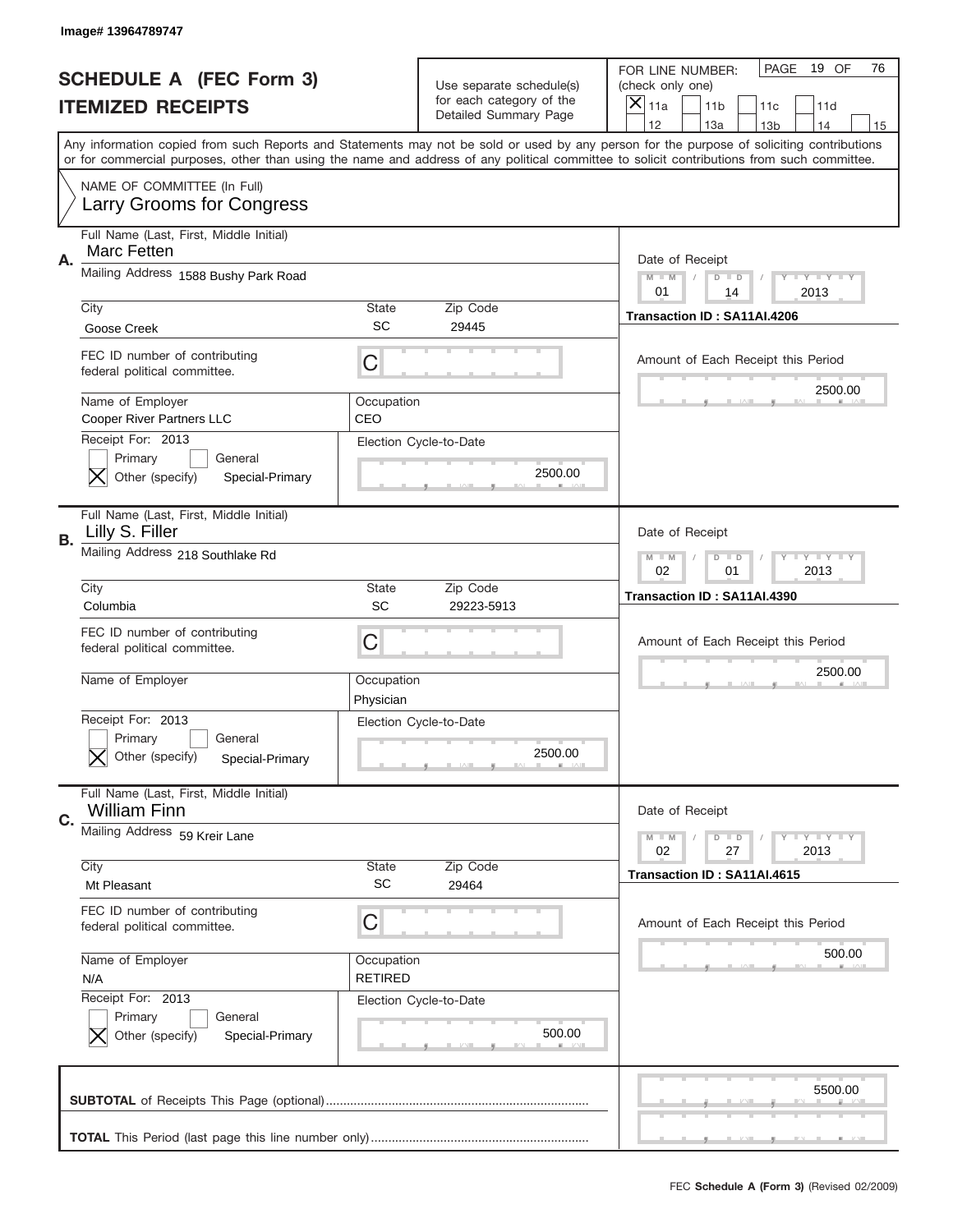Image# 13964789747

# SCHEDULE A (FEC Form 3)
## ITEMIZED RECEIPTS

Use separate schedule(s) for each category of the Detailed Summary Page

FOR LINE NUMBER: (check only one)

☒ 11a ☐ 11b ☐ 11c ☐ 11d ☐ 12 ☐ 13a ☐ 13b ☐ 14 ☐ 15

PAGE 19 OF 76

Any information copied from such Reports and Statements may not be sold or used by any person for the purpose of soliciting contributions or for commercial purposes, other than using the name and address of any political committee to solicit contributions from such committee.

NAME OF COMMITTEE (In Full)
Larry Grooms for Congress

---

**A.** Full Name (Last, First, Middle Initial): Marc Fetten

Mailing Address: 1588 Bushy Park Road

City: Goose Creek | State: SC | Zip Code: 29445

FEC ID number of contributing federal political committee: C

Name of Employer: Cooper River Partners LLC | Occupation: CEO

Receipt For: 2013 ☐ Primary ☐ General ☒ Other (specify) Special-Primary

Election Cycle-to-Date: 2500.00

Date of Receipt: 01 / 14 / 2013

Transaction ID : SA11AI.4206

Amount of Each Receipt this Period: 2500.00

---

**B.** Full Name (Last, First, Middle Initial): Lilly S. Filler

Mailing Address: 218 Southlake Rd

City: Columbia | State: SC | Zip Code: 29223-5913

FEC ID number of contributing federal political committee: C

Name of Employer: | Occupation: Physician

Receipt For: 2013 ☐ Primary ☐ General ☒ Other (specify) Special-Primary

Election Cycle-to-Date: 2500.00

Date of Receipt: 02 / 01 / 2013

Transaction ID : SA11AI.4390

Amount of Each Receipt this Period: 2500.00

---

**C.** Full Name (Last, First, Middle Initial): William Finn

Mailing Address: 59 Kreir Lane

City: Mt Pleasant | State: SC | Zip Code: 29464

FEC ID number of contributing federal political committee: C

Name of Employer: N/A | Occupation: RETIRED

Receipt For: 2013 ☐ Primary ☐ General ☒ Other (specify) Special-Primary

Election Cycle-to-Date: 500.00

Date of Receipt: 02 / 27 / 2013

Transaction ID : SA11AI.4615

Amount of Each Receipt this Period: 500.00

---

**SUBTOTAL** of Receipts This Page (optional): 5500.00

**TOTAL** This Period (last page this line number only):

FEC **Schedule A (Form 3)** (Revised 02/2009)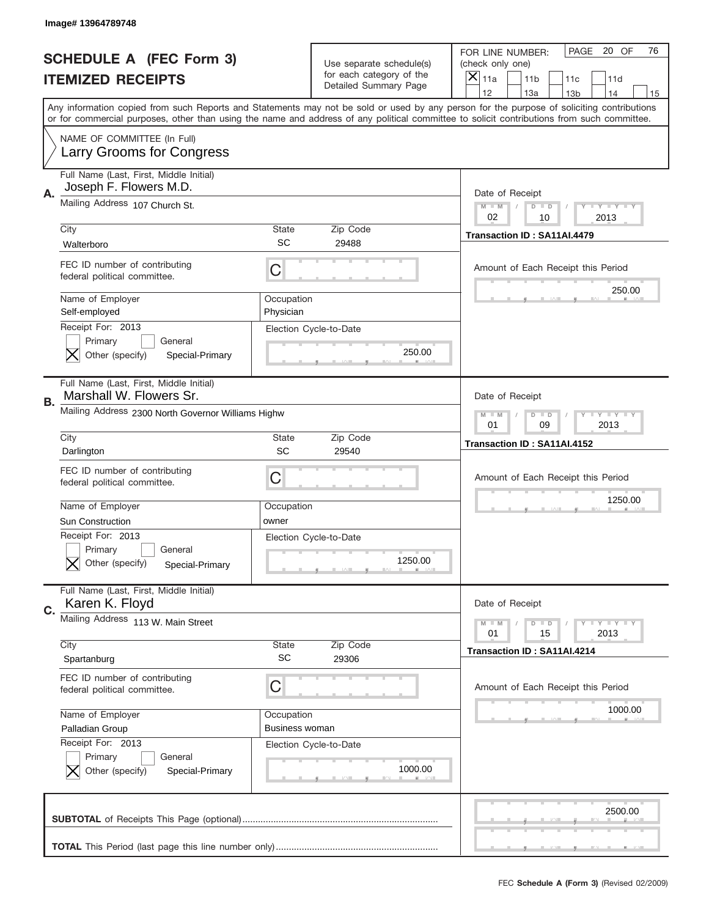Image# 13964789748

# SCHEDULE A (FEC Form 3)
# ITEMIZED RECEIPTS

Use separate schedule(s) for each category of the Detailed Summary Page

FOR LINE NUMBER: (check only one)

[X] 11a [ ] 11b [ ] 11c [ ] 11d [ ] 12 [ ] 13a [ ] 13b [ ] 14 [ ] 15

PAGE 20 OF 76

Any information copied from such Reports and Statements may not be sold or used by any person for the purpose of soliciting contributions or for commercial purposes, other than using the name and address of any political committee to solicit contributions from such committee.

NAME OF COMMITTEE (In Full)
Larry Grooms for Congress

**A.** Full Name (Last, First, Middle Initial): Joseph F. Flowers M.D.

Mailing Address: 107 Church St.

City: Walterboro | State: SC | Zip Code: 29488

FEC ID number of contributing federal political committee: C

Name of Employer: Self-employed | Occupation: Physician

Receipt For: 2013 — [ ] Primary [ ] General [X] Other (specify): Special-Primary

Election Cycle-to-Date: 250.00

Date of Receipt: 02 / 10 / 2013

Transaction ID : SA11AI.4479

Amount of Each Receipt this Period: 250.00

**B.** Full Name (Last, First, Middle Initial): Marshall W. Flowers Sr.

Mailing Address: 2300 North Governor Williams Highw

City: Darlington | State: SC | Zip Code: 29540

FEC ID number of contributing federal political committee: C

Name of Employer: Sun Construction | Occupation: owner

Receipt For: 2013 — [ ] Primary [ ] General [X] Other (specify): Special-Primary

Election Cycle-to-Date: 1250.00

Date of Receipt: 01 / 09 / 2013

Transaction ID : SA11AI.4152

Amount of Each Receipt this Period: 1250.00

**C.** Full Name (Last, First, Middle Initial): Karen K. Floyd

Mailing Address: 113 W. Main Street

City: Spartanburg | State: SC | Zip Code: 29306

FEC ID number of contributing federal political committee: C

Name of Employer: Palladian Group | Occupation: Business woman

Receipt For: 2013 — [ ] Primary [ ] General [X] Other (specify): Special-Primary

Election Cycle-to-Date: 1000.00

Date of Receipt: 01 / 15 / 2013

Transaction ID : SA11AI.4214

Amount of Each Receipt this Period: 1000.00

**SUBTOTAL** of Receipts This Page (optional): 2500.00

**TOTAL** This Period (last page this line number only):

FEC **Schedule A (Form 3)** (Revised 02/2009)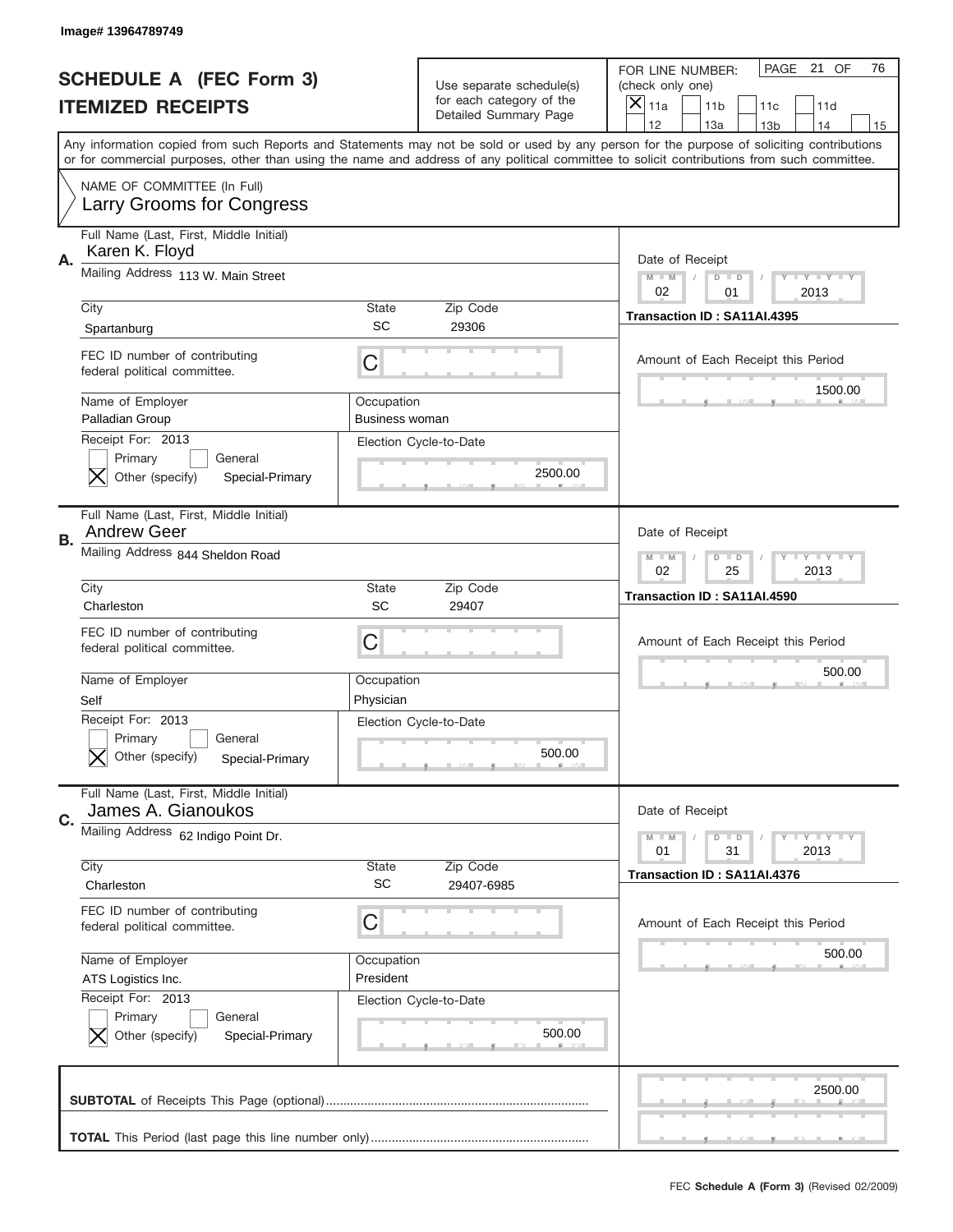Image# 13964789749

# SCHEDULE A (FEC Form 3)
## ITEMIZED RECEIPTS

Use separate schedule(s) for each category of the Detailed Summary Page

FOR LINE NUMBER: (check only one)

- [x] 11a
- [ ] 11b
- [ ] 11c
- [ ] 11d
- [ ] 12
- [ ] 13a
- [ ] 13b
- [ ] 14
- [ ] 15

PAGE 21 OF 76

Any information copied from such Reports and Statements may not be sold or used by any person for the purpose of soliciting contributions or for commercial purposes, other than using the name and address of any political committee to solicit contributions from such committee.

NAME OF COMMITTEE (In Full)
Larry Grooms for Congress

---

**A.** Full Name (Last, First, Middle Initial): Karen K. Floyd

Mailing Address: 113 W. Main Street

City: Spartanburg | State: SC | Zip Code: 29306

FEC ID number of contributing federal political committee: C

Name of Employer: Palladian Group

Occupation: Business woman

Receipt For: 2013
- [ ] Primary
- [ ] General
- [x] Other (specify) Special-Primary

Election Cycle-to-Date: 2500.00

Date of Receipt: 02 / 01 / 2013

Transaction ID : SA11AI.4395

Amount of Each Receipt this Period: 1500.00

---

**B.** Full Name (Last, First, Middle Initial): Andrew Geer

Mailing Address: 844 Sheldon Road

City: Charleston | State: SC | Zip Code: 29407

FEC ID number of contributing federal political committee: C

Name of Employer: Self

Occupation: Physician

Receipt For: 2013
- [ ] Primary
- [ ] General
- [x] Other (specify) Special-Primary

Election Cycle-to-Date: 500.00

Date of Receipt: 02 / 25 / 2013

Transaction ID : SA11AI.4590

Amount of Each Receipt this Period: 500.00

---

**C.** Full Name (Last, First, Middle Initial): James A. Gianoukos

Mailing Address: 62 Indigo Point Dr.

City: Charleston | State: SC | Zip Code: 29407-6985

FEC ID number of contributing federal political committee: C

Name of Employer: ATS Logistics Inc.

Occupation: President

Receipt For: 2013
- [ ] Primary
- [ ] General
- [x] Other (specify) Special-Primary

Election Cycle-to-Date: 500.00

Date of Receipt: 01 / 31 / 2013

Transaction ID : SA11AI.4376

Amount of Each Receipt this Period: 500.00

---

**SUBTOTAL** of Receipts This Page (optional): 2500.00

**TOTAL** This Period (last page this line number only):

FEC **Schedule A (Form 3)** (Revised 02/2009)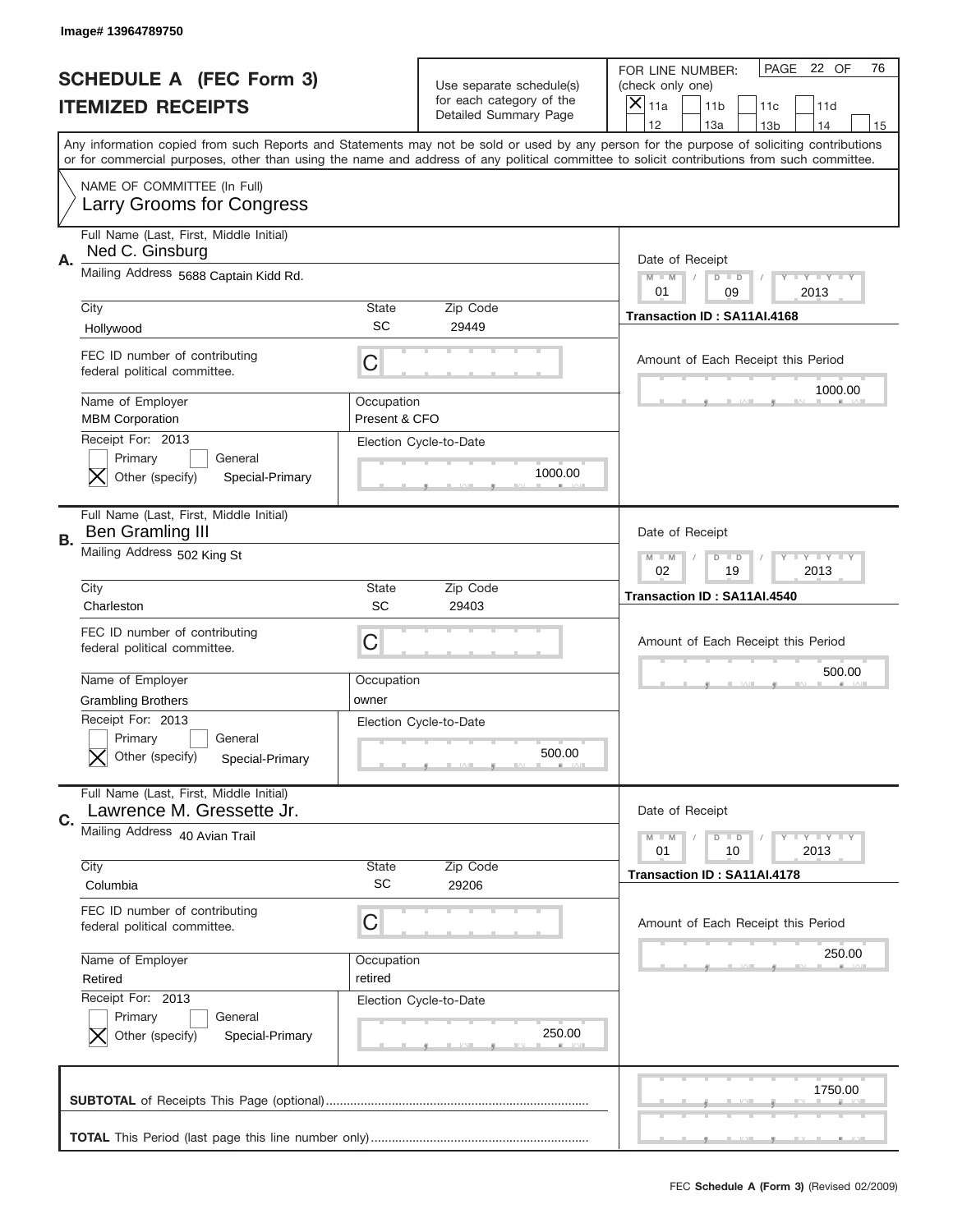Image# 13964789750

# SCHEDULE A (FEC Form 3)
## ITEMIZED RECEIPTS

Use separate schedule(s) for each category of the Detailed Summary Page

FOR LINE NUMBER: (check only one)
[X] 11a [ ] 11b [ ] 11c [ ] 11d [ ] 12 [ ] 13a [ ] 13b [ ] 14 [ ] 15

PAGE 22 OF 76

Any information copied from such Reports and Statements may not be sold or used by any person for the purpose of soliciting contributions or for commercial purposes, other than using the name and address of any political committee to solicit contributions from such committee.

NAME OF COMMITTEE (In Full)
Larry Grooms for Congress

---

**A.** Full Name (Last, First, Middle Initial): Ned C. Ginsburg

Mailing Address: 5688 Captain Kidd Rd.

City: Hollywood | State: SC | Zip Code: 29449

FEC ID number of contributing federal political committee: C

Name of Employer: MBM Corporation

Occupation: Present & CFO

Receipt For: 2013
[ ] Primary [ ] General
[X] Other (specify) Special-Primary

Election Cycle-to-Date: 1000.00

Date of Receipt: 01 / 09 / 2013

Transaction ID : SA11AI.4168

Amount of Each Receipt this Period: 1000.00

---

**B.** Full Name (Last, First, Middle Initial): Ben Gramling III

Mailing Address: 502 King St

City: Charleston | State: SC | Zip Code: 29403

FEC ID number of contributing federal political committee: C

Name of Employer: Grambling Brothers

Occupation: owner

Receipt For: 2013
[ ] Primary [ ] General
[X] Other (specify) Special-Primary

Election Cycle-to-Date: 500.00

Date of Receipt: 02 / 19 / 2013

Transaction ID : SA11AI.4540

Amount of Each Receipt this Period: 500.00

---

**C.** Full Name (Last, First, Middle Initial): Lawrence M. Gressette Jr.

Mailing Address: 40 Avian Trail

City: Columbia | State: SC | Zip Code: 29206

FEC ID number of contributing federal political committee: C

Name of Employer: Retired

Occupation: retired

Receipt For: 2013
[ ] Primary [ ] General
[X] Other (specify) Special-Primary

Election Cycle-to-Date: 250.00

Date of Receipt: 01 / 10 / 2013

Transaction ID : SA11AI.4178

Amount of Each Receipt this Period: 250.00

---

**SUBTOTAL** of Receipts This Page (optional): 1750.00

**TOTAL** This Period (last page this line number only):

FEC **Schedule A (Form 3)** (Revised 02/2009)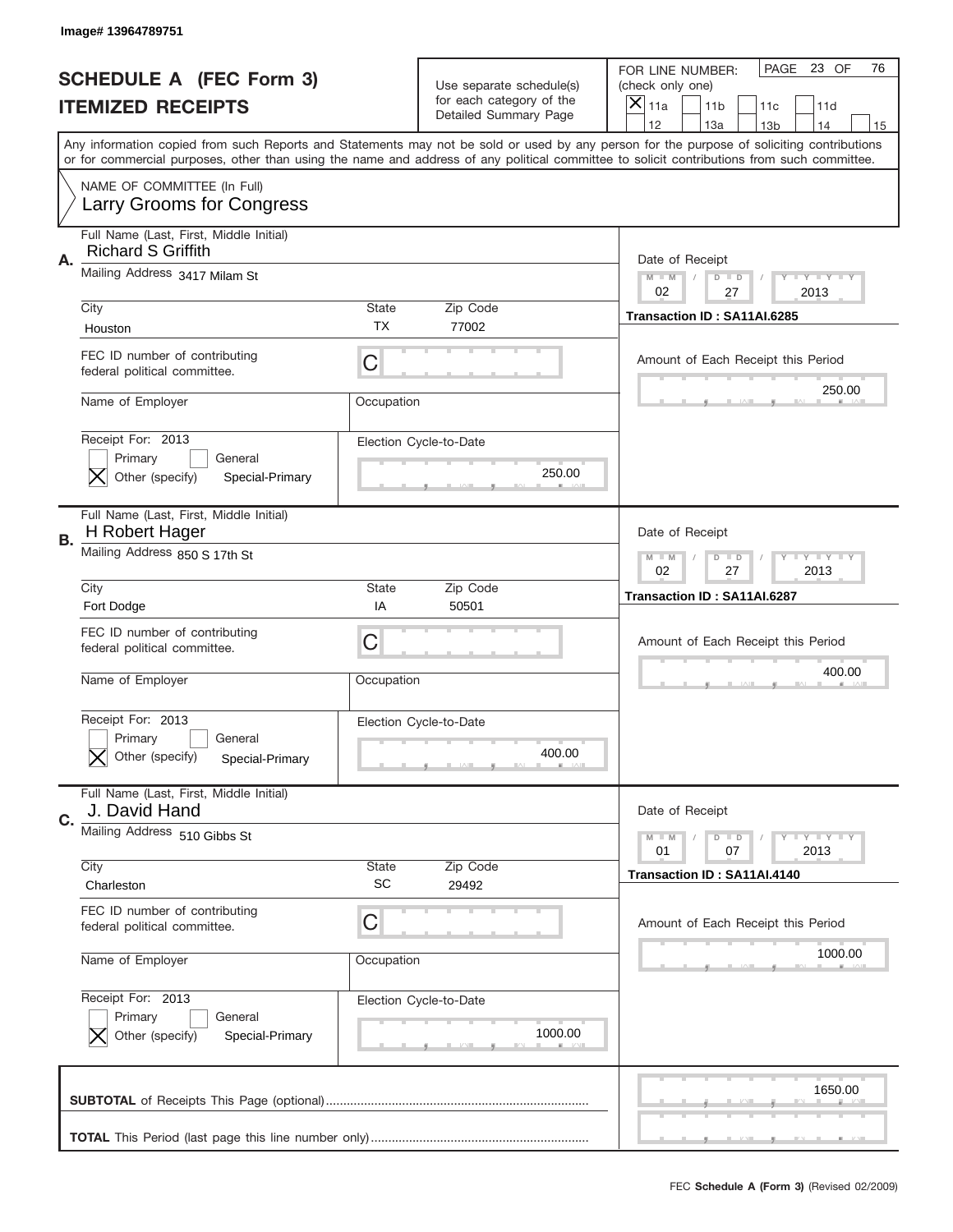Image# 13964789751

# SCHEDULE A (FEC Form 3)
## ITEMIZED RECEIPTS

Use separate schedule(s) for each category of the Detailed Summary Page

FOR LINE NUMBER: (check only one)
[X] 11a [ ] 11b [ ] 11c [ ] 11d [ ] 12 [ ] 13a [ ] 13b [ ] 14 [ ] 15

PAGE 23 OF 76

Any information copied from such Reports and Statements may not be sold or used by any person for the purpose of soliciting contributions or for commercial purposes, other than using the name and address of any political committee to solicit contributions from such committee.

NAME OF COMMITTEE (In Full)
Larry Grooms for Congress

---

**A.** Full Name (Last, First, Middle Initial): Richard S Griffith

Mailing Address: 3417 Milam St

City: Houston | State: TX | Zip Code: 77002

FEC ID number of contributing federal political committee: C

Name of Employer: | Occupation:

Receipt For: 2013 — [ ] Primary [ ] General [X] Other (specify) Special-Primary

Election Cycle-to-Date: 250.00

Date of Receipt: 02 / 27 / 2013

Transaction ID : SA11AI.6285

Amount of Each Receipt this Period: 250.00

---

**B.** Full Name (Last, First, Middle Initial): H Robert Hager

Mailing Address: 850 S 17th St

City: Fort Dodge | State: IA | Zip Code: 50501

FEC ID number of contributing federal political committee: C

Name of Employer: | Occupation:

Receipt For: 2013 — [ ] Primary [ ] General [X] Other (specify) Special-Primary

Election Cycle-to-Date: 400.00

Date of Receipt: 02 / 27 / 2013

Transaction ID : SA11AI.6287

Amount of Each Receipt this Period: 400.00

---

**C.** Full Name (Last, First, Middle Initial): J. David Hand

Mailing Address: 510 Gibbs St

City: Charleston | State: SC | Zip Code: 29492

FEC ID number of contributing federal political committee: C

Name of Employer: | Occupation:

Receipt For: 2013 — [ ] Primary [ ] General [X] Other (specify) Special-Primary

Election Cycle-to-Date: 1000.00

Date of Receipt: 01 / 07 / 2013

Transaction ID : SA11AI.4140

Amount of Each Receipt this Period: 1000.00

---

**SUBTOTAL** of Receipts This Page (optional): 1650.00

**TOTAL** This Period (last page this line number only):

FEC **Schedule A (Form 3)** (Revised 02/2009)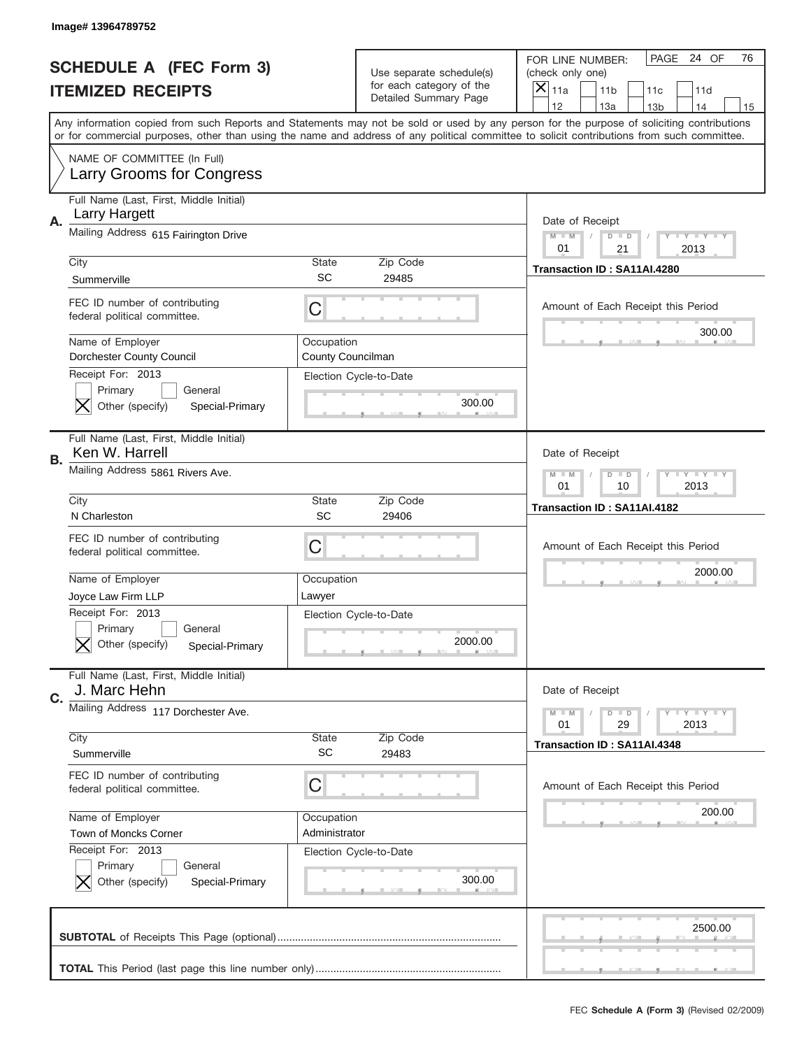Image# 13964789752

# SCHEDULE A (FEC Form 3)
# ITEMIZED RECEIPTS

Use separate schedule(s) for each category of the Detailed Summary Page

FOR LINE NUMBER: (check only one)
☒ 11a ☐ 11b ☐ 11c ☐ 11d ☐ 12 ☐ 13a ☐ 13b ☐ 14 ☐ 15

PAGE 24 OF 76

Any information copied from such Reports and Statements may not be sold or used by any person for the purpose of soliciting contributions or for commercial purposes, other than using the name and address of any political committee to solicit contributions from such committee.

NAME OF COMMITTEE (In Full)
Larry Grooms for Congress

**A.** Full Name (Last, First, Middle Initial): Larry Hargett
Mailing Address: 615 Fairington Drive
City: Summerville | State: SC | Zip Code: 29485
FEC ID number of contributing federal political committee: C
Name of Employer: Dorchester County Council | Occupation: County Councilman
Receipt For: 2013 ☐ Primary ☐ General ☒ Other (specify) Special-Primary
Election Cycle-to-Date: 300.00
Date of Receipt: 01 / 21 / 2013
Transaction ID : SA11AI.4280
Amount of Each Receipt this Period: 300.00

**B.** Full Name (Last, First, Middle Initial): Ken W. Harrell
Mailing Address: 5861 Rivers Ave.
City: N Charleston | State: SC | Zip Code: 29406
FEC ID number of contributing federal political committee: C
Name of Employer: Joyce Law Firm LLP | Occupation: Lawyer
Receipt For: 2013 ☐ Primary ☐ General ☒ Other (specify) Special-Primary
Election Cycle-to-Date: 2000.00
Date of Receipt: 01 / 10 / 2013
Transaction ID : SA11AI.4182
Amount of Each Receipt this Period: 2000.00

**C.** Full Name (Last, First, Middle Initial): J. Marc Hehn
Mailing Address: 117 Dorchester Ave.
City: Summerville | State: SC | Zip Code: 29483
FEC ID number of contributing federal political committee: C
Name of Employer: Town of Moncks Corner | Occupation: Administrator
Receipt For: 2013 ☐ Primary ☐ General ☒ Other (specify) Special-Primary
Election Cycle-to-Date: 300.00
Date of Receipt: 01 / 29 / 2013
Transaction ID : SA11AI.4348
Amount of Each Receipt this Period: 200.00

**SUBTOTAL** of Receipts This Page (optional): 2500.00

**TOTAL** This Period (last page this line number only):

FEC **Schedule A (Form 3)** (Revised 02/2009)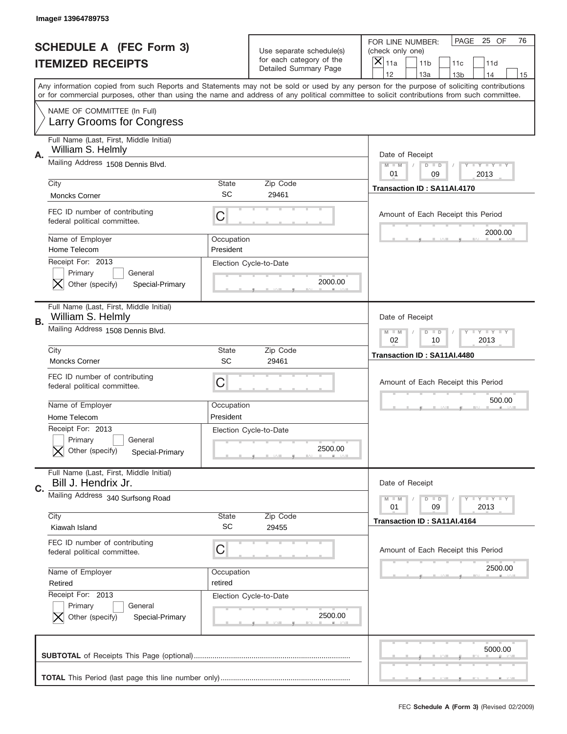Image# 13964789753

# SCHEDULE A (FEC Form 3)
## ITEMIZED RECEIPTS

Use separate schedule(s) for each category of the Detailed Summary Page

FOR LINE NUMBER: (check only one)

- [X] 11a
- [ ] 11b
- [ ] 11c
- [ ] 11d
- [ ] 12
- [ ] 13a
- [ ] 13b
- [ ] 14
- [ ] 15

PAGE 25 OF 76

Any information copied from such Reports and Statements may not be sold or used by any person for the purpose of soliciting contributions or for commercial purposes, other than using the name and address of any political committee to solicit contributions from such committee.

NAME OF COMMITTEE (In Full)
Larry Grooms for Congress

---

**A.** Full Name (Last, First, Middle Initial): William S. Helmly

Mailing Address: 1508 Dennis Blvd.

City: Moncks Corner | State: SC | Zip Code: 29461

FEC ID number of contributing federal political committee: C

Name of Employer: Home Telecom | Occupation: President

Receipt For: 2013
- [ ] Primary
- [ ] General
- [X] Other (specify): Special-Primary

Election Cycle-to-Date: 2000.00

Date of Receipt: 01 / 09 / 2013

Transaction ID : SA11AI.4170

Amount of Each Receipt this Period: 2000.00

---

**B.** Full Name (Last, First, Middle Initial): William S. Helmly

Mailing Address: 1508 Dennis Blvd.

City: Moncks Corner | State: SC | Zip Code: 29461

FEC ID number of contributing federal political committee: C

Name of Employer: Home Telecom | Occupation: President

Receipt For: 2013
- [ ] Primary
- [ ] General
- [X] Other (specify): Special-Primary

Election Cycle-to-Date: 2500.00

Date of Receipt: 02 / 10 / 2013

Transaction ID : SA11AI.4480

Amount of Each Receipt this Period: 500.00

---

**C.** Full Name (Last, First, Middle Initial): Bill J. Hendrix Jr.

Mailing Address: 340 Surfsong Road

City: Kiawah Island | State: SC | Zip Code: 29455

FEC ID number of contributing federal political committee: C

Name of Employer: Retired | Occupation: retired

Receipt For: 2013
- [ ] Primary
- [ ] General
- [X] Other (specify): Special-Primary

Election Cycle-to-Date: 2500.00

Date of Receipt: 01 / 09 / 2013

Transaction ID : SA11AI.4164

Amount of Each Receipt this Period: 2500.00

---

**SUBTOTAL** of Receipts This Page (optional): 5000.00

**TOTAL** This Period (last page this line number only):

FEC **Schedule A (Form 3)** (Revised 02/2009)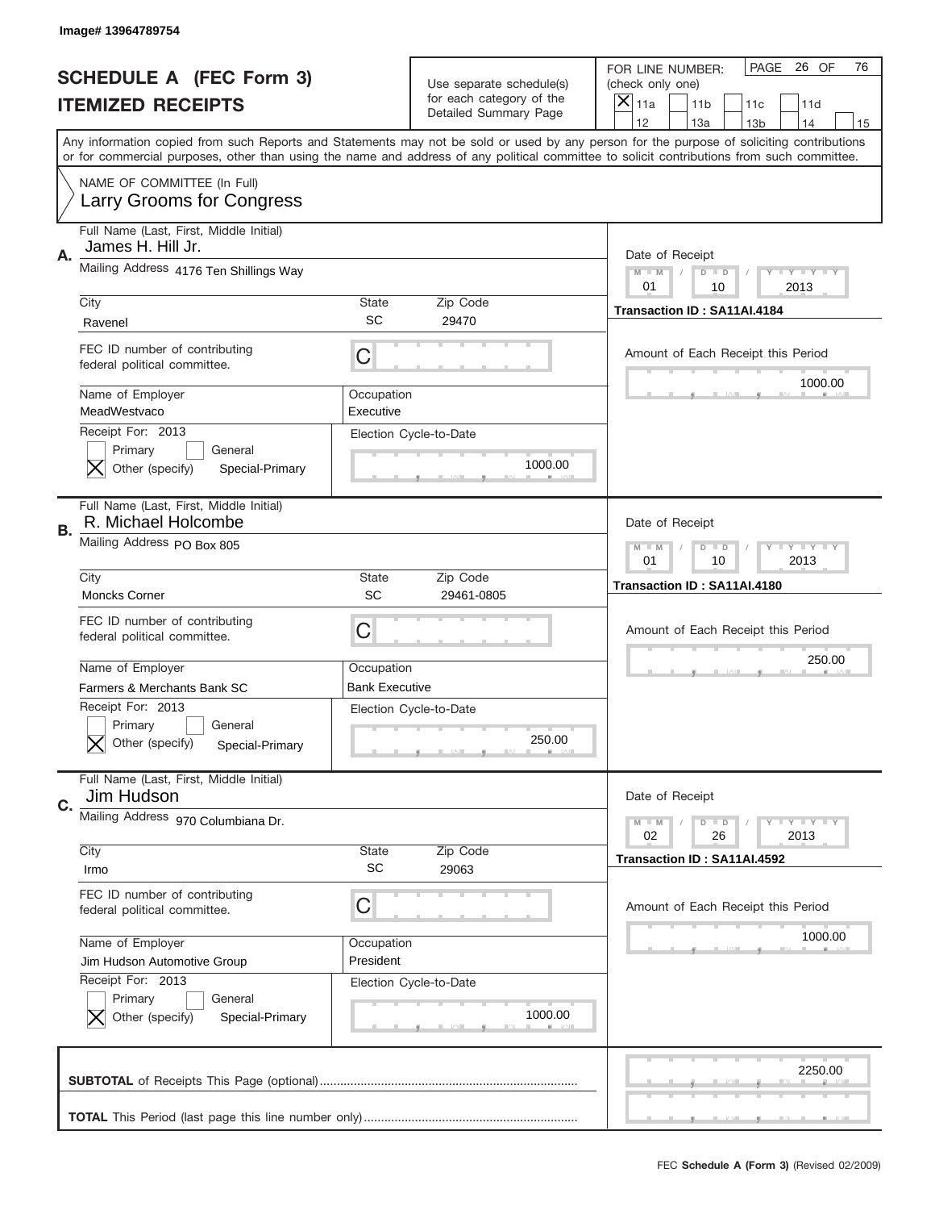Image# 13964789754

# SCHEDULE A (FEC Form 3)
## ITEMIZED RECEIPTS

Use separate schedule(s) for each category of the Detailed Summary Page

FOR LINE NUMBER: (check only one)

- [x] 11a
- [ ] 11b
- [ ] 11c
- [ ] 11d
- [ ] 12
- [ ] 13a
- [ ] 13b
- [ ] 14
- [ ] 15

PAGE 26 OF 76

Any information copied from such Reports and Statements may not be sold or used by any person for the purpose of soliciting contributions or for commercial purposes, other than using the name and address of any political committee to solicit contributions from such committee.

NAME OF COMMITTEE (In Full)
Larry Grooms for Congress

---

**A.** Full Name (Last, First, Middle Initial): James H. Hill Jr.

Mailing Address: 4176 Ten Shillings Way

| City | State | Zip Code |
|---|---|---|
| Ravenel | SC | 29470 |

FEC ID number of contributing federal political committee: C

Name of Employer: MeadWestvaco
Occupation: Executive

Receipt For: 2013
- [ ] Primary
- [ ] General
- [x] Other (specify) Special-Primary

Election Cycle-to-Date: 1000.00

Date of Receipt: 01 / 10 / 2013
Transaction ID : SA11AI.4184

Amount of Each Receipt this Period: 1000.00

---

**B.** Full Name (Last, First, Middle Initial): R. Michael Holcombe

Mailing Address: PO Box 805

| City | State | Zip Code |
|---|---|---|
| Moncks Corner | SC | 29461-0805 |

FEC ID number of contributing federal political committee: C

Name of Employer: Farmers & Merchants Bank SC
Occupation: Bank Executive

Receipt For: 2013
- [ ] Primary
- [ ] General
- [x] Other (specify) Special-Primary

Election Cycle-to-Date: 250.00

Date of Receipt: 01 / 10 / 2013
Transaction ID : SA11AI.4180

Amount of Each Receipt this Period: 250.00

---

**C.** Full Name (Last, First, Middle Initial): Jim Hudson

Mailing Address: 970 Columbiana Dr.

| City | State | Zip Code |
|---|---|---|
| Irmo | SC | 29063 |

FEC ID number of contributing federal political committee: C

Name of Employer: Jim Hudson Automotive Group
Occupation: President

Receipt For: 2013
- [ ] Primary
- [ ] General
- [x] Other (specify) Special-Primary

Election Cycle-to-Date: 1000.00

Date of Receipt: 02 / 26 / 2013
Transaction ID : SA11AI.4592

Amount of Each Receipt this Period: 1000.00

---

**SUBTOTAL** of Receipts This Page (optional): 2250.00

**TOTAL** This Period (last page this line number only):

FEC **Schedule A (Form 3)** (Revised 02/2009)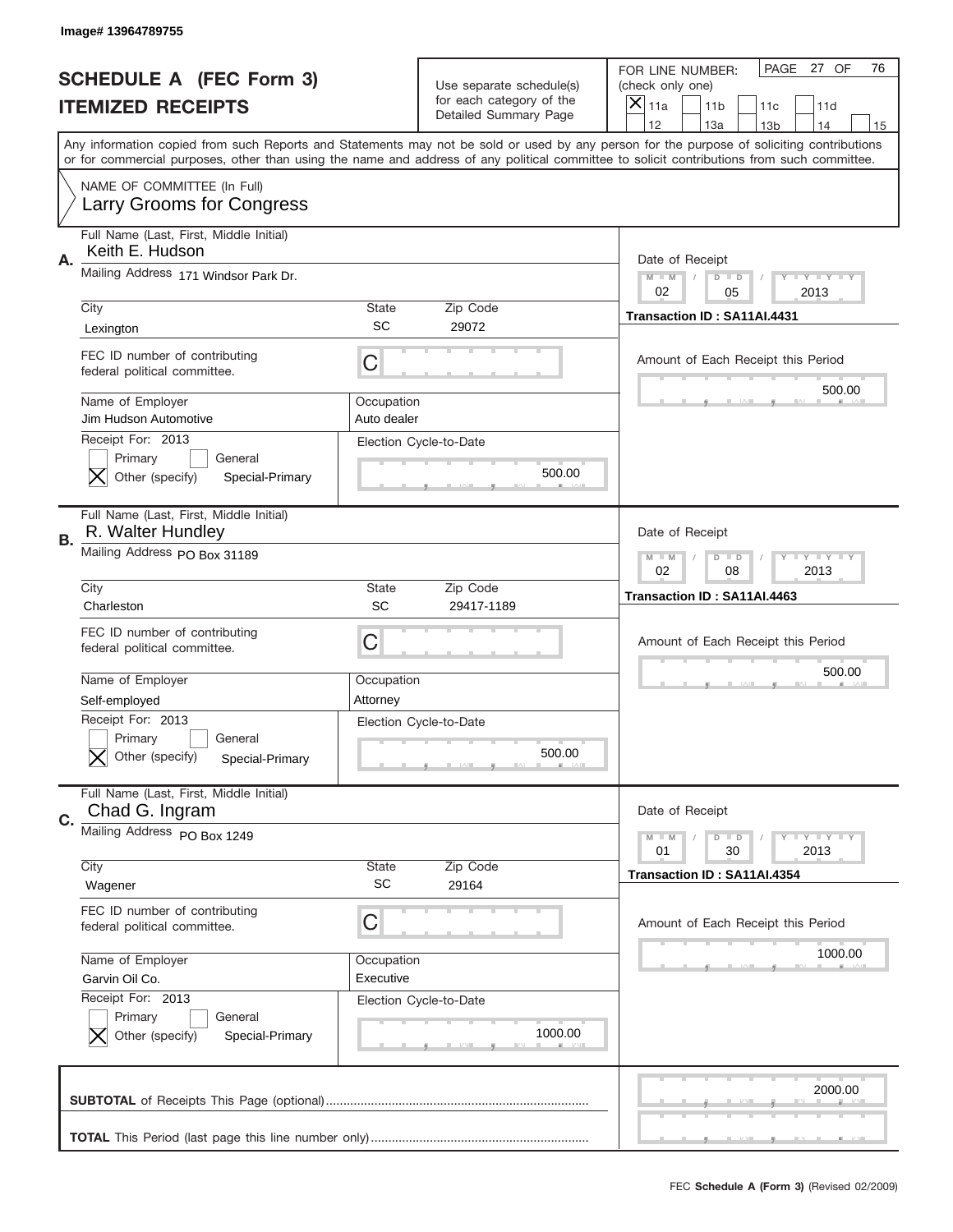Image# 13964789755

# SCHEDULE A (FEC Form 3)
# ITEMIZED RECEIPTS

Use separate schedule(s) for each category of the Detailed Summary Page

FOR LINE NUMBER: (check only one)
[X] 11a [ ] 11b [ ] 11c [ ] 11d [ ] 12 [ ] 13a [ ] 13b [ ] 14 [ ] 15

PAGE 27 OF 76

Any information copied from such Reports and Statements may not be sold or used by any person for the purpose of soliciting contributions or for commercial purposes, other than using the name and address of any political committee to solicit contributions from such committee.

NAME OF COMMITTEE (In Full)
Larry Grooms for Congress

---

**A.** Full Name (Last, First, Middle Initial): Keith E. Hudson
Mailing Address: 171 Windsor Park Dr.
City: Lexington | State: SC | Zip Code: 29072
FEC ID number of contributing federal political committee: C
Name of Employer: Jim Hudson Automotive
Occupation: Auto dealer
Receipt For: 2013
[ ] Primary [ ] General
[X] Other (specify) Special-Primary
Election Cycle-to-Date: 500.00
Date of Receipt: 02 / 05 / 2013
Transaction ID : SA11AI.4431
Amount of Each Receipt this Period: 500.00

---

**B.** Full Name (Last, First, Middle Initial): R. Walter Hundley
Mailing Address: PO Box 31189
City: Charleston | State: SC | Zip Code: 29417-1189
FEC ID number of contributing federal political committee: C
Name of Employer: Self-employed
Occupation: Attorney
Receipt For: 2013
[ ] Primary [ ] General
[X] Other (specify) Special-Primary
Election Cycle-to-Date: 500.00
Date of Receipt: 02 / 08 / 2013
Transaction ID : SA11AI.4463
Amount of Each Receipt this Period: 500.00

---

**C.** Full Name (Last, First, Middle Initial): Chad G. Ingram
Mailing Address: PO Box 1249
City: Wagener | State: SC | Zip Code: 29164
FEC ID number of contributing federal political committee: C
Name of Employer: Garvin Oil Co.
Occupation: Executive
Receipt For: 2013
[ ] Primary [ ] General
[X] Other (specify) Special-Primary
Election Cycle-to-Date: 1000.00
Date of Receipt: 01 / 30 / 2013
Transaction ID : SA11AI.4354
Amount of Each Receipt this Period: 1000.00

---

**SUBTOTAL** of Receipts This Page (optional): 2000.00

**TOTAL** This Period (last page this line number only):

FEC **Schedule A (Form 3)** (Revised 02/2009)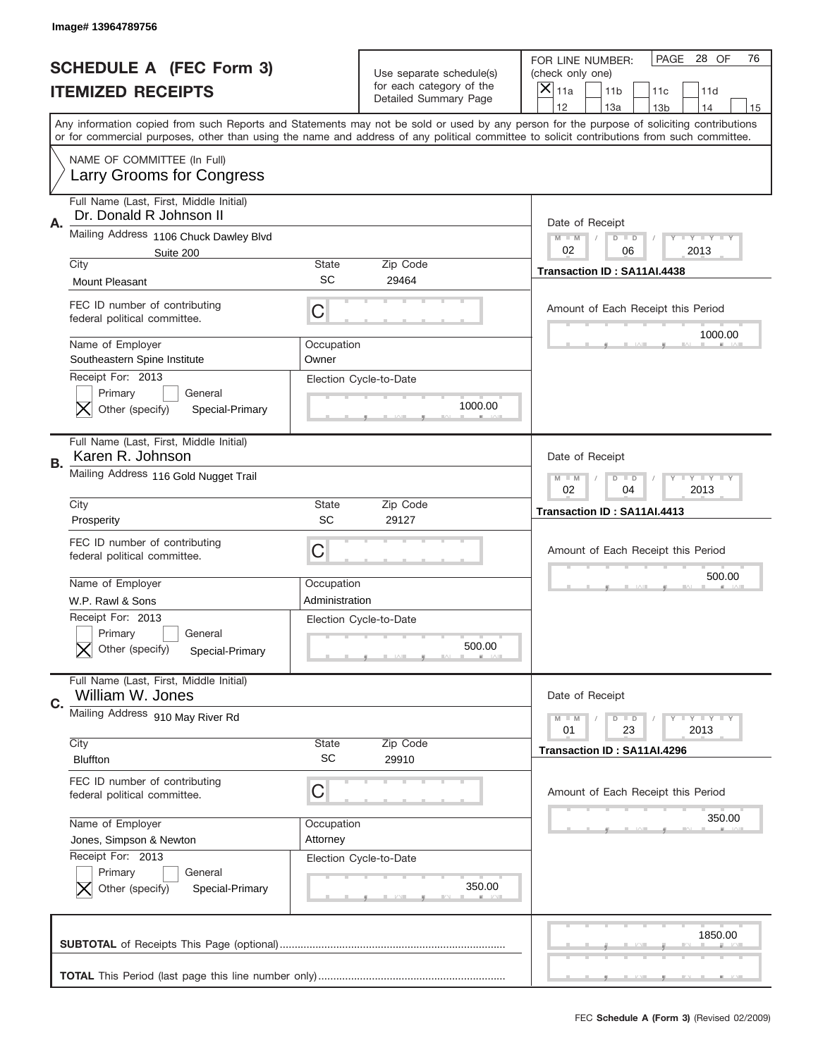Image# 13964789756

# SCHEDULE A (FEC Form 3)
## ITEMIZED RECEIPTS

Use separate schedule(s) for each category of the Detailed Summary Page

FOR LINE NUMBER: (check only one)

[X] 11a [ ] 11b [ ] 11c [ ] 11d [ ] 12 [ ] 13a [ ] 13b [ ] 14 [ ] 15

PAGE 28 OF 76

Any information copied from such Reports and Statements may not be sold or used by any person for the purpose of soliciting contributions or for commercial purposes, other than using the name and address of any political committee to solicit contributions from such committee.

NAME OF COMMITTEE (In Full)
Larry Grooms for Congress

---

**A.** Full Name (Last, First, Middle Initial): Dr. Donald R Johnson II

Mailing Address: 1106 Chuck Dawley Blvd, Suite 200

City: Mount Pleasant | State: SC | Zip Code: 29464

FEC ID number of contributing federal political committee: C

Name of Employer: Southeastern Spine Institute | Occupation: Owner

Receipt For: 2013 — [ ] Primary [ ] General [X] Other (specify): Special-Primary

Election Cycle-to-Date: 1000.00

Date of Receipt: 02 / 06 / 2013

Transaction ID : SA11AI.4438

Amount of Each Receipt this Period: 1000.00

---

**B.** Full Name (Last, First, Middle Initial): Karen R. Johnson

Mailing Address: 116 Gold Nugget Trail

City: Prosperity | State: SC | Zip Code: 29127

FEC ID number of contributing federal political committee: C

Name of Employer: W.P. Rawl & Sons | Occupation: Administration

Receipt For: 2013 — [ ] Primary [ ] General [X] Other (specify): Special-Primary

Election Cycle-to-Date: 500.00

Date of Receipt: 02 / 04 / 2013

Transaction ID : SA11AI.4413

Amount of Each Receipt this Period: 500.00

---

**C.** Full Name (Last, First, Middle Initial): William W. Jones

Mailing Address: 910 May River Rd

City: Bluffton | State: SC | Zip Code: 29910

FEC ID number of contributing federal political committee: C

Name of Employer: Jones, Simpson & Newton | Occupation: Attorney

Receipt For: 2013 — [ ] Primary [ ] General [X] Other (specify): Special-Primary

Election Cycle-to-Date: 350.00

Date of Receipt: 01 / 23 / 2013

Transaction ID : SA11AI.4296

Amount of Each Receipt this Period: 350.00

---

**SUBTOTAL** of Receipts This Page (optional): 1850.00

**TOTAL** This Period (last page this line number only):

FEC Schedule A (Form 3) (Revised 02/2009)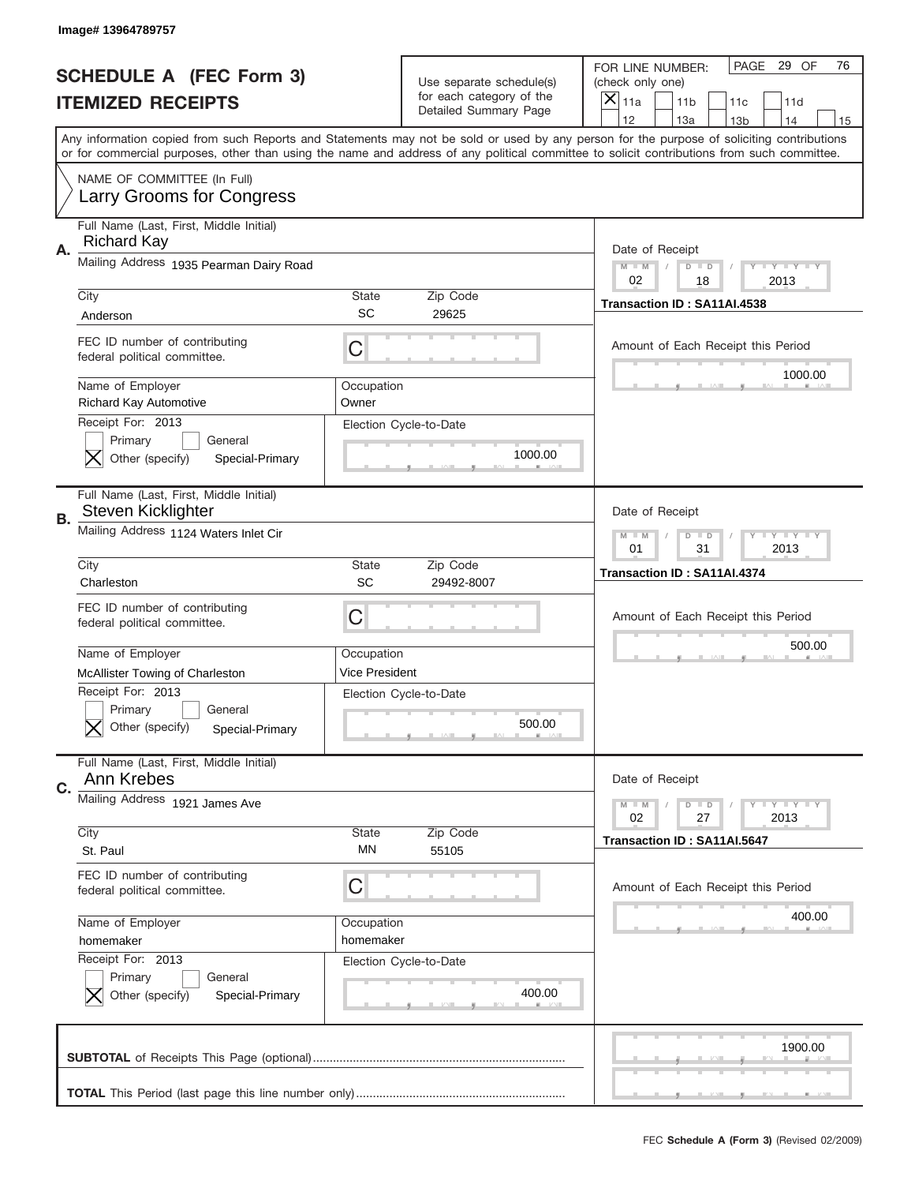Image# 13964789757

# SCHEDULE A (FEC Form 3)
## ITEMIZED RECEIPTS

Use separate schedule(s) for each category of the Detailed Summary Page

FOR LINE NUMBER: (check only one)
[X] 11a [ ] 11b [ ] 11c [ ] 11d [ ] 12 [ ] 13a [ ] 13b [ ] 14 [ ] 15

PAGE 29 OF 76

Any information copied from such Reports and Statements may not be sold or used by any person for the purpose of soliciting contributions or for commercial purposes, other than using the name and address of any political committee to solicit contributions from such committee.

NAME OF COMMITTEE (In Full)
Larry Grooms for Congress

---

**A.**

Full Name (Last, First, Middle Initial): Richard Kay

Mailing Address: 1935 Pearman Dairy Road

City: Anderson | State: SC | Zip Code: 29625

FEC ID number of contributing federal political committee: C

Name of Employer: Richard Kay Automotive | Occupation: Owner

Receipt For: 2013
[ ] Primary [ ] General
[X] Other (specify) Special-Primary

Election Cycle-to-Date: 1000.00

Date of Receipt: 02 / 18 / 2013

Transaction ID : SA11AI.4538

Amount of Each Receipt this Period: 1000.00

---

**B.**

Full Name (Last, First, Middle Initial): Steven Kicklighter

Mailing Address: 1124 Waters Inlet Cir

City: Charleston | State: SC | Zip Code: 29492-8007

FEC ID number of contributing federal political committee: C

Name of Employer: McAllister Towing of Charleston | Occupation: Vice President

Receipt For: 2013
[ ] Primary [ ] General
[X] Other (specify) Special-Primary

Election Cycle-to-Date: 500.00

Date of Receipt: 01 / 31 / 2013

Transaction ID : SA11AI.4374

Amount of Each Receipt this Period: 500.00

---

**C.**

Full Name (Last, First, Middle Initial): Ann Krebes

Mailing Address: 1921 James Ave

City: St. Paul | State: MN | Zip Code: 55105

FEC ID number of contributing federal political committee: C

Name of Employer: homemaker | Occupation: homemaker

Receipt For: 2013
[ ] Primary [ ] General
[X] Other (specify) Special-Primary

Election Cycle-to-Date: 400.00

Date of Receipt: 02 / 27 / 2013

Transaction ID : SA11AI.5647

Amount of Each Receipt this Period: 400.00

---

**SUBTOTAL** of Receipts This Page (optional): 1900.00

**TOTAL** This Period (last page this line number only):

FEC **Schedule A (Form 3)** (Revised 02/2009)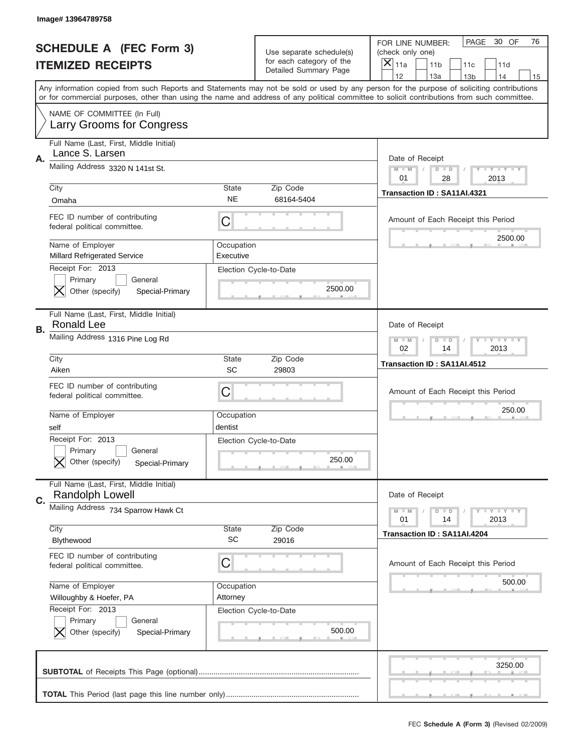Image# 13964789758

# SCHEDULE A (FEC Form 3)
## ITEMIZED RECEIPTS

Use separate schedule(s) for each category of the Detailed Summary Page

FOR LINE NUMBER: (check only one)
[X] 11a [ ] 11b [ ] 11c [ ] 11d [ ] 12 [ ] 13a [ ] 13b [ ] 14 [ ] 15

PAGE 30 OF 76

Any information copied from such Reports and Statements may not be sold or used by any person for the purpose of soliciting contributions or for commercial purposes, other than using the name and address of any political committee to solicit contributions from such committee.

NAME OF COMMITTEE (In Full)
Larry Grooms for Congress

---

**A.**
Full Name (Last, First, Middle Initial): Lance S. Larsen
Mailing Address: 3320 N 141st St.
City: Omaha | State: NE | Zip Code: 68164-5404
FEC ID number of contributing federal political committee: C
Name of Employer: Millard Refrigerated Service
Occupation: Executive
Receipt For: 2013
[ ] Primary [ ] General
[X] Other (specify) Special-Primary
Election Cycle-to-Date: 2500.00
Date of Receipt: 01 / 28 / 2013
Transaction ID : SA11AI.4321
Amount of Each Receipt this Period: 2500.00

---

**B.**
Full Name (Last, First, Middle Initial): Ronald Lee
Mailing Address: 1316 Pine Log Rd
City: Aiken | State: SC | Zip Code: 29803
FEC ID number of contributing federal political committee: C
Name of Employer: self
Occupation: dentist
Receipt For: 2013
[ ] Primary [ ] General
[X] Other (specify) Special-Primary
Election Cycle-to-Date: 250.00
Date of Receipt: 02 / 14 / 2013
Transaction ID : SA11AI.4512
Amount of Each Receipt this Period: 250.00

---

**C.**
Full Name (Last, First, Middle Initial): Randolph Lowell
Mailing Address: 734 Sparrow Hawk Ct
City: Blythewood | State: SC | Zip Code: 29016
FEC ID number of contributing federal political committee: C
Name of Employer: Willoughby & Hoefer, PA
Occupation: Attorney
Receipt For: 2013
[ ] Primary [ ] General
[X] Other (specify) Special-Primary
Election Cycle-to-Date: 500.00
Date of Receipt: 01 / 14 / 2013
Transaction ID : SA11AI.4204
Amount of Each Receipt this Period: 500.00

---

**SUBTOTAL** of Receipts This Page (optional): 3250.00

**TOTAL** This Period (last page this line number only):

FEC **Schedule A (Form 3)** (Revised 02/2009)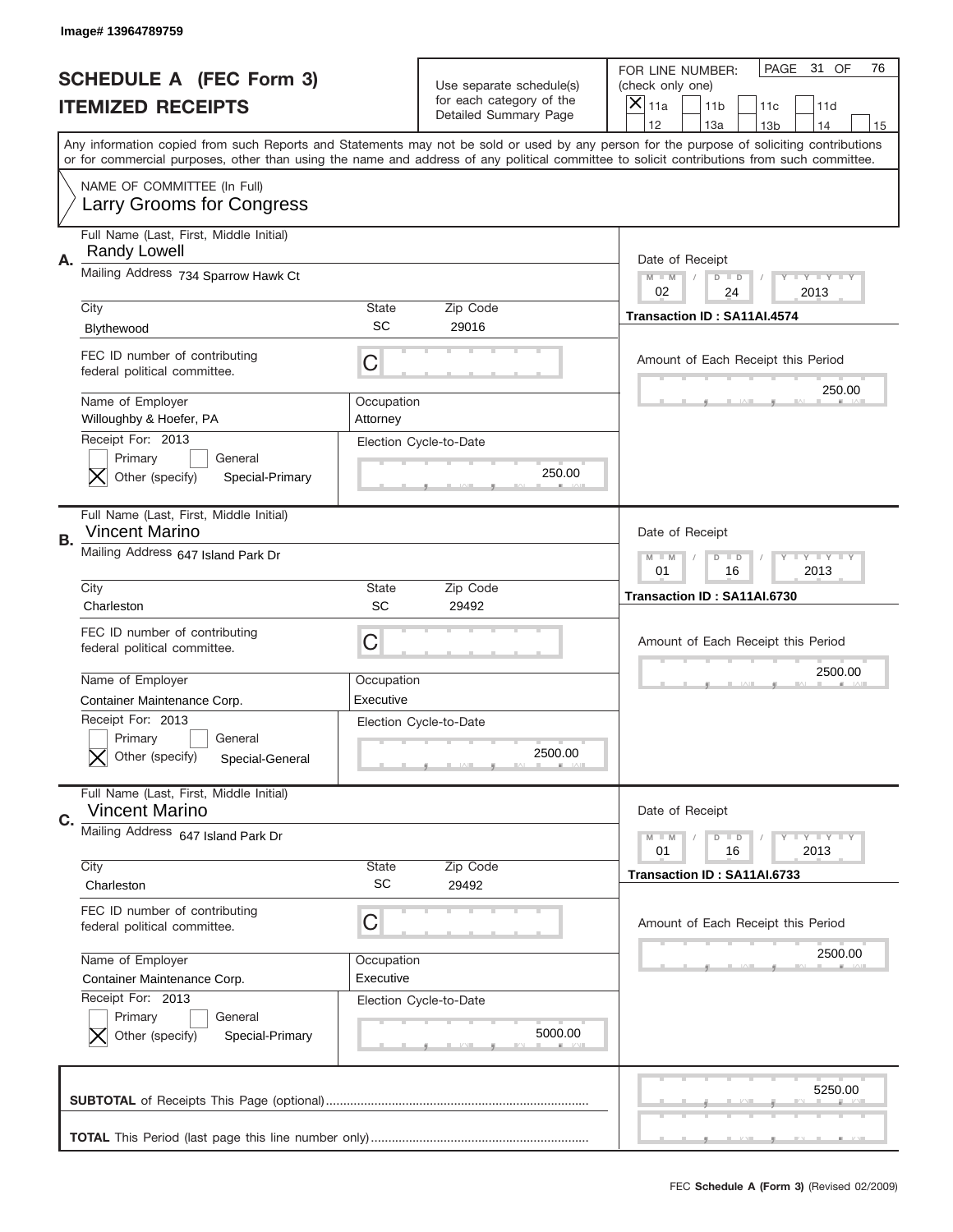Image# 13964789759

# SCHEDULE A (FEC Form 3)
## ITEMIZED RECEIPTS

Use separate schedule(s) for each category of the Detailed Summary Page

FOR LINE NUMBER: (check only one)

[X] 11a [ ] 11b [ ] 11c [ ] 11d [ ] 12 [ ] 13a [ ] 13b [ ] 14 [ ] 15

PAGE 31 OF 76

Any information copied from such Reports and Statements may not be sold or used by any person for the purpose of soliciting contributions or for commercial purposes, other than using the name and address of any political committee to solicit contributions from such committee.

NAME OF COMMITTEE (In Full)
Larry Grooms for Congress

---

**A.** Full Name (Last, First, Middle Initial): Randy Lowell

Mailing Address: 734 Sparrow Hawk Ct

City: Blythewood | State: SC | Zip Code: 29016

FEC ID number of contributing federal political committee: C

Name of Employer: Willoughby & Hoefer, PA | Occupation: Attorney

Receipt For: 2013 — [ ] Primary [ ] General [X] Other (specify) Special-Primary

Election Cycle-to-Date: 250.00

Date of Receipt: 02 / 24 / 2013

Transaction ID : SA11AI.4574

Amount of Each Receipt this Period: 250.00

---

**B.** Full Name (Last, First, Middle Initial): Vincent Marino

Mailing Address: 647 Island Park Dr

City: Charleston | State: SC | Zip Code: 29492

FEC ID number of contributing federal political committee: C

Name of Employer: Container Maintenance Corp. | Occupation: Executive

Receipt For: 2013 — [ ] Primary [ ] General [X] Other (specify) Special-General

Election Cycle-to-Date: 2500.00

Date of Receipt: 01 / 16 / 2013

Transaction ID : SA11AI.6730

Amount of Each Receipt this Period: 2500.00

---

**C.** Full Name (Last, First, Middle Initial): Vincent Marino

Mailing Address: 647 Island Park Dr

City: Charleston | State: SC | Zip Code: 29492

FEC ID number of contributing federal political committee: C

Name of Employer: Container Maintenance Corp. | Occupation: Executive

Receipt For: 2013 — [ ] Primary [ ] General [X] Other (specify) Special-Primary

Election Cycle-to-Date: 5000.00

Date of Receipt: 01 / 16 / 2013

Transaction ID : SA11AI.6733

Amount of Each Receipt this Period: 2500.00

---

**SUBTOTAL** of Receipts This Page (optional): 5250.00

**TOTAL** This Period (last page this line number only):

FEC **Schedule A (Form 3)** (Revised 02/2009)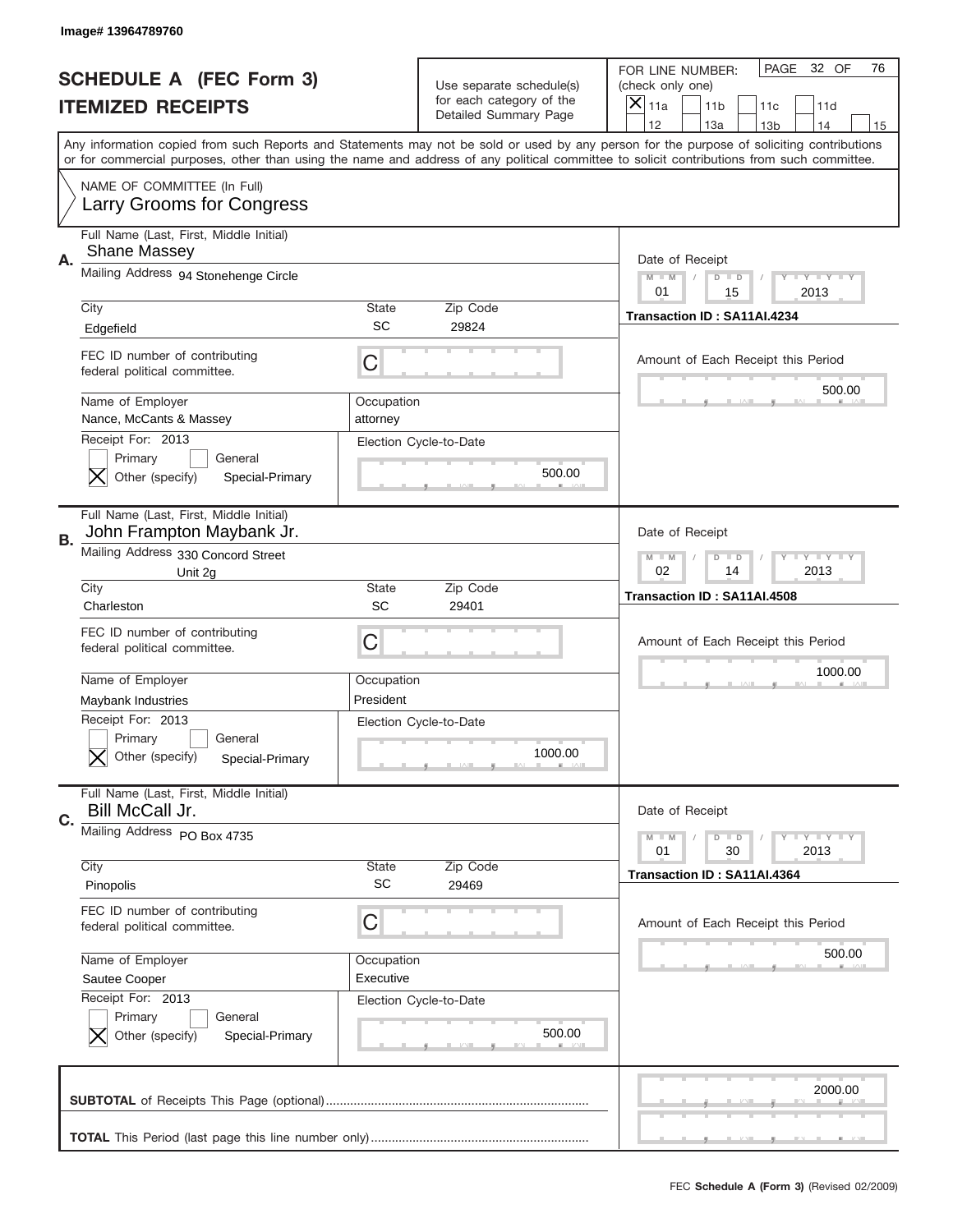Image# 13964789760

# SCHEDULE A (FEC Form 3)
## ITEMIZED RECEIPTS

Use separate schedule(s) for each category of the Detailed Summary Page

FOR LINE NUMBER: (check only one)
[X] 11a [ ] 11b [ ] 11c [ ] 11d [ ] 12 [ ] 13a [ ] 13b [ ] 14 [ ] 15

PAGE 32 OF 76

Any information copied from such Reports and Statements may not be sold or used by any person for the purpose of soliciting contributions or for commercial purposes, other than using the name and address of any political committee to solicit contributions from such committee.

NAME OF COMMITTEE (In Full)
Larry Grooms for Congress

---

**A.** Full Name (Last, First, Middle Initial): Shane Massey
Mailing Address: 94 Stonehenge Circle
City: Edgefield | State: SC | Zip Code: 29824
FEC ID number of contributing federal political committee: C
Name of Employer: Nance, McCants & Massey | Occupation: attorney
Receipt For: 2013 — [ ] Primary [ ] General [X] Other (specify): Special-Primary
Election Cycle-to-Date: 500.00
Date of Receipt: 01 / 15 / 2013
Transaction ID : SA11AI.4234
Amount of Each Receipt this Period: 500.00

---

**B.** Full Name (Last, First, Middle Initial): John Frampton Maybank Jr.
Mailing Address: 330 Concord Street, Unit 2g
City: Charleston | State: SC | Zip Code: 29401
FEC ID number of contributing federal political committee: C
Name of Employer: Maybank Industries | Occupation: President
Receipt For: 2013 — [ ] Primary [ ] General [X] Other (specify): Special-Primary
Election Cycle-to-Date: 1000.00
Date of Receipt: 02 / 14 / 2013
Transaction ID : SA11AI.4508
Amount of Each Receipt this Period: 1000.00

---

**C.** Full Name (Last, First, Middle Initial): Bill McCall Jr.
Mailing Address: PO Box 4735
City: Pinopolis | State: SC | Zip Code: 29469
FEC ID number of contributing federal political committee: C
Name of Employer: Sautee Cooper | Occupation: Executive
Receipt For: 2013 — [ ] Primary [ ] General [X] Other (specify): Special-Primary
Election Cycle-to-Date: 500.00
Date of Receipt: 01 / 30 / 2013
Transaction ID : SA11AI.4364
Amount of Each Receipt this Period: 500.00

---

**SUBTOTAL** of Receipts This Page (optional): 2000.00

**TOTAL** This Period (last page this line number only):

FEC Schedule A (Form 3) (Revised 02/2009)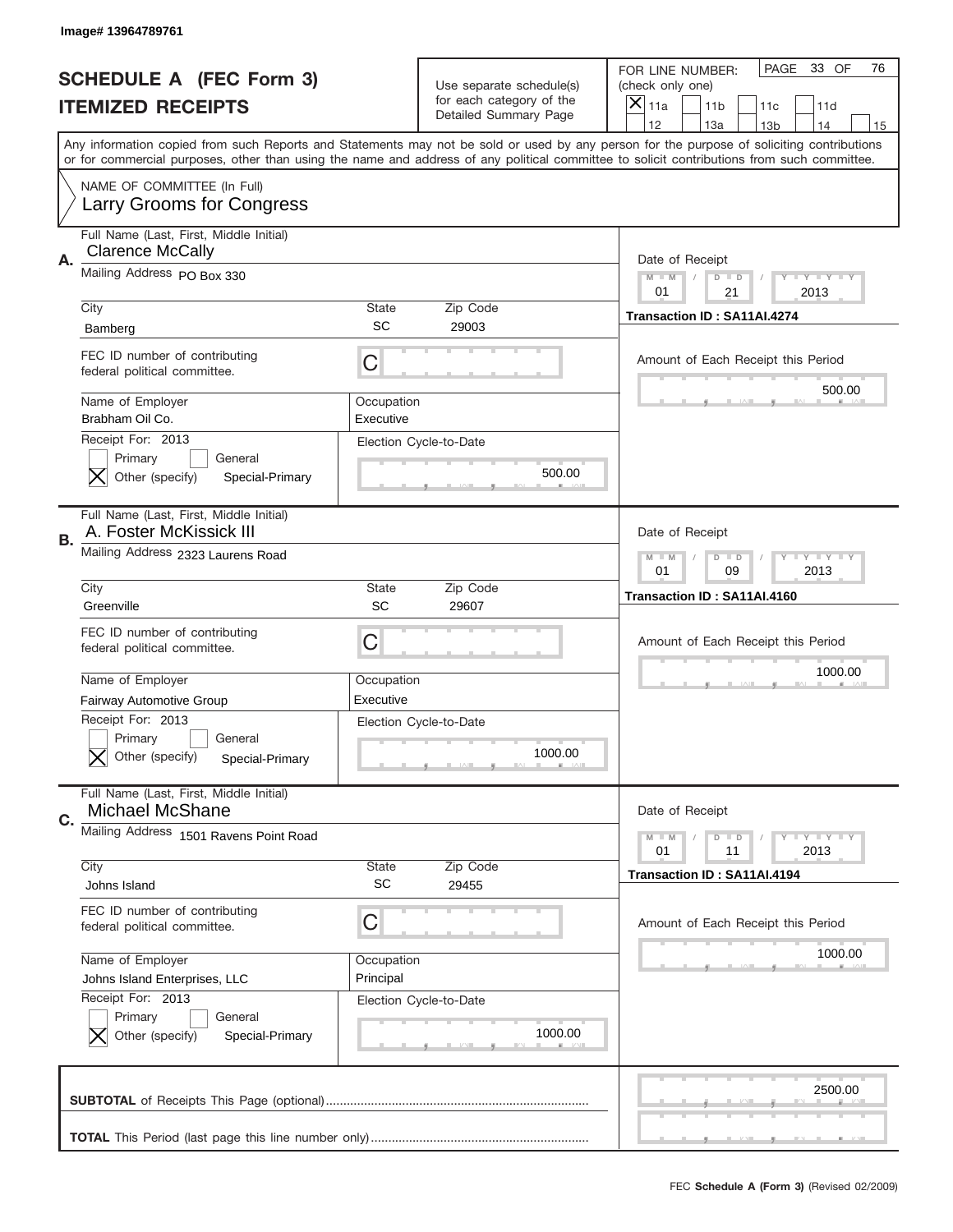Image# 13964789761

# SCHEDULE A (FEC Form 3)
## ITEMIZED RECEIPTS

Use separate schedule(s) for each category of the Detailed Summary Page

FOR LINE NUMBER: (check only one)
[X] 11a [ ] 11b [ ] 11c [ ] 11d [ ] 12 [ ] 13a [ ] 13b [ ] 14 [ ] 15

PAGE 33 OF 76

Any information copied from such Reports and Statements may not be sold or used by any person for the purpose of soliciting contributions or for commercial purposes, other than using the name and address of any political committee to solicit contributions from such committee.

NAME OF COMMITTEE (In Full)
Larry Grooms for Congress

---

**A.**
Full Name (Last, First, Middle Initial): Clarence McCally
Mailing Address: PO Box 330
City: Bamberg | State: SC | Zip Code: 29003
FEC ID number of contributing federal political committee: C
Name of Employer: Brabham Oil Co.
Occupation: Executive
Receipt For: 2013 — [ ] Primary [ ] General [X] Other (specify) Special-Primary
Election Cycle-to-Date: 500.00
Date of Receipt: 01 / 21 / 2013
Transaction ID : SA11AI.4274
Amount of Each Receipt this Period: 500.00

---

**B.**
Full Name (Last, First, Middle Initial): A. Foster McKissick III
Mailing Address: 2323 Laurens Road
City: Greenville | State: SC | Zip Code: 29607
FEC ID number of contributing federal political committee: C
Name of Employer: Fairway Automotive Group
Occupation: Executive
Receipt For: 2013 — [ ] Primary [ ] General [X] Other (specify) Special-Primary
Election Cycle-to-Date: 1000.00
Date of Receipt: 01 / 09 / 2013
Transaction ID : SA11AI.4160
Amount of Each Receipt this Period: 1000.00

---

**C.**
Full Name (Last, First, Middle Initial): Michael McShane
Mailing Address: 1501 Ravens Point Road
City: Johns Island | State: SC | Zip Code: 29455
FEC ID number of contributing federal political committee: C
Name of Employer: Johns Island Enterprises, LLC
Occupation: Principal
Receipt For: 2013 — [ ] Primary [ ] General [X] Other (specify) Special-Primary
Election Cycle-to-Date: 1000.00
Date of Receipt: 01 / 11 / 2013
Transaction ID : SA11AI.4194
Amount of Each Receipt this Period: 1000.00

---

**SUBTOTAL** of Receipts This Page (optional): 2500.00

**TOTAL** This Period (last page this line number only):

FEC **Schedule A (Form 3)** (Revised 02/2009)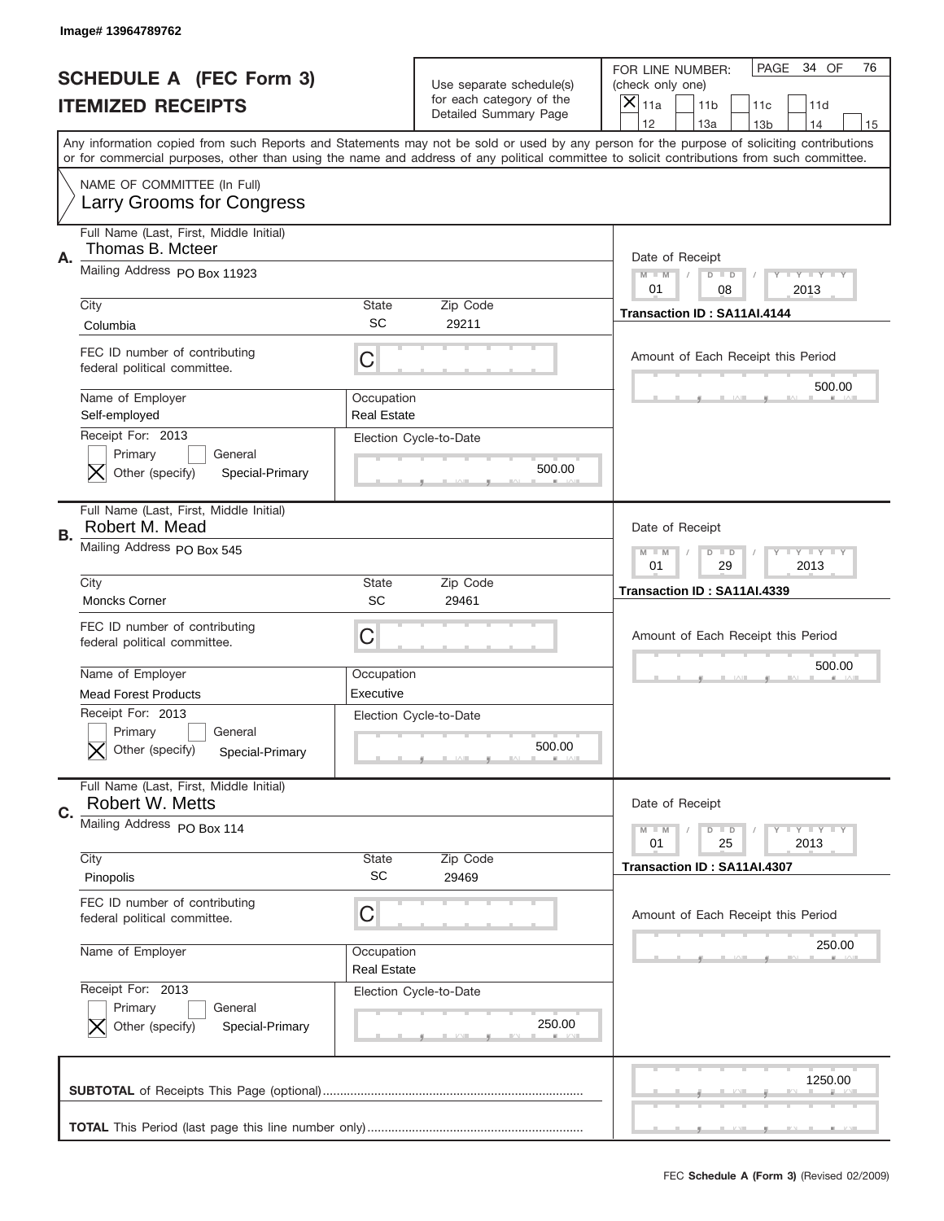Image# 13964789762

# SCHEDULE A (FEC Form 3)
# ITEMIZED RECEIPTS

Use separate schedule(s) for each category of the Detailed Summary Page

FOR LINE NUMBER: (check only one)

- [x] 11a
- [ ] 11b
- [ ] 11c
- [ ] 11d
- [ ] 12
- [ ] 13a
- [ ] 13b
- [ ] 14
- [ ] 15

PAGE 34 OF 76

Any information copied from such Reports and Statements may not be sold or used by any person for the purpose of soliciting contributions or for commercial purposes, other than using the name and address of any political committee to solicit contributions from such committee.

NAME OF COMMITTEE (In Full)
Larry Grooms for Congress

---

**A.**

Full Name (Last, First, Middle Initial): Thomas B. Mcteer

Mailing Address: PO Box 11923

City: Columbia | State: SC | Zip Code: 29211

FEC ID number of contributing federal political committee: C

Name of Employer: Self-employed

Occupation: Real Estate

Receipt For: 2013
- [ ] Primary
- [ ] General
- [x] Other (specify) Special-Primary

Election Cycle-to-Date: 500.00

Date of Receipt: 01 / 08 / 2013

Transaction ID : SA11AI.4144

Amount of Each Receipt this Period: 500.00

---

**B.**

Full Name (Last, First, Middle Initial): Robert M. Mead

Mailing Address: PO Box 545

City: Moncks Corner | State: SC | Zip Code: 29461

FEC ID number of contributing federal political committee: C

Name of Employer: Mead Forest Products

Occupation: Executive

Receipt For: 2013
- [ ] Primary
- [ ] General
- [x] Other (specify) Special-Primary

Election Cycle-to-Date: 500.00

Date of Receipt: 01 / 29 / 2013

Transaction ID : SA11AI.4339

Amount of Each Receipt this Period: 500.00

---

**C.**

Full Name (Last, First, Middle Initial): Robert W. Metts

Mailing Address: PO Box 114

City: Pinopolis | State: SC | Zip Code: 29469

FEC ID number of contributing federal political committee: C

Name of Employer:

Occupation: Real Estate

Receipt For: 2013
- [ ] Primary
- [ ] General
- [x] Other (specify) Special-Primary

Election Cycle-to-Date: 250.00

Date of Receipt: 01 / 25 / 2013

Transaction ID : SA11AI.4307

Amount of Each Receipt this Period: 250.00

---

**SUBTOTAL** of Receipts This Page (optional): 1250.00

**TOTAL** This Period (last page this line number only):

FEC **Schedule A (Form 3)** (Revised 02/2009)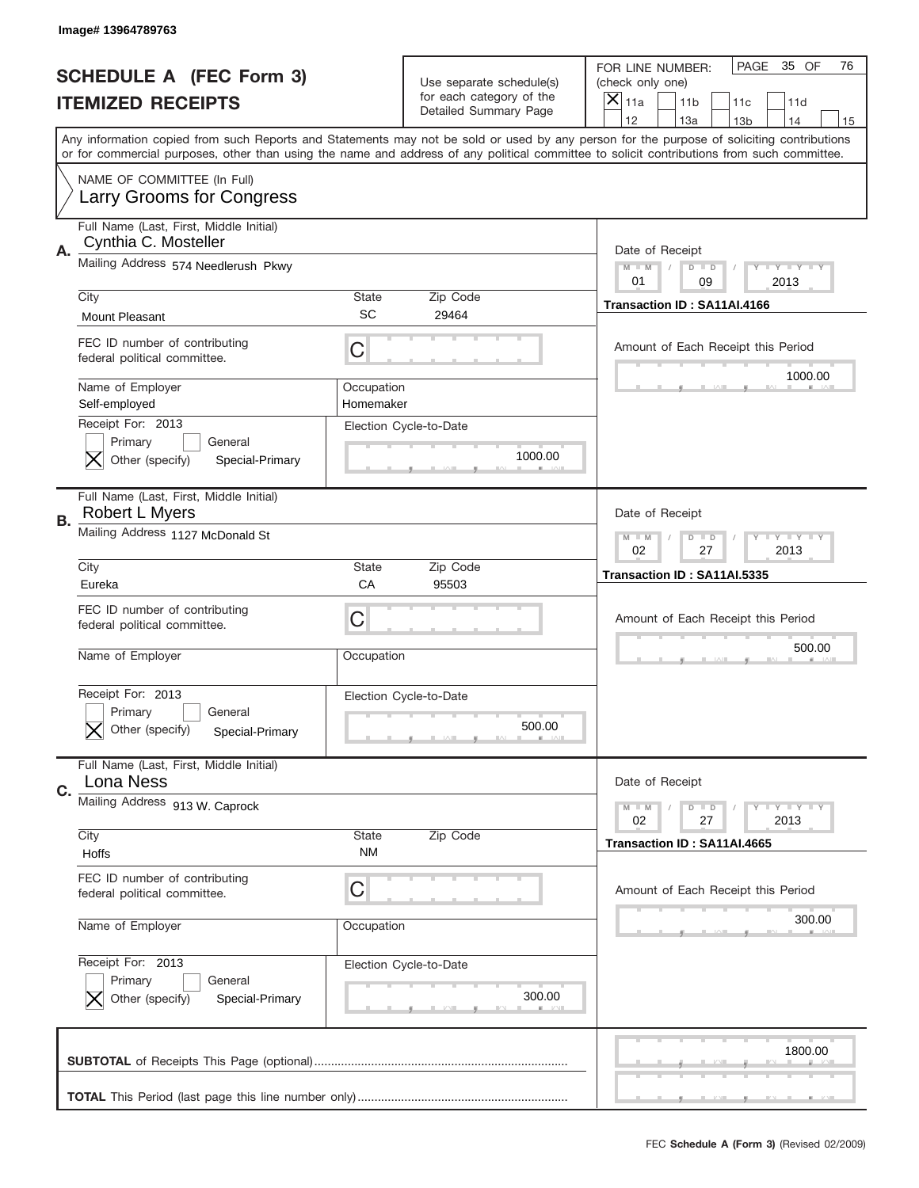Image# 13964789763

# SCHEDULE A (FEC Form 3)
## ITEMIZED RECEIPTS

Use separate schedule(s) for each category of the Detailed Summary Page

FOR LINE NUMBER: (check only one)

- [x] 11a
- [ ] 11b
- [ ] 11c
- [ ] 11d
- [ ] 12
- [ ] 13a
- [ ] 13b
- [ ] 14
- [ ] 15

PAGE 35 OF 76

Any information copied from such Reports and Statements may not be sold or used by any person for the purpose of soliciting contributions or for commercial purposes, other than using the name and address of any political committee to solicit contributions from such committee.

NAME OF COMMITTEE (In Full)
Larry Grooms for Congress

---

**A.** Full Name (Last, First, Middle Initial): Cynthia C. Mosteller

Mailing Address: 574 Needlerush Pkwy

City: Mount Pleasant | State: SC | Zip Code: 29464

FEC ID number of contributing federal political committee: C

Name of Employer: Self-employed

Occupation: Homemaker

Receipt For: 2013
- [ ] Primary
- [ ] General
- [x] Other (specify): Special-Primary

Election Cycle-to-Date: 1000.00

Date of Receipt: 01 / 09 / 2013

Transaction ID : SA11AI.4166

Amount of Each Receipt this Period: 1000.00

---

**B.** Full Name (Last, First, Middle Initial): Robert L Myers

Mailing Address: 1127 McDonald St

City: Eureka | State: CA | Zip Code: 95503

FEC ID number of contributing federal political committee: C

Name of Employer:

Occupation:

Receipt For: 2013
- [ ] Primary
- [ ] General
- [x] Other (specify): Special-Primary

Election Cycle-to-Date: 500.00

Date of Receipt: 02 / 27 / 2013

Transaction ID : SA11AI.5335

Amount of Each Receipt this Period: 500.00

---

**C.** Full Name (Last, First, Middle Initial): Lona Ness

Mailing Address: 913 W. Caprock

City: Hoffs | State: NM | Zip Code:

FEC ID number of contributing federal political committee: C

Name of Employer:

Occupation:

Receipt For: 2013
- [ ] Primary
- [ ] General
- [x] Other (specify): Special-Primary

Election Cycle-to-Date: 300.00

Date of Receipt: 02 / 27 / 2013

Transaction ID : SA11AI.4665

Amount of Each Receipt this Period: 300.00

---

**SUBTOTAL** of Receipts This Page (optional): 1800.00

**TOTAL** This Period (last page this line number only):

FEC **Schedule A (Form 3)** (Revised 02/2009)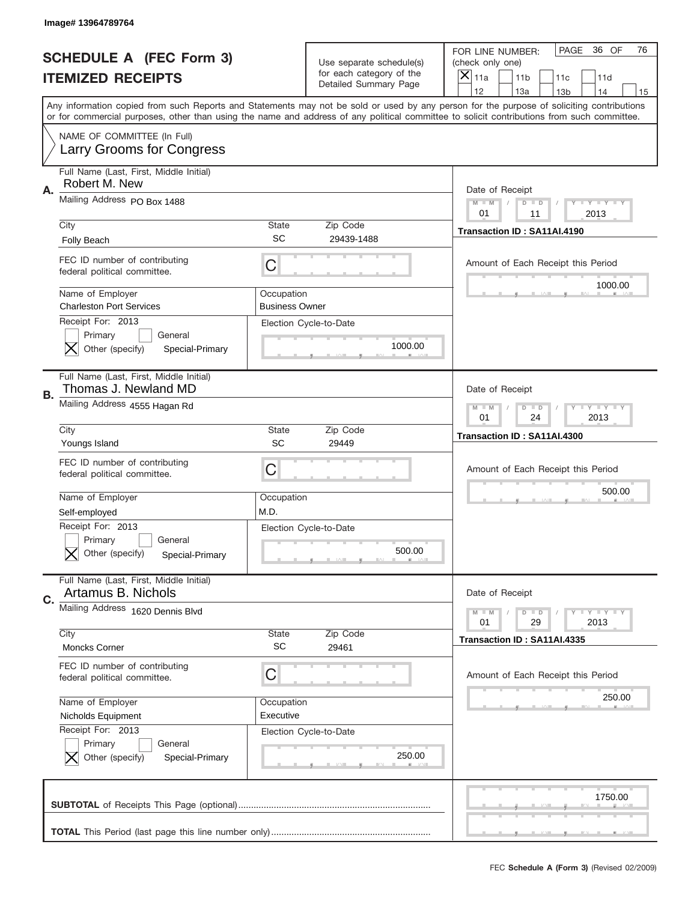Image# 13964789764

# SCHEDULE A (FEC Form 3)
# ITEMIZED RECEIPTS

Use separate schedule(s) for each category of the Detailed Summary Page

FOR LINE NUMBER: (check only one)

- [x] 11a
- [ ] 11b
- [ ] 11c
- [ ] 11d
- [ ] 12
- [ ] 13a
- [ ] 13b
- [ ] 14
- [ ] 15

PAGE 36 OF 76

Any information copied from such Reports and Statements may not be sold or used by any person for the purpose of soliciting contributions or for commercial purposes, other than using the name and address of any political committee to solicit contributions from such committee.

NAME OF COMMITTEE (In Full)
Larry Grooms for Congress

---

**A.**
Full Name (Last, First, Middle Initial): Robert M. New
Mailing Address: PO Box 1488
City: Folly Beach
State: SC
Zip Code: 29439-1488
FEC ID number of contributing federal political committee: C
Name of Employer: Charleston Port Services
Occupation: Business Owner
Receipt For: 2013
- [ ] Primary
- [ ] General
- [x] Other (specify): Special-Primary

Election Cycle-to-Date: 1000.00

Date of Receipt: 01 / 11 / 2013
Transaction ID : SA11AI.4190
Amount of Each Receipt this Period: 1000.00

---

**B.**
Full Name (Last, First, Middle Initial): Thomas J. Newland MD
Mailing Address: 4555 Hagan Rd
City: Youngs Island
State: SC
Zip Code: 29449
FEC ID number of contributing federal political committee: C
Name of Employer: Self-employed
Occupation: M.D.
Receipt For: 2013
- [ ] Primary
- [ ] General
- [x] Other (specify): Special-Primary

Election Cycle-to-Date: 500.00

Date of Receipt: 01 / 24 / 2013
Transaction ID : SA11AI.4300
Amount of Each Receipt this Period: 500.00

---

**C.**
Full Name (Last, First, Middle Initial): Artamus B. Nichols
Mailing Address: 1620 Dennis Blvd
City: Moncks Corner
State: SC
Zip Code: 29461
FEC ID number of contributing federal political committee: C
Name of Employer: Nicholds Equipment
Occupation: Executive
Receipt For: 2013
- [ ] Primary
- [ ] General
- [x] Other (specify): Special-Primary

Election Cycle-to-Date: 250.00

Date of Receipt: 01 / 29 / 2013
Transaction ID : SA11AI.4335
Amount of Each Receipt this Period: 250.00

---

**SUBTOTAL** of Receipts This Page (optional): 1750.00

**TOTAL** This Period (last page this line number only):

FEC Schedule A (Form 3) (Revised 02/2009)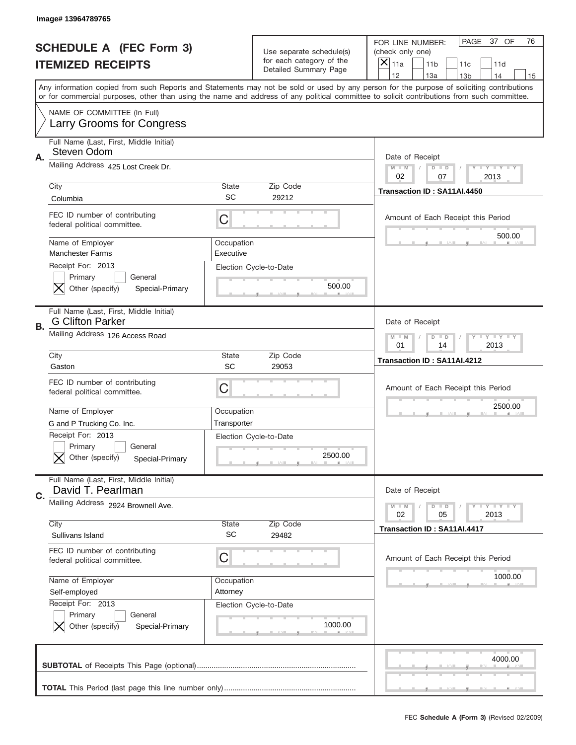Image# 13964789765

# SCHEDULE A (FEC Form 3)
# ITEMIZED RECEIPTS

Use separate schedule(s) for each category of the Detailed Summary Page

FOR LINE NUMBER: (check only one)

[X] 11a [ ] 11b [ ] 11c [ ] 11d [ ] 12 [ ] 13a [ ] 13b [ ] 14 [ ] 15

PAGE 37 OF 76

Any information copied from such Reports and Statements may not be sold or used by any person for the purpose of soliciting contributions or for commercial purposes, other than using the name and address of any political committee to solicit contributions from such committee.

NAME OF COMMITTEE (In Full)
Larry Grooms for Congress

---

**A.**

Full Name (Last, First, Middle Initial): Steven Odom

Mailing Address: 425 Lost Creek Dr.

City: Columbia | State: SC | Zip Code: 29212

FEC ID number of contributing federal political committee: C

Name of Employer: Manchester Farms | Occupation: Executive

Receipt For: 2013
[ ] Primary [ ] General
[X] Other (specify) Special-Primary

Election Cycle-to-Date: 500.00

Date of Receipt: 02 / 07 / 2013

Transaction ID : SA11AI.4450

Amount of Each Receipt this Period: 500.00

---

**B.**

Full Name (Last, First, Middle Initial): G Clifton Parker

Mailing Address: 126 Access Road

City: Gaston | State: SC | Zip Code: 29053

FEC ID number of contributing federal political committee: C

Name of Employer: G and P Trucking Co. Inc. | Occupation: Transporter

Receipt For: 2013
[ ] Primary [ ] General
[X] Other (specify) Special-Primary

Election Cycle-to-Date: 2500.00

Date of Receipt: 01 / 14 / 2013

Transaction ID : SA11AI.4212

Amount of Each Receipt this Period: 2500.00

---

**C.**

Full Name (Last, First, Middle Initial): David T. Pearlman

Mailing Address: 2924 Brownell Ave.

City: Sullivans Island | State: SC | Zip Code: 29482

FEC ID number of contributing federal political committee: C

Name of Employer: Self-employed | Occupation: Attorney

Receipt For: 2013
[ ] Primary [ ] General
[X] Other (specify) Special-Primary

Election Cycle-to-Date: 1000.00

Date of Receipt: 02 / 05 / 2013

Transaction ID : SA11AI.4417

Amount of Each Receipt this Period: 1000.00

---

**SUBTOTAL** of Receipts This Page (optional): 4000.00

**TOTAL** This Period (last page this line number only):

FEC **Schedule A (Form 3)** (Revised 02/2009)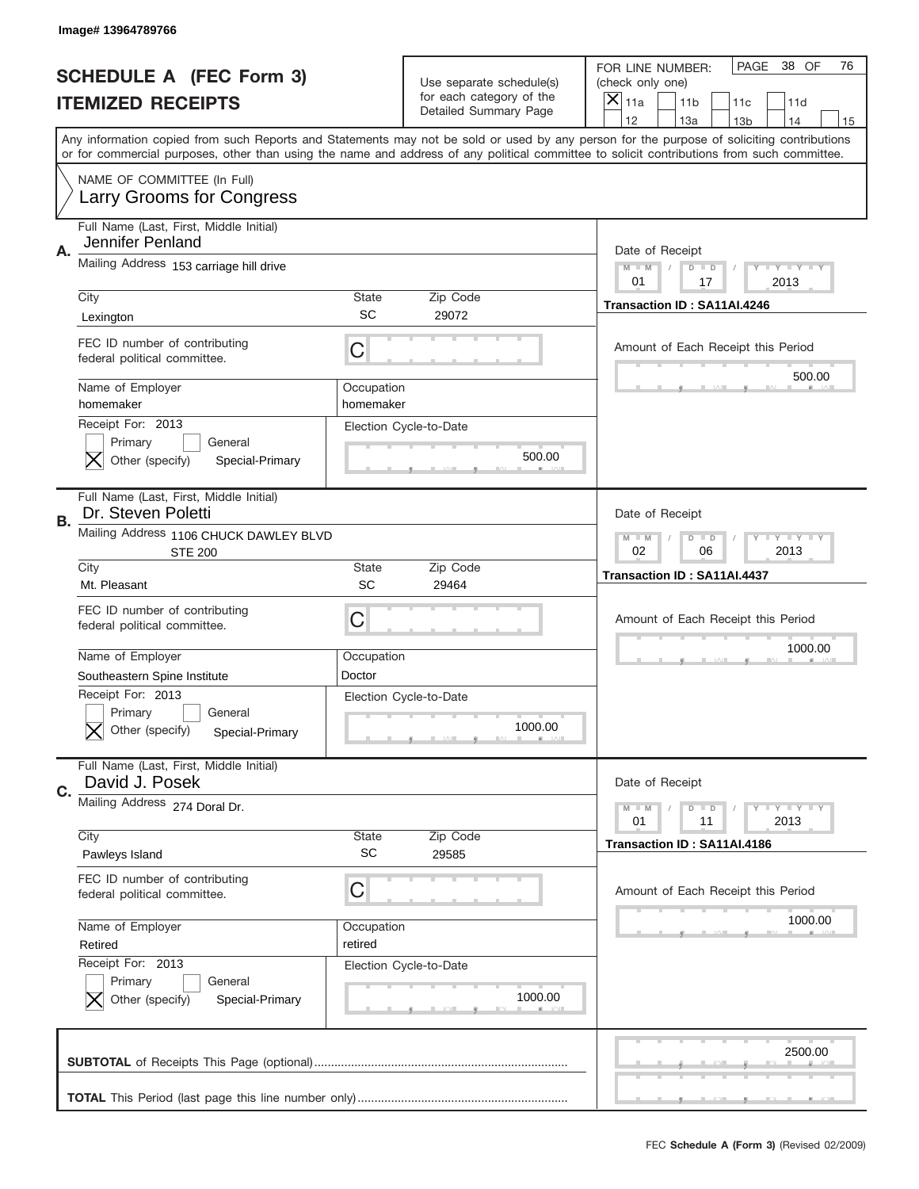Image# 13964789766

# SCHEDULE A (FEC Form 3)
## ITEMIZED RECEIPTS

Use separate schedule(s) for each category of the Detailed Summary Page

FOR LINE NUMBER: (check only one)
[X] 11a [ ] 11b [ ] 11c [ ] 11d [ ] 12 [ ] 13a [ ] 13b [ ] 14 [ ] 15

PAGE 38 OF 76

Any information copied from such Reports and Statements may not be sold or used by any person for the purpose of soliciting contributions or for commercial purposes, other than using the name and address of any political committee to solicit contributions from such committee.

NAME OF COMMITTEE (In Full)
Larry Grooms for Congress

---

**A.**

| Field | Value |
|---|---|
| Full Name (Last, First, Middle Initial) | Jennifer Penland |
| Mailing Address | 153 carriage hill drive |
| City | Lexington |
| State | SC |
| Zip Code | 29072 |
| FEC ID number of contributing federal political committee. | C |
| Name of Employer | homemaker |
| Occupation | homemaker |
| Receipt For: | 2013 |
| [ ] Primary [ ] General [X] Other (specify) | Special-Primary |
| Election Cycle-to-Date | 500.00 |
| Date of Receipt | 01 / 17 / 2013 |
| Transaction ID | SA11AI.4246 |
| Amount of Each Receipt this Period | 500.00 |

---

**B.**

| Field | Value |
|---|---|
| Full Name (Last, First, Middle Initial) | Dr. Steven Poletti |
| Mailing Address | 1106 CHUCK DAWLEY BLVD STE 200 |
| City | Mt. Pleasant |
| State | SC |
| Zip Code | 29464 |
| FEC ID number of contributing federal political committee. | C |
| Name of Employer | Southeastern Spine Institute |
| Occupation | Doctor |
| Receipt For: | 2013 |
| [ ] Primary [ ] General [X] Other (specify) | Special-Primary |
| Election Cycle-to-Date | 1000.00 |
| Date of Receipt | 02 / 06 / 2013 |
| Transaction ID | SA11AI.4437 |
| Amount of Each Receipt this Period | 1000.00 |

---

**C.**

| Field | Value |
|---|---|
| Full Name (Last, First, Middle Initial) | David J. Posek |
| Mailing Address | 274 Doral Dr. |
| City | Pawleys Island |
| State | SC |
| Zip Code | 29585 |
| FEC ID number of contributing federal political committee. | C |
| Name of Employer | Retired |
| Occupation | retired |
| Receipt For: | 2013 |
| [ ] Primary [ ] General [X] Other (specify) | Special-Primary |
| Election Cycle-to-Date | 1000.00 |
| Date of Receipt | 01 / 11 / 2013 |
| Transaction ID | SA11AI.4186 |
| Amount of Each Receipt this Period | 1000.00 |

---

**SUBTOTAL** of Receipts This Page (optional) ........ 2500.00

**TOTAL** This Period (last page this line number only) ........

FEC **Schedule A (Form 3)** (Revised 02/2009)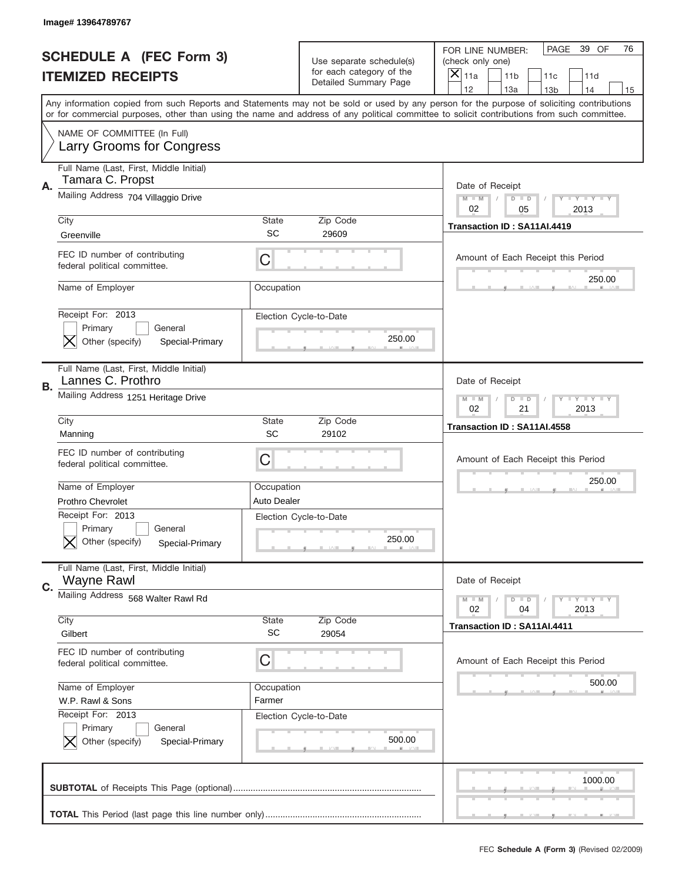Image# 13964789767

# SCHEDULE A (FEC Form 3)
## ITEMIZED RECEIPTS

Use separate schedule(s) for each category of the Detailed Summary Page

FOR LINE NUMBER: (check only one)

[X] 11a [ ] 11b [ ] 11c [ ] 11d [ ] 12 [ ] 13a [ ] 13b [ ] 14 [ ] 15

PAGE 39 OF 76

Any information copied from such Reports and Statements may not be sold or used by any person for the purpose of soliciting contributions or for commercial purposes, other than using the name and address of any political committee to solicit contributions from such committee.

NAME OF COMMITTEE (In Full)
Larry Grooms for Congress

---

**A.** Full Name (Last, First, Middle Initial): Tamara C. Propst

Mailing Address: 704 Villaggio Drive

City: Greenville | State: SC | Zip Code: 29609

FEC ID number of contributing federal political committee: C

Name of Employer: | Occupation:

Receipt For: 2013 — [ ] Primary [ ] General [X] Other (specify): Special-Primary

Election Cycle-to-Date: 250.00

Date of Receipt: 02 / 05 / 2013

Transaction ID : SA11AI.4419

Amount of Each Receipt this Period: 250.00

---

**B.** Full Name (Last, First, Middle Initial): Lannes C. Prothro

Mailing Address: 1251 Heritage Drive

City: Manning | State: SC | Zip Code: 29102

FEC ID number of contributing federal political committee: C

Name of Employer: Prothro Chevrolet | Occupation: Auto Dealer

Receipt For: 2013 — [ ] Primary [ ] General [X] Other (specify): Special-Primary

Election Cycle-to-Date: 250.00

Date of Receipt: 02 / 21 / 2013

Transaction ID : SA11AI.4558

Amount of Each Receipt this Period: 250.00

---

**C.** Full Name (Last, First, Middle Initial): Wayne Rawl

Mailing Address: 568 Walter Rawl Rd

City: Gilbert | State: SC | Zip Code: 29054

FEC ID number of contributing federal political committee: C

Name of Employer: W.P. Rawl & Sons | Occupation: Farmer

Receipt For: 2013 — [ ] Primary [ ] General [X] Other (specify): Special-Primary

Election Cycle-to-Date: 500.00

Date of Receipt: 02 / 04 / 2013

Transaction ID : SA11AI.4411

Amount of Each Receipt this Period: 500.00

---

**SUBTOTAL** of Receipts This Page (optional): 1000.00

**TOTAL** This Period (last page this line number only):

FEC Schedule A (Form 3) (Revised 02/2009)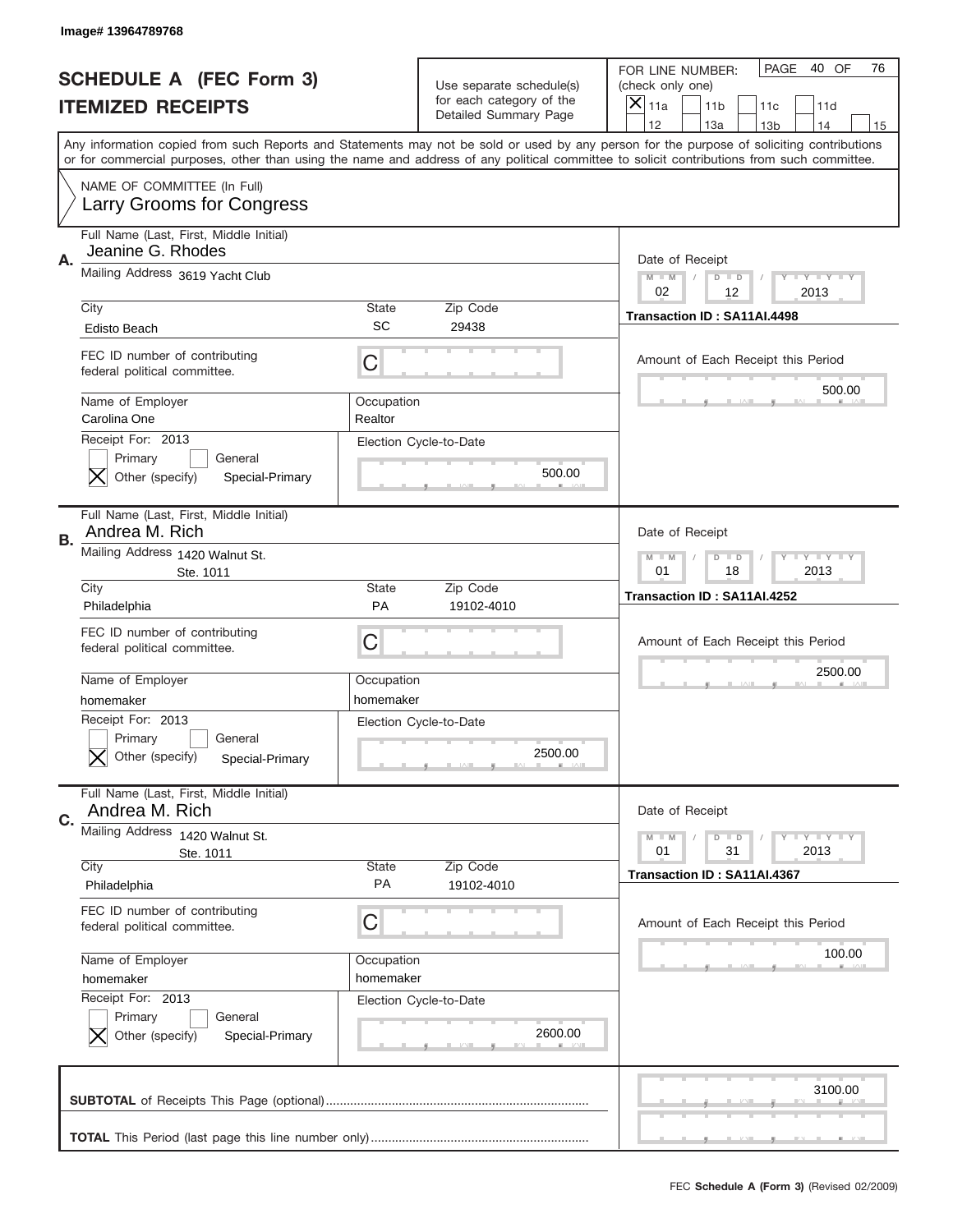Image# 13964789768

# SCHEDULE A (FEC Form 3)
# ITEMIZED RECEIPTS

Use separate schedule(s) for each category of the Detailed Summary Page

FOR LINE NUMBER: (check only one)

- [X] 11a
- [ ] 11b
- [ ] 11c
- [ ] 11d
- [ ] 12
- [ ] 13a
- [ ] 13b
- [ ] 14
- [ ] 15

PAGE 40 OF 76

Any information copied from such Reports and Statements may not be sold or used by any person for the purpose of soliciting contributions or for commercial purposes, other than using the name and address of any political committee to solicit contributions from such committee.

NAME OF COMMITTEE (In Full)
Larry Grooms for Congress

---

**A.**
Full Name (Last, First, Middle Initial): Jeanine G. Rhodes
Mailing Address: 3619 Yacht Club
City: Edisto Beach | State: SC | Zip Code: 29438
FEC ID number of contributing federal political committee: C
Name of Employer: Carolina One
Occupation: Realtor
Receipt For: 2013
- [ ] Primary
- [ ] General
- [X] Other (specify): Special-Primary

Election Cycle-to-Date: 500.00

Date of Receipt: 02 / 12 / 2013
Transaction ID : SA11AI.4498
Amount of Each Receipt this Period: 500.00

---

**B.**
Full Name (Last, First, Middle Initial): Andrea M. Rich
Mailing Address: 1420 Walnut St. Ste. 1011
City: Philadelphia | State: PA | Zip Code: 19102-4010
FEC ID number of contributing federal political committee: C
Name of Employer: homemaker
Occupation: homemaker
Receipt For: 2013
- [ ] Primary
- [ ] General
- [X] Other (specify): Special-Primary

Election Cycle-to-Date: 2500.00

Date of Receipt: 01 / 18 / 2013
Transaction ID : SA11AI.4252
Amount of Each Receipt this Period: 2500.00

---

**C.**
Full Name (Last, First, Middle Initial): Andrea M. Rich
Mailing Address: 1420 Walnut St. Ste. 1011
City: Philadelphia | State: PA | Zip Code: 19102-4010
FEC ID number of contributing federal political committee: C
Name of Employer: homemaker
Occupation: homemaker
Receipt For: 2013
- [ ] Primary
- [ ] General
- [X] Other (specify): Special-Primary

Election Cycle-to-Date: 2600.00

Date of Receipt: 01 / 31 / 2013
Transaction ID : SA11AI.4367
Amount of Each Receipt this Period: 100.00

---

**SUBTOTAL** of Receipts This Page (optional): 3100.00

**TOTAL** This Period (last page this line number only):

FEC **Schedule A (Form 3)** (Revised 02/2009)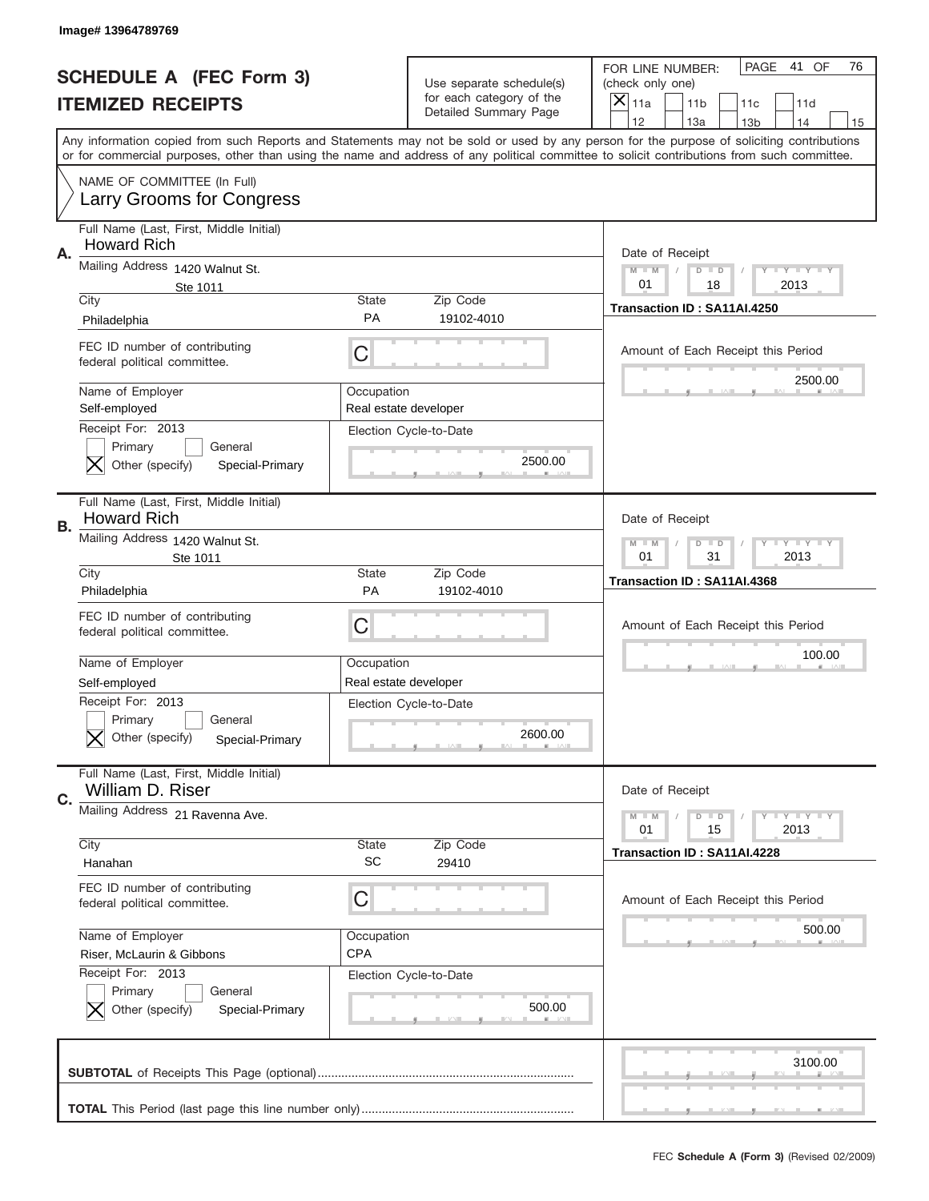Image# 13964789769

# SCHEDULE A (FEC Form 3)
## ITEMIZED RECEIPTS

Use separate schedule(s) for each category of the Detailed Summary Page

FOR LINE NUMBER: (check only one)

- [X] 11a
- [ ] 11b
- [ ] 11c
- [ ] 11d
- [ ] 12
- [ ] 13a
- [ ] 13b
- [ ] 14
- [ ] 15

Any information copied from such Reports and Statements may not be sold or used by any person for the purpose of soliciting contributions or for commercial purposes, other than using the name and address of any political committee to solicit contributions from such committee.

NAME OF COMMITTEE (In Full)
Larry Grooms for Congress

---

**A.**

Full Name (Last, First, Middle Initial): Howard Rich

Mailing Address: 1420 Walnut St. Ste 1011

City: Philadelphia | State: PA | Zip Code: 19102-4010

FEC ID number of contributing federal political committee: C

Name of Employer: Self-employed

Occupation: Real estate developer

Receipt For: 2013
- [ ] Primary
- [ ] General
- [X] Other (specify): Special-Primary

Election Cycle-to-Date: 2500.00

Date of Receipt: 01 / 18 / 2013

Transaction ID : SA11AI.4250

Amount of Each Receipt this Period: 2500.00

---

**B.**

Full Name (Last, First, Middle Initial): Howard Rich

Mailing Address: 1420 Walnut St. Ste 1011

City: Philadelphia | State: PA | Zip Code: 19102-4010

FEC ID number of contributing federal political committee: C

Name of Employer: Self-employed

Occupation: Real estate developer

Receipt For: 2013
- [ ] Primary
- [ ] General
- [X] Other (specify): Special-Primary

Election Cycle-to-Date: 2600.00

Date of Receipt: 01 / 31 / 2013

Transaction ID : SA11AI.4368

Amount of Each Receipt this Period: 100.00

---

**C.**

Full Name (Last, First, Middle Initial): William D. Riser

Mailing Address: 21 Ravenna Ave.

City: Hanahan | State: SC | Zip Code: 29410

FEC ID number of contributing federal political committee: C

Name of Employer: Riser, McLaurin & Gibbons

Occupation: CPA

Receipt For: 2013
- [ ] Primary
- [ ] General
- [X] Other (specify): Special-Primary

Election Cycle-to-Date: 500.00

Date of Receipt: 01 / 15 / 2013

Transaction ID : SA11AI.4228

Amount of Each Receipt this Period: 500.00

---

**SUBTOTAL** of Receipts This Page (optional): 3100.00

**TOTAL** This Period (last page this line number only):

FEC **Schedule A (Form 3)** (Revised 02/2009)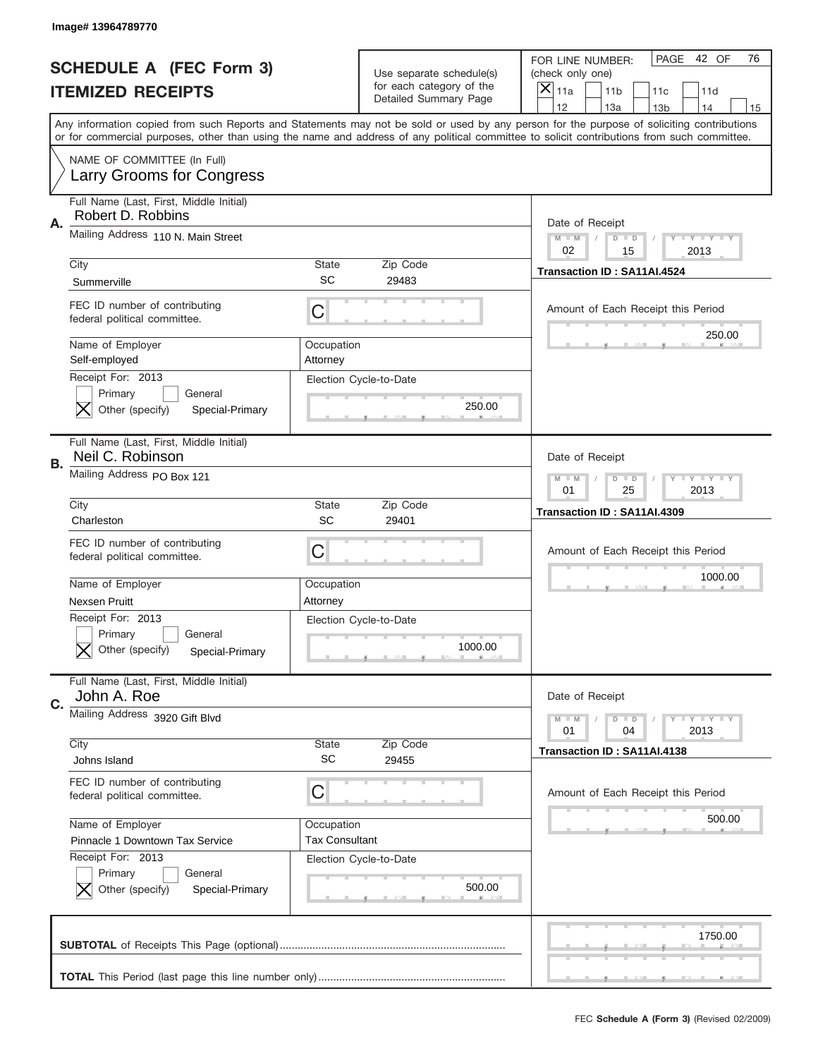Image# 13964789770

# SCHEDULE A (FEC Form 3)
## ITEMIZED RECEIPTS

Use separate schedule(s) for each category of the Detailed Summary Page

FOR LINE NUMBER: (check only one)

[X] 11a [ ] 11b [ ] 11c [ ] 11d [ ] 12 [ ] 13a [ ] 13b [ ] 14 [ ] 15

PAGE 42 OF 76

Any information copied from such Reports and Statements may not be sold or used by any person for the purpose of soliciting contributions or for commercial purposes, other than using the name and address of any political committee to solicit contributions from such committee.

NAME OF COMMITTEE (In Full)
Larry Grooms for Congress

---

**A.** Full Name (Last, First, Middle Initial): Robert D. Robbins

Mailing Address: 110 N. Main Street

City: Summerville | State: SC | Zip Code: 29483

FEC ID number of contributing federal political committee: C

Name of Employer: Self-employed | Occupation: Attorney

Receipt For: 2013 [ ] Primary [ ] General [X] Other (specify) Special-Primary

Election Cycle-to-Date: 250.00

Date of Receipt: 02 / 15 / 2013

Transaction ID : SA11AI.4524

Amount of Each Receipt this Period: 250.00

---

**B.** Full Name (Last, First, Middle Initial): Neil C. Robinson

Mailing Address: PO Box 121

City: Charleston | State: SC | Zip Code: 29401

FEC ID number of contributing federal political committee: C

Name of Employer: Nexsen Pruitt | Occupation: Attorney

Receipt For: 2013 [ ] Primary [ ] General [X] Other (specify) Special-Primary

Election Cycle-to-Date: 1000.00

Date of Receipt: 01 / 25 / 2013

Transaction ID : SA11AI.4309

Amount of Each Receipt this Period: 1000.00

---

**C.** Full Name (Last, First, Middle Initial): John A. Roe

Mailing Address: 3920 Gift Blvd

City: Johns Island | State: SC | Zip Code: 29455

FEC ID number of contributing federal political committee: C

Name of Employer: Pinnacle 1 Downtown Tax Service | Occupation: Tax Consultant

Receipt For: 2013 [ ] Primary [ ] General [X] Other (specify) Special-Primary

Election Cycle-to-Date: 500.00

Date of Receipt: 01 / 04 / 2013

Transaction ID : SA11AI.4138

Amount of Each Receipt this Period: 500.00

---

**SUBTOTAL** of Receipts This Page (optional): 1750.00

**TOTAL** This Period (last page this line number only):

FEC **Schedule A (Form 3)** (Revised 02/2009)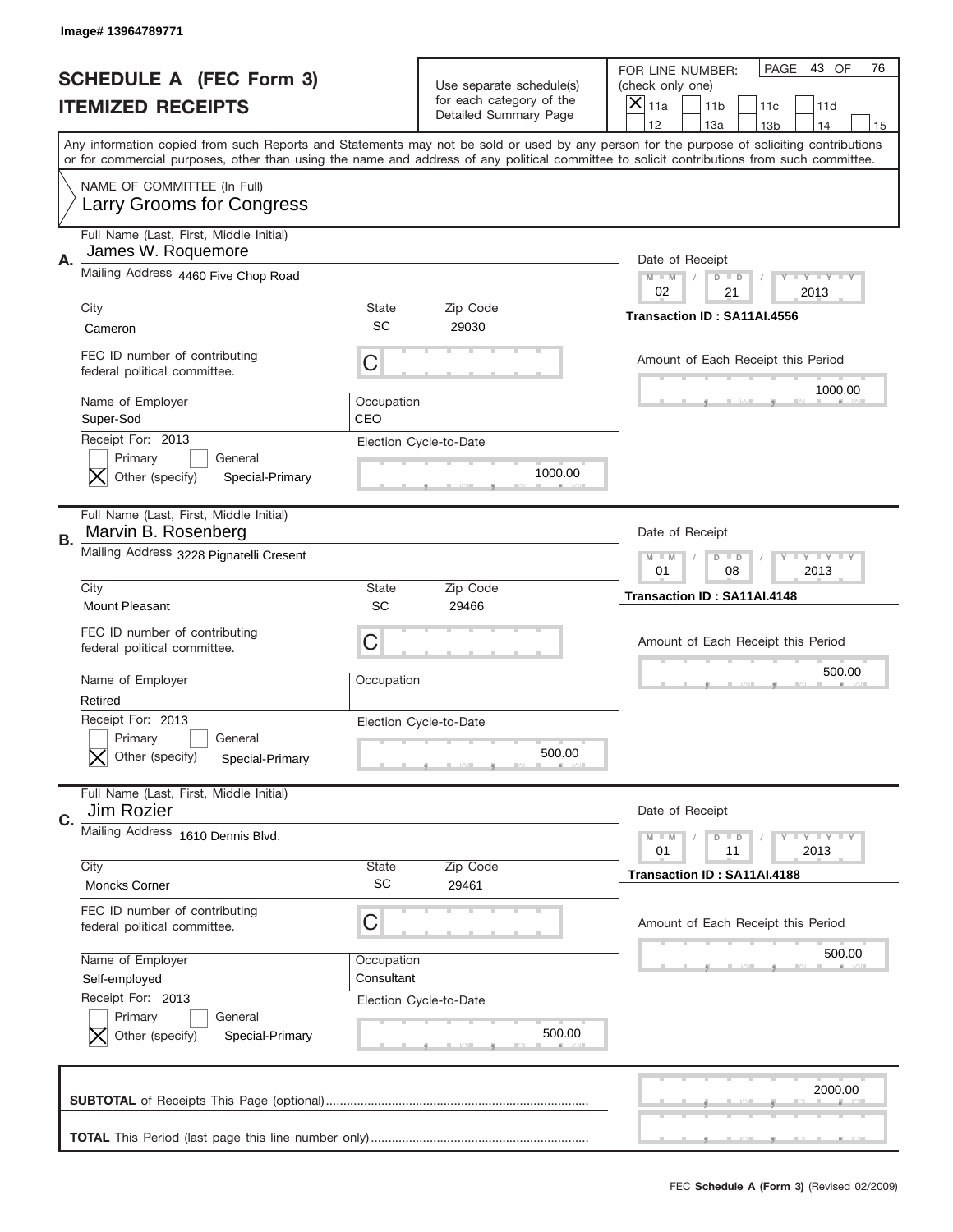Image# 13964789771

# SCHEDULE A (FEC Form 3)
## ITEMIZED RECEIPTS

Use separate schedule(s) for each category of the Detailed Summary Page

FOR LINE NUMBER: (check only one)
[X] 11a [ ] 11b [ ] 11c [ ] 11d [ ] 12 [ ] 13a [ ] 13b [ ] 14 [ ] 15

PAGE 43 OF 76

Any information copied from such Reports and Statements may not be sold or used by any person for the purpose of soliciting contributions or for commercial purposes, other than using the name and address of any political committee to solicit contributions from such committee.

NAME OF COMMITTEE (In Full)
Larry Grooms for Congress

---

**A.** Full Name (Last, First, Middle Initial): James W. Roquemore
Mailing Address: 4460 Five Chop Road
City: Cameron | State: SC | Zip Code: 29030
FEC ID number of contributing federal political committee: C
Name of Employer: Super-Sod | Occupation: CEO
Receipt For: 2013 [ ] Primary [ ] General [X] Other (specify) Special-Primary
Election Cycle-to-Date: 1000.00
Date of Receipt: 02 / 21 / 2013
Transaction ID : SA11AI.4556
Amount of Each Receipt this Period: 1000.00

---

**B.** Full Name (Last, First, Middle Initial): Marvin B. Rosenberg
Mailing Address: 3228 Pignatelli Cresent
City: Mount Pleasant | State: SC | Zip Code: 29466
FEC ID number of contributing federal political committee: C
Name of Employer: Retired | Occupation:
Receipt For: 2013 [ ] Primary [ ] General [X] Other (specify) Special-Primary
Election Cycle-to-Date: 500.00
Date of Receipt: 01 / 08 / 2013
Transaction ID : SA11AI.4148
Amount of Each Receipt this Period: 500.00

---

**C.** Full Name (Last, First, Middle Initial): Jim Rozier
Mailing Address: 1610 Dennis Blvd.
City: Moncks Corner | State: SC | Zip Code: 29461
FEC ID number of contributing federal political committee: C
Name of Employer: Self-employed | Occupation: Consultant
Receipt For: 2013 [ ] Primary [ ] General [X] Other (specify) Special-Primary
Election Cycle-to-Date: 500.00
Date of Receipt: 01 / 11 / 2013
Transaction ID : SA11AI.4188
Amount of Each Receipt this Period: 500.00

---

**SUBTOTAL** of Receipts This Page (optional): 2000.00

**TOTAL** This Period (last page this line number only):

FEC **Schedule A (Form 3)** (Revised 02/2009)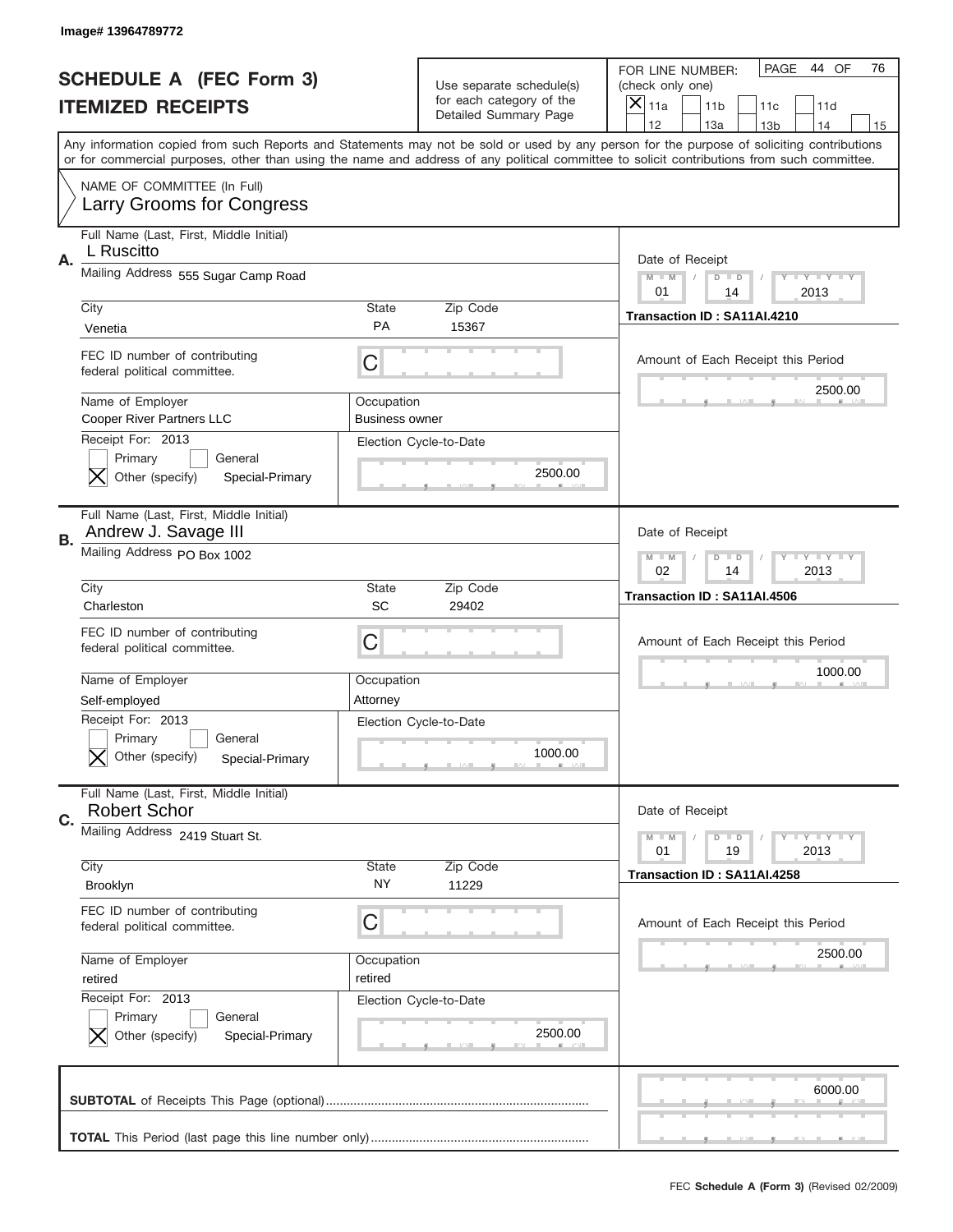Image# 13964789772

# SCHEDULE A (FEC Form 3)
## ITEMIZED RECEIPTS

Use separate schedule(s) for each category of the Detailed Summary Page

FOR LINE NUMBER: (check only one)
[X] 11a [ ] 11b [ ] 11c [ ] 11d [ ] 12 [ ] 13a [ ] 13b [ ] 14 [ ] 15

PAGE 44 OF 76

Any information copied from such Reports and Statements may not be sold or used by any person for the purpose of soliciting contributions or for commercial purposes, other than using the name and address of any political committee to solicit contributions from such committee.

NAME OF COMMITTEE (In Full)
Larry Grooms for Congress

---

**A.** Full Name (Last, First, Middle Initial): L Ruscitto

Mailing Address: 555 Sugar Camp Road

City: Venetia | State: PA | Zip Code: 15367

FEC ID number of contributing federal political committee: C

Name of Employer: Cooper River Partners LLC

Occupation: Business owner

Receipt For: 2013
[ ] Primary [ ] General
[X] Other (specify) Special-Primary

Election Cycle-to-Date: 2500.00

Date of Receipt: 01 / 14 / 2013

Transaction ID : SA11AI.4210

Amount of Each Receipt this Period: 2500.00

---

**B.** Full Name (Last, First, Middle Initial): Andrew J. Savage III

Mailing Address: PO Box 1002

City: Charleston | State: SC | Zip Code: 29402

FEC ID number of contributing federal political committee: C

Name of Employer: Self-employed

Occupation: Attorney

Receipt For: 2013
[ ] Primary [ ] General
[X] Other (specify) Special-Primary

Election Cycle-to-Date: 1000.00

Date of Receipt: 02 / 14 / 2013

Transaction ID : SA11AI.4506

Amount of Each Receipt this Period: 1000.00

---

**C.** Full Name (Last, First, Middle Initial): Robert Schor

Mailing Address: 2419 Stuart St.

City: Brooklyn | State: NY | Zip Code: 11229

FEC ID number of contributing federal political committee: C

Name of Employer: retired

Occupation: retired

Receipt For: 2013
[ ] Primary [ ] General
[X] Other (specify) Special-Primary

Election Cycle-to-Date: 2500.00

Date of Receipt: 01 / 19 / 2013

Transaction ID : SA11AI.4258

Amount of Each Receipt this Period: 2500.00

---

**SUBTOTAL** of Receipts This Page (optional): 6000.00

**TOTAL** This Period (last page this line number only):

FEC **Schedule A (Form 3)** (Revised 02/2009)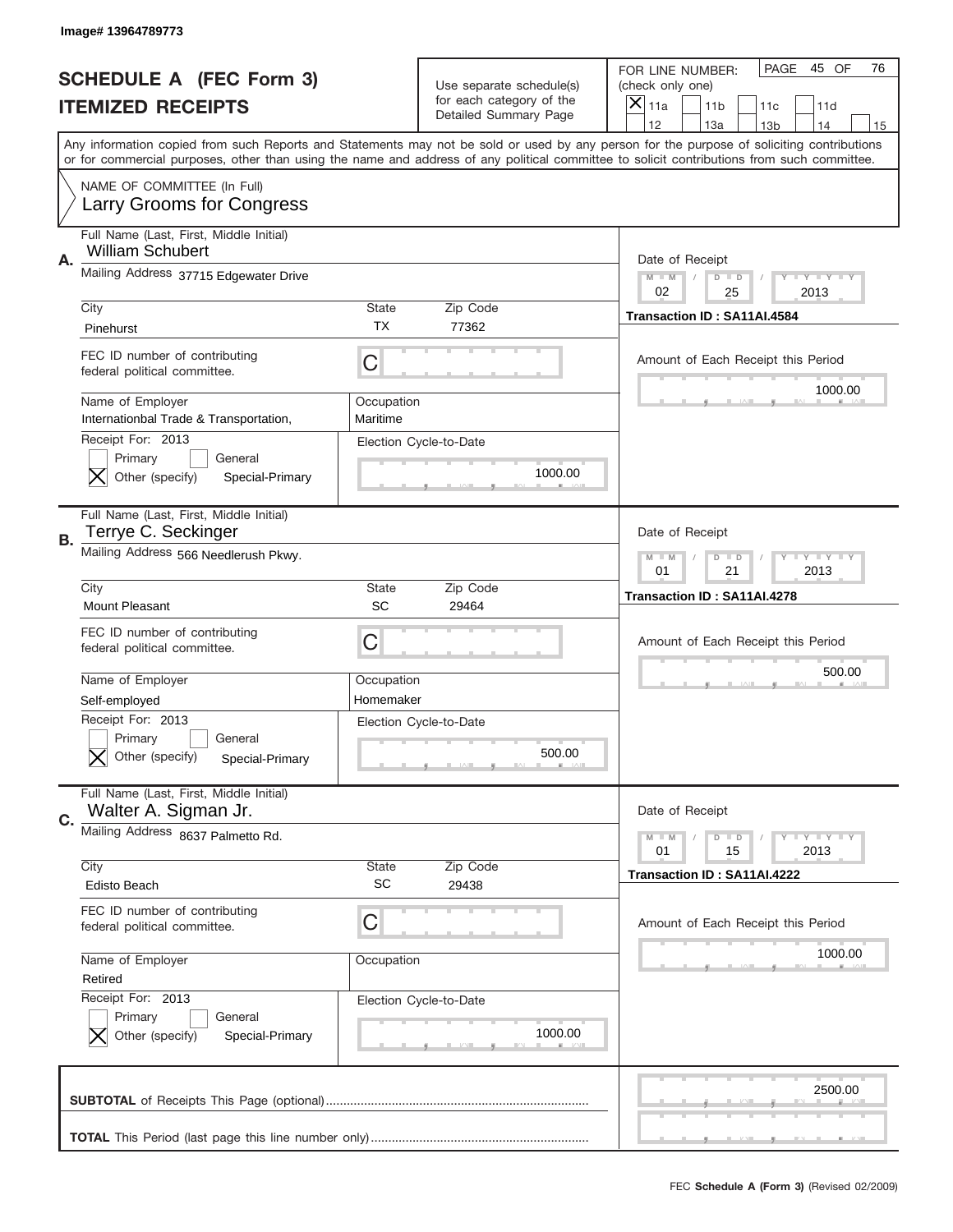Image# 13964789773

# SCHEDULE A (FEC Form 3)
## ITEMIZED RECEIPTS

Use separate schedule(s) for each category of the Detailed Summary Page

FOR LINE NUMBER: (check only one)

- [X] 11a
- [ ] 11b
- [ ] 11c
- [ ] 11d
- [ ] 12
- [ ] 13a
- [ ] 13b
- [ ] 14
- [ ] 15

PAGE 45 OF 76

Any information copied from such Reports and Statements may not be sold or used by any person for the purpose of soliciting contributions or for commercial purposes, other than using the name and address of any political committee to solicit contributions from such committee.

NAME OF COMMITTEE (In Full)
Larry Grooms for Congress

---

**A.** Full Name (Last, First, Middle Initial): William Schubert

Mailing Address: 37715 Edgewater Drive

City: Pinehurst | State: TX | Zip Code: 77362

FEC ID number of contributing federal political committee: C

Name of Employer: Internationbal Trade & Transportation,

Occupation: Maritime

Receipt For: 2013
- [ ] Primary
- [ ] General
- [X] Other (specify): Special-Primary

Election Cycle-to-Date: 1000.00

Date of Receipt: 02 / 25 / 2013

Transaction ID : SA11AI.4584

Amount of Each Receipt this Period: 1000.00

---

**B.** Full Name (Last, First, Middle Initial): Terrye C. Seckinger

Mailing Address: 566 Needlerush Pkwy.

City: Mount Pleasant | State: SC | Zip Code: 29464

FEC ID number of contributing federal political committee: C

Name of Employer: Self-employed

Occupation: Homemaker

Receipt For: 2013
- [ ] Primary
- [ ] General
- [X] Other (specify): Special-Primary

Election Cycle-to-Date: 500.00

Date of Receipt: 01 / 21 / 2013

Transaction ID : SA11AI.4278

Amount of Each Receipt this Period: 500.00

---

**C.** Full Name (Last, First, Middle Initial): Walter A. Sigman Jr.

Mailing Address: 8637 Palmetto Rd.

City: Edisto Beach | State: SC | Zip Code: 29438

FEC ID number of contributing federal political committee: C

Name of Employer: Retired

Occupation:

Receipt For: 2013
- [ ] Primary
- [ ] General
- [X] Other (specify): Special-Primary

Election Cycle-to-Date: 1000.00

Date of Receipt: 01 / 15 / 2013

Transaction ID : SA11AI.4222

Amount of Each Receipt this Period: 1000.00

---

**SUBTOTAL** of Receipts This Page (optional): 2500.00

**TOTAL** This Period (last page this line number only):

FEC **Schedule A (Form 3)** (Revised 02/2009)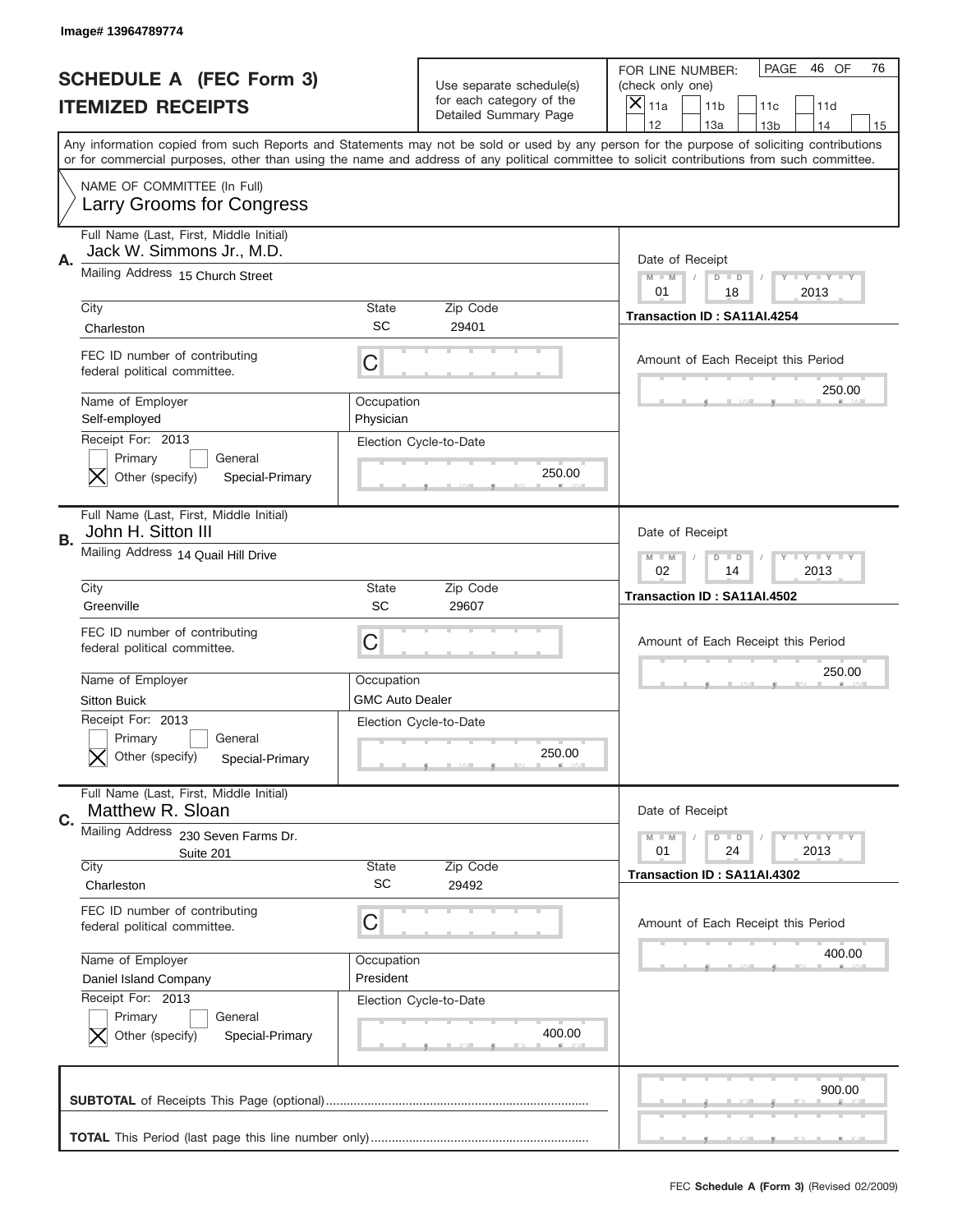Image# 13964789774

# SCHEDULE A (FEC Form 3)
## ITEMIZED RECEIPTS

Use separate schedule(s) for each category of the Detailed Summary Page

FOR LINE NUMBER: (check only one)
[X] 11a [ ] 11b [ ] 11c [ ] 11d [ ] 12 [ ] 13a [ ] 13b [ ] 14 [ ] 15

PAGE 46 OF 76

Any information copied from such Reports and Statements may not be sold or used by any person for the purpose of soliciting contributions or for commercial purposes, other than using the name and address of any political committee to solicit contributions from such committee.

NAME OF COMMITTEE (In Full)
Larry Grooms for Congress

**A.**
Full Name (Last, First, Middle Initial): Jack W. Simmons Jr., M.D.
Mailing Address: 15 Church Street
City: Charleston | State: SC | Zip Code: 29401
FEC ID number of contributing federal political committee: C
Name of Employer: Self-employed
Occupation: Physician
Receipt For: 2013
[ ] Primary [ ] General [X] Other (specify) Special-Primary
Election Cycle-to-Date: 250.00
Date of Receipt: 01 / 18 / 2013
Transaction ID : SA11AI.4254
Amount of Each Receipt this Period: 250.00

**B.**
Full Name (Last, First, Middle Initial): John H. Sitton III
Mailing Address: 14 Quail Hill Drive
City: Greenville | State: SC | Zip Code: 29607
FEC ID number of contributing federal political committee: C
Name of Employer: Sitton Buick
Occupation: GMC Auto Dealer
Receipt For: 2013
[ ] Primary [ ] General [X] Other (specify) Special-Primary
Election Cycle-to-Date: 250.00
Date of Receipt: 02 / 14 / 2013
Transaction ID : SA11AI.4502
Amount of Each Receipt this Period: 250.00

**C.**
Full Name (Last, First, Middle Initial): Matthew R. Sloan
Mailing Address: 230 Seven Farms Dr. Suite 201
City: Charleston | State: SC | Zip Code: 29492
FEC ID number of contributing federal political committee: C
Name of Employer: Daniel Island Company
Occupation: President
Receipt For: 2013
[ ] Primary [ ] General [X] Other (specify) Special-Primary
Election Cycle-to-Date: 400.00
Date of Receipt: 01 / 24 / 2013
Transaction ID : SA11AI.4302
Amount of Each Receipt this Period: 400.00

**SUBTOTAL** of Receipts This Page (optional): 900.00

**TOTAL** This Period (last page this line number only):

FEC **Schedule A (Form 3)** (Revised 02/2009)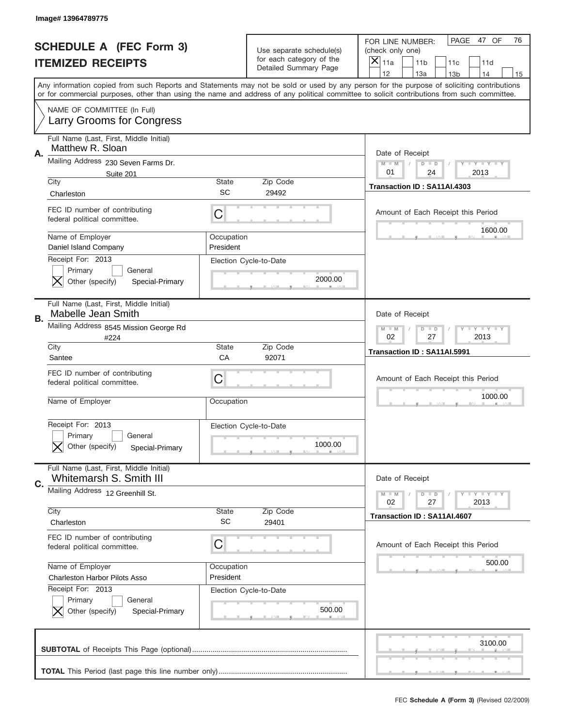Image# 13964789775

# SCHEDULE A (FEC Form 3)
## ITEMIZED RECEIPTS

Use separate schedule(s) for each category of the Detailed Summary Page

FOR LINE NUMBER: (check only one)
[X] 11a [ ] 11b [ ] 11c [ ] 11d [ ] 12 [ ] 13a [ ] 13b [ ] 14 [ ] 15

PAGE 47 OF 76

Any information copied from such Reports and Statements may not be sold or used by any person for the purpose of soliciting contributions or for commercial purposes, other than using the name and address of any political committee to solicit contributions from such committee.

NAME OF COMMITTEE (In Full)
Larry Grooms for Congress

---

**A.**
Full Name (Last, First, Middle Initial): Matthew R. Sloan
Mailing Address: 230 Seven Farms Dr. Suite 201
City: Charleston | State: SC | Zip Code: 29492
FEC ID number of contributing federal political committee: C
Name of Employer: Daniel Island Company
Occupation: President
Receipt For: 2013 — [ ] Primary [ ] General [X] Other (specify) Special-Primary
Election Cycle-to-Date: 2000.00
Date of Receipt: 01/24/2013
Transaction ID : SA11AI.4303
Amount of Each Receipt this Period: 1600.00

---

**B.**
Full Name (Last, First, Middle Initial): Mabelle Jean Smith
Mailing Address: 8545 Mission George Rd #224
City: Santee | State: CA | Zip Code: 92071
FEC ID number of contributing federal political committee: C
Name of Employer:
Occupation:
Receipt For: 2013 — [ ] Primary [ ] General [X] Other (specify) Special-Primary
Election Cycle-to-Date: 1000.00
Date of Receipt: 02/27/2013
Transaction ID : SA11AI.5991
Amount of Each Receipt this Period: 1000.00

---

**C.**
Full Name (Last, First, Middle Initial): Whitemarsh S. Smith III
Mailing Address: 12 Greenhill St.
City: Charleston | State: SC | Zip Code: 29401
FEC ID number of contributing federal political committee: C
Name of Employer: Charleston Harbor Pilots Asso
Occupation: President
Receipt For: 2013 — [ ] Primary [ ] General [X] Other (specify) Special-Primary
Election Cycle-to-Date: 500.00
Date of Receipt: 02/27/2013
Transaction ID : SA11AI.4607
Amount of Each Receipt this Period: 500.00

---

**SUBTOTAL** of Receipts This Page (optional): 3100.00

**TOTAL** This Period (last page this line number only):

FEC **Schedule A (Form 3)** (Revised 02/2009)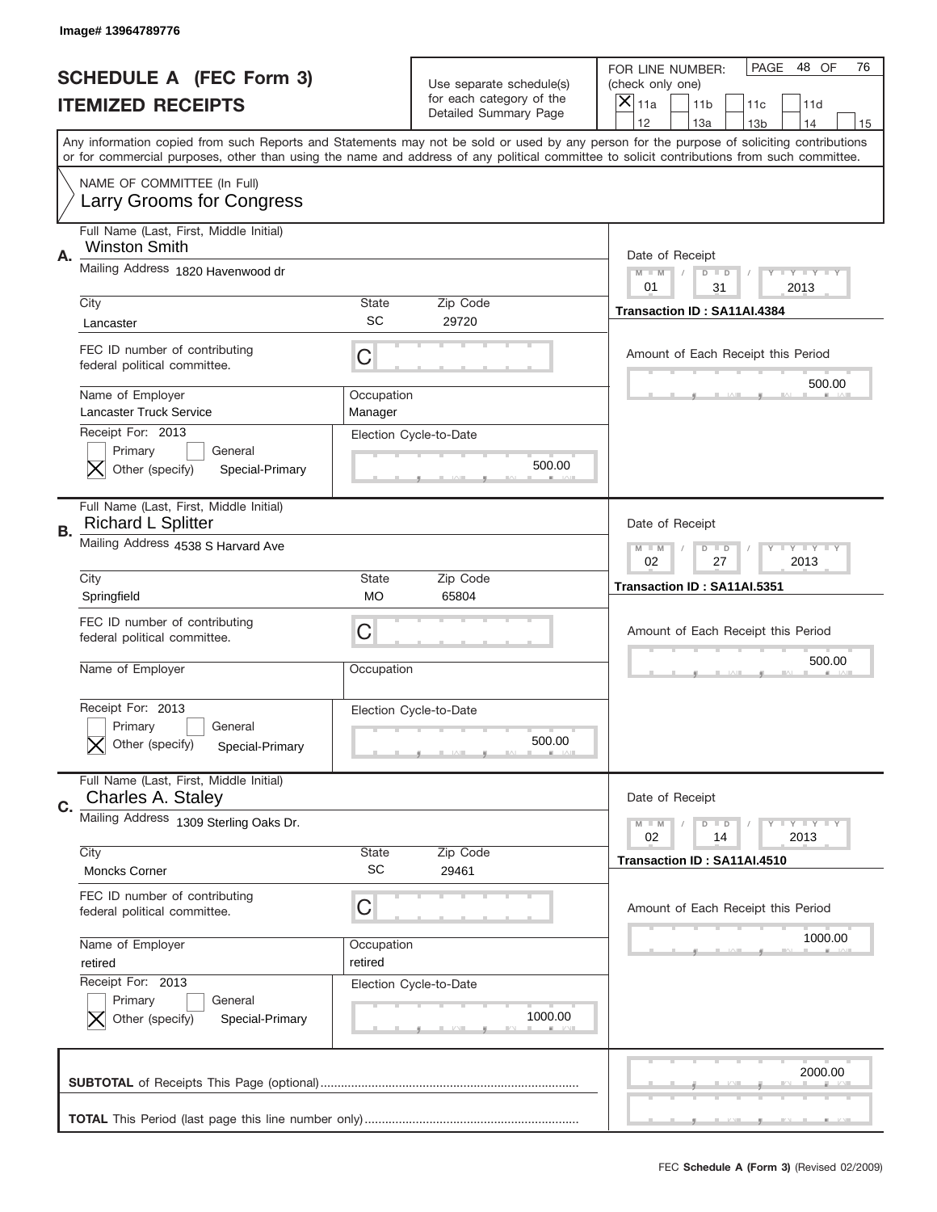Image# 13964789776

# SCHEDULE A (FEC Form 3)
## ITEMIZED RECEIPTS

Use separate schedule(s) for each category of the Detailed Summary Page

FOR LINE NUMBER: (check only one)

- [x] 11a
- [ ] 11b
- [ ] 11c
- [ ] 11d
- [ ] 12
- [ ] 13a
- [ ] 13b
- [ ] 14
- [ ] 15

PAGE 48 OF 76

Any information copied from such Reports and Statements may not be sold or used by any person for the purpose of soliciting contributions or for commercial purposes, other than using the name and address of any political committee to solicit contributions from such committee.

NAME OF COMMITTEE (In Full)
Larry Grooms for Congress

---

**A.** Full Name (Last, First, Middle Initial): Winston Smith

Mailing Address: 1820 Havenwood dr

City: Lancaster | State: SC | Zip Code: 29720

FEC ID number of contributing federal political committee: C

Name of Employer: Lancaster Truck Service | Occupation: Manager

Receipt For: 2013
- [ ] Primary
- [ ] General
- [x] Other (specify): Special-Primary

Election Cycle-to-Date: 500.00

Date of Receipt: 01 / 31 / 2013

Transaction ID : SA11AI.4384

Amount of Each Receipt this Period: 500.00

---

**B.** Full Name (Last, First, Middle Initial): Richard L Splitter

Mailing Address: 4538 S Harvard Ave

City: Springfield | State: MO | Zip Code: 65804

FEC ID number of contributing federal political committee: C

Name of Employer: | Occupation:

Receipt For: 2013
- [ ] Primary
- [ ] General
- [x] Other (specify): Special-Primary

Election Cycle-to-Date: 500.00

Date of Receipt: 02 / 27 / 2013

Transaction ID : SA11AI.5351

Amount of Each Receipt this Period: 500.00

---

**C.** Full Name (Last, First, Middle Initial): Charles A. Staley

Mailing Address: 1309 Sterling Oaks Dr.

City: Moncks Corner | State: SC | Zip Code: 29461

FEC ID number of contributing federal political committee: C

Name of Employer: retired | Occupation: retired

Receipt For: 2013
- [ ] Primary
- [ ] General
- [x] Other (specify): Special-Primary

Election Cycle-to-Date: 1000.00

Date of Receipt: 02 / 14 / 2013

Transaction ID : SA11AI.4510

Amount of Each Receipt this Period: 1000.00

---

**SUBTOTAL** of Receipts This Page (optional): 2000.00

**TOTAL** This Period (last page this line number only):

FEC **Schedule A (Form 3)** (Revised 02/2009)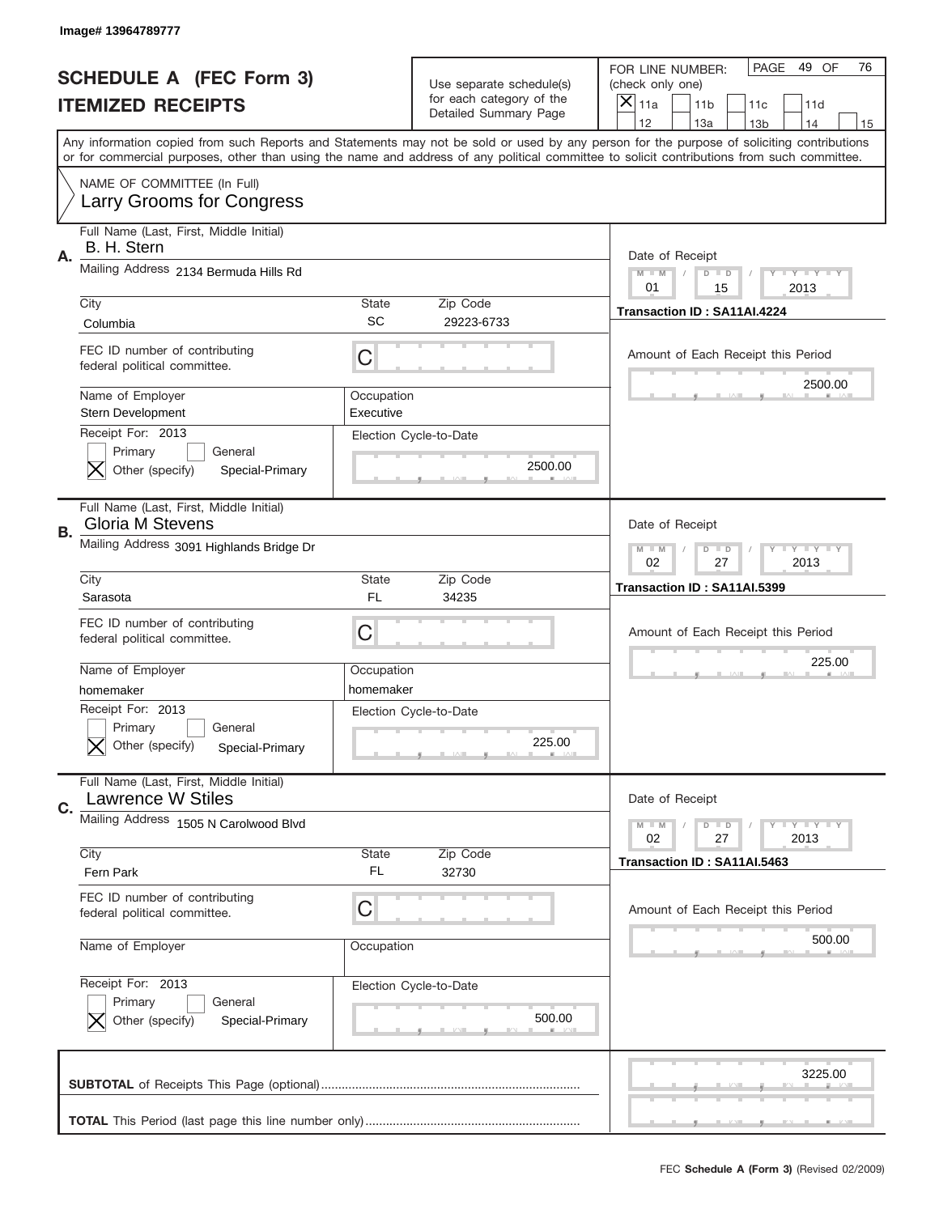Image# 13964789777

# SCHEDULE A (FEC Form 3)
## ITEMIZED RECEIPTS

Use separate schedule(s) for each category of the Detailed Summary Page

FOR LINE NUMBER: (check only one)

- [x] 11a
- [ ] 11b
- [ ] 11c
- [ ] 11d
- [ ] 12
- [ ] 13a
- [ ] 13b
- [ ] 14
- [ ] 15

PAGE 49 OF 76

Any information copied from such Reports and Statements may not be sold or used by any person for the purpose of soliciting contributions or for commercial purposes, other than using the name and address of any political committee to solicit contributions from such committee.

NAME OF COMMITTEE (In Full)
Larry Grooms for Congress

---

**A.** Full Name (Last, First, Middle Initial): B. H. Stern

Mailing Address: 2134 Bermuda Hills Rd

City: Columbia | State: SC | Zip Code: 29223-6733

FEC ID number of contributing federal political committee: C

Name of Employer: Stern Development | Occupation: Executive

Receipt For: 2013
- [ ] Primary
- [ ] General
- [x] Other (specify): Special-Primary

Election Cycle-to-Date: 2500.00

Date of Receipt: 01 / 15 / 2013

Transaction ID : SA11AI.4224

Amount of Each Receipt this Period: 2500.00

---

**B.** Full Name (Last, First, Middle Initial): Gloria M Stevens

Mailing Address: 3091 Highlands Bridge Dr

City: Sarasota | State: FL | Zip Code: 34235

FEC ID number of contributing federal political committee: C

Name of Employer: homemaker | Occupation: homemaker

Receipt For: 2013
- [ ] Primary
- [ ] General
- [x] Other (specify): Special-Primary

Election Cycle-to-Date: 225.00

Date of Receipt: 02 / 27 / 2013

Transaction ID : SA11AI.5399

Amount of Each Receipt this Period: 225.00

---

**C.** Full Name (Last, First, Middle Initial): Lawrence W Stiles

Mailing Address: 1505 N Carolwood Blvd

City: Fern Park | State: FL | Zip Code: 32730

FEC ID number of contributing federal political committee: C

Name of Employer: | Occupation:

Receipt For: 2013
- [ ] Primary
- [ ] General
- [x] Other (specify): Special-Primary

Election Cycle-to-Date: 500.00

Date of Receipt: 02 / 27 / 2013

Transaction ID : SA11AI.5463

Amount of Each Receipt this Period: 500.00

---

**SUBTOTAL** of Receipts This Page (optional): 3225.00

**TOTAL** This Period (last page this line number only):

FEC Schedule A (Form 3) (Revised 02/2009)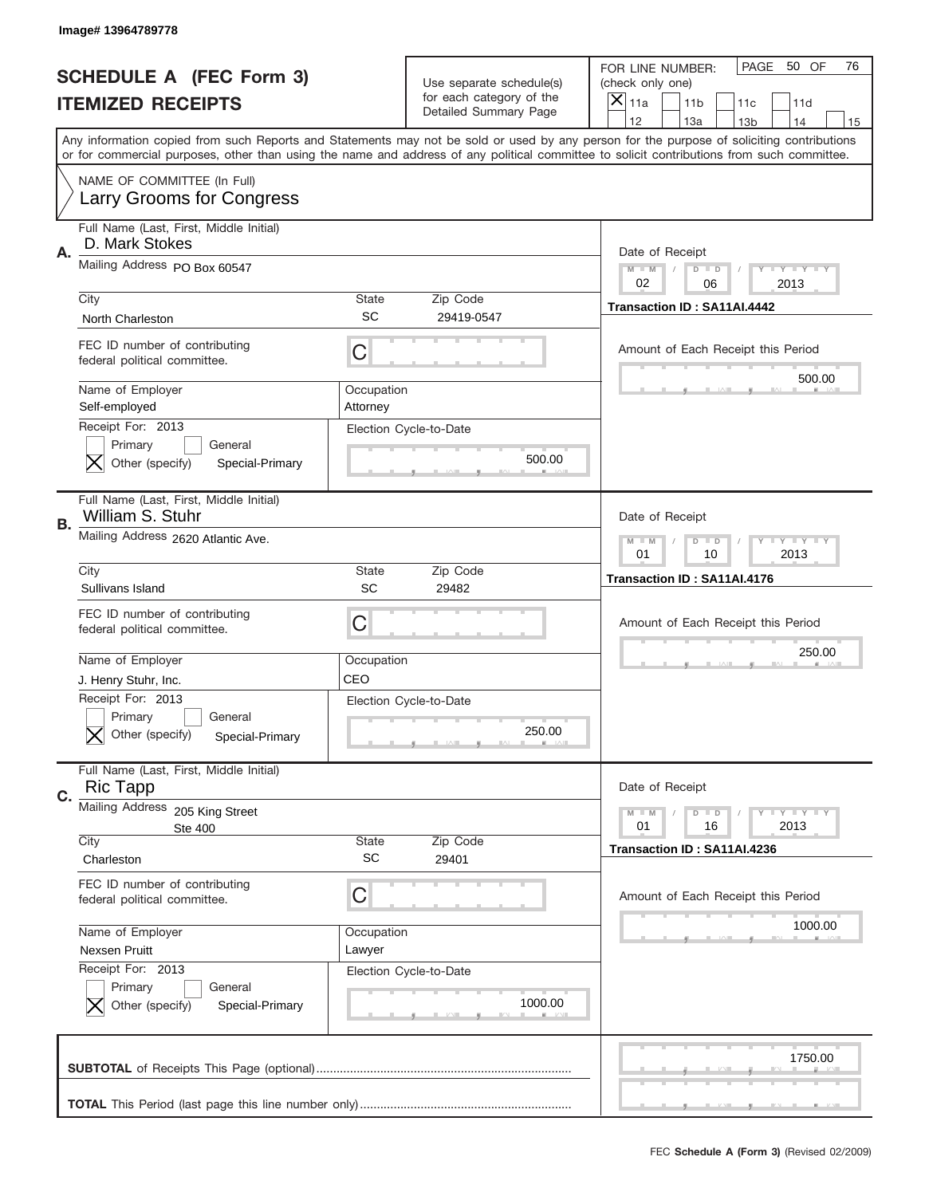Image# 13964789778

# SCHEDULE A (FEC Form 3)
## ITEMIZED RECEIPTS

Use separate schedule(s) for each category of the Detailed Summary Page

FOR LINE NUMBER: (check only one)

- [X] 11a
- [ ] 11b
- [ ] 11c
- [ ] 11d
- [ ] 12
- [ ] 13a
- [ ] 13b
- [ ] 14
- [ ] 15

PAGE 50 OF 76

Any information copied from such Reports and Statements may not be sold or used by any person for the purpose of soliciting contributions or for commercial purposes, other than using the name and address of any political committee to solicit contributions from such committee.

NAME OF COMMITTEE (In Full)
Larry Grooms for Congress

---

**A.** Full Name (Last, First, Middle Initial): D. Mark Stokes

Mailing Address: PO Box 60547

City: North Charleston | State: SC | Zip Code: 29419-0547

FEC ID number of contributing federal political committee: C

Name of Employer: Self-employed | Occupation: Attorney

Receipt For: 2013 — [ ] Primary [ ] General [X] Other (specify): Special-Primary

Election Cycle-to-Date: 500.00

Date of Receipt: 02 / 06 / 2013

Transaction ID : SA11AI.4442

Amount of Each Receipt this Period: 500.00

---

**B.** Full Name (Last, First, Middle Initial): William S. Stuhr

Mailing Address: 2620 Atlantic Ave.

City: Sullivans Island | State: SC | Zip Code: 29482

FEC ID number of contributing federal political committee: C

Name of Employer: J. Henry Stuhr, Inc. | Occupation: CEO

Receipt For: 2013 — [ ] Primary [ ] General [X] Other (specify): Special-Primary

Election Cycle-to-Date: 250.00

Date of Receipt: 01 / 10 / 2013

Transaction ID : SA11AI.4176

Amount of Each Receipt this Period: 250.00

---

**C.** Full Name (Last, First, Middle Initial): Ric Tapp

Mailing Address: 205 King Street, Ste 400

City: Charleston | State: SC | Zip Code: 29401

FEC ID number of contributing federal political committee: C

Name of Employer: Nexsen Pruitt | Occupation: Lawyer

Receipt For: 2013 — [ ] Primary [ ] General [X] Other (specify): Special-Primary

Election Cycle-to-Date: 1000.00

Date of Receipt: 01 / 16 / 2013

Transaction ID : SA11AI.4236

Amount of Each Receipt this Period: 1000.00

---

**SUBTOTAL** of Receipts This Page (optional): 1750.00

**TOTAL** This Period (last page this line number only):

FEC **Schedule A (Form 3)** (Revised 02/2009)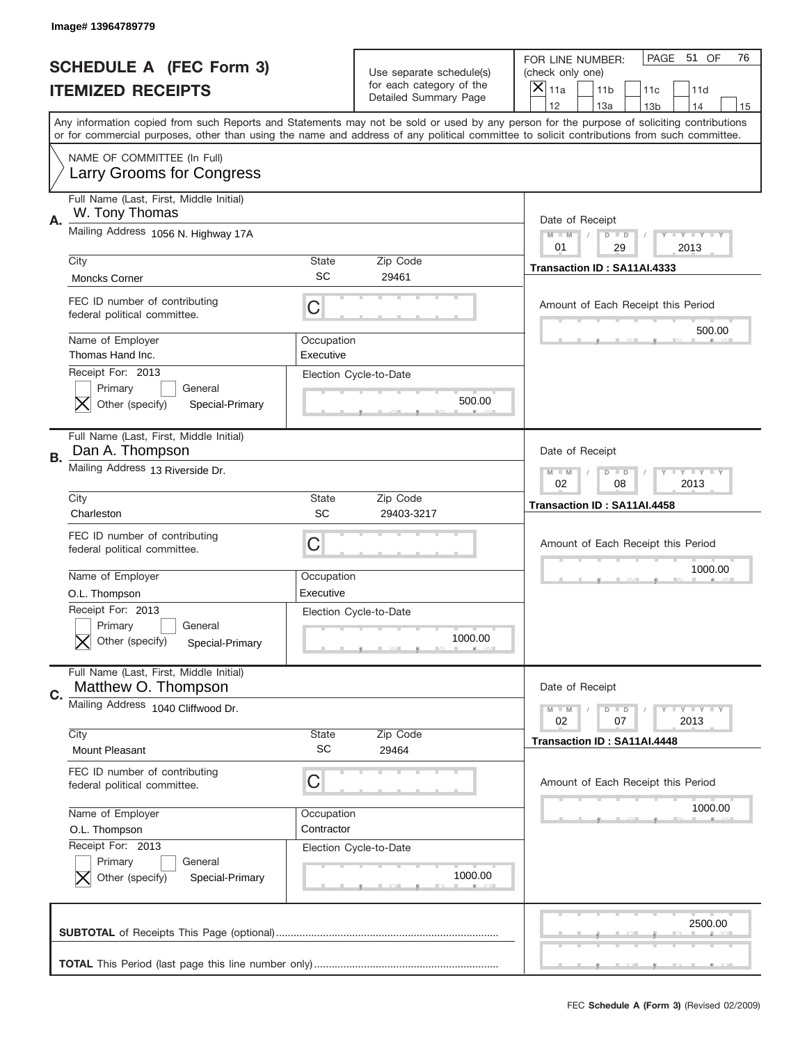Image# 13964789779

# SCHEDULE A (FEC Form 3)
# ITEMIZED RECEIPTS

Use separate schedule(s) for each category of the Detailed Summary Page

FOR LINE NUMBER: (check only one)

- [x] 11a
- [ ] 11b
- [ ] 11c
- [ ] 11d
- [ ] 12
- [ ] 13a
- [ ] 13b
- [ ] 14
- [ ] 15

PAGE 51 OF 76

Any information copied from such Reports and Statements may not be sold or used by any person for the purpose of soliciting contributions or for commercial purposes, other than using the name and address of any political committee to solicit contributions from such committee.

NAME OF COMMITTEE (In Full)
Larry Grooms for Congress

---

**A.**

Full Name (Last, First, Middle Initial): W. Tony Thomas

Mailing Address: 1056 N. Highway 17A

City: Moncks Corner | State: SC | Zip Code: 29461

FEC ID number of contributing federal political committee: C

Name of Employer: Thomas Hand Inc.

Occupation: Executive

Receipt For: 2013

- [ ] Primary
- [ ] General
- [x] Other (specify): Special-Primary

Election Cycle-to-Date: 500.00

Date of Receipt: 01 / 29 / 2013

Transaction ID : SA11AI.4333

Amount of Each Receipt this Period: 500.00

---

**B.**

Full Name (Last, First, Middle Initial): Dan A. Thompson

Mailing Address: 13 Riverside Dr.

City: Charleston | State: SC | Zip Code: 29403-3217

FEC ID number of contributing federal political committee: C

Name of Employer: O.L. Thompson

Occupation: Executive

Receipt For: 2013

- [ ] Primary
- [ ] General
- [x] Other (specify): Special-Primary

Election Cycle-to-Date: 1000.00

Date of Receipt: 02 / 08 / 2013

Transaction ID : SA11AI.4458

Amount of Each Receipt this Period: 1000.00

---

**C.**

Full Name (Last, First, Middle Initial): Matthew O. Thompson

Mailing Address: 1040 Cliffwood Dr.

City: Mount Pleasant | State: SC | Zip Code: 29464

FEC ID number of contributing federal political committee: C

Name of Employer: O.L. Thompson

Occupation: Contractor

Receipt For: 2013

- [ ] Primary
- [ ] General
- [x] Other (specify): Special-Primary

Election Cycle-to-Date: 1000.00

Date of Receipt: 02 / 07 / 2013

Transaction ID : SA11AI.4448

Amount of Each Receipt this Period: 1000.00

---

**SUBTOTAL** of Receipts This Page (optional): 2500.00

**TOTAL** This Period (last page this line number only):

FEC **Schedule A (Form 3)** (Revised 02/2009)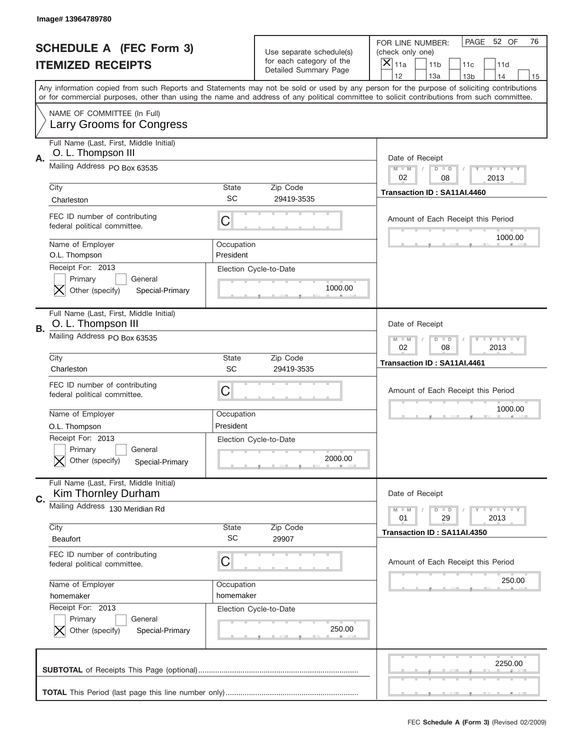Image# 13964789780

# SCHEDULE A (FEC Form 3)
## ITEMIZED RECEIPTS

Use separate schedule(s) for each category of the Detailed Summary Page

FOR LINE NUMBER: (check only one)
[X] 11a [ ] 11b [ ] 11c [ ] 11d [ ] 12 [ ] 13a [ ] 13b [ ] 14 [ ] 15

PAGE 52 OF 76

Any information copied from such Reports and Statements may not be sold or used by any person for the purpose of soliciting contributions or for commercial purposes, other than using the name and address of any political committee to solicit contributions from such committee.

NAME OF COMMITTEE (In Full)
Larry Grooms for Congress

---

**A.** Full Name (Last, First, Middle Initial): O. L. Thompson III

Mailing Address: PO Box 63535

City: Charleston | State: SC | Zip Code: 29419-3535

FEC ID number of contributing federal political committee: C

Name of Employer: O.L. Thompson | Occupation: President

Receipt For: 2013
[ ] Primary [ ] General
[X] Other (specify) Special-Primary

Election Cycle-to-Date: 1000.00

Date of Receipt: 02 / 08 / 2013

Transaction ID : SA11AI.4460

Amount of Each Receipt this Period: 1000.00

---

**B.** Full Name (Last, First, Middle Initial): O. L. Thompson III

Mailing Address: PO Box 63535

City: Charleston | State: SC | Zip Code: 29419-3535

FEC ID number of contributing federal political committee: C

Name of Employer: O.L. Thompson | Occupation: President

Receipt For: 2013
[ ] Primary [ ] General
[X] Other (specify) Special-Primary

Election Cycle-to-Date: 2000.00

Date of Receipt: 02 / 08 / 2013

Transaction ID : SA11AI.4461

Amount of Each Receipt this Period: 1000.00

---

**C.** Full Name (Last, First, Middle Initial): Kim Thornley Durham

Mailing Address: 130 Meridian Rd

City: Beaufort | State: SC | Zip Code: 29907

FEC ID number of contributing federal political committee: C

Name of Employer: homemaker | Occupation: homemaker

Receipt For: 2013
[ ] Primary [ ] General
[X] Other (specify) Special-Primary

Election Cycle-to-Date: 250.00

Date of Receipt: 01 / 29 / 2013

Transaction ID : SA11AI.4350

Amount of Each Receipt this Period: 250.00

---

**SUBTOTAL** of Receipts This Page (optional): 2250.00

**TOTAL** This Period (last page this line number only):

FEC **Schedule A (Form 3)** (Revised 02/2009)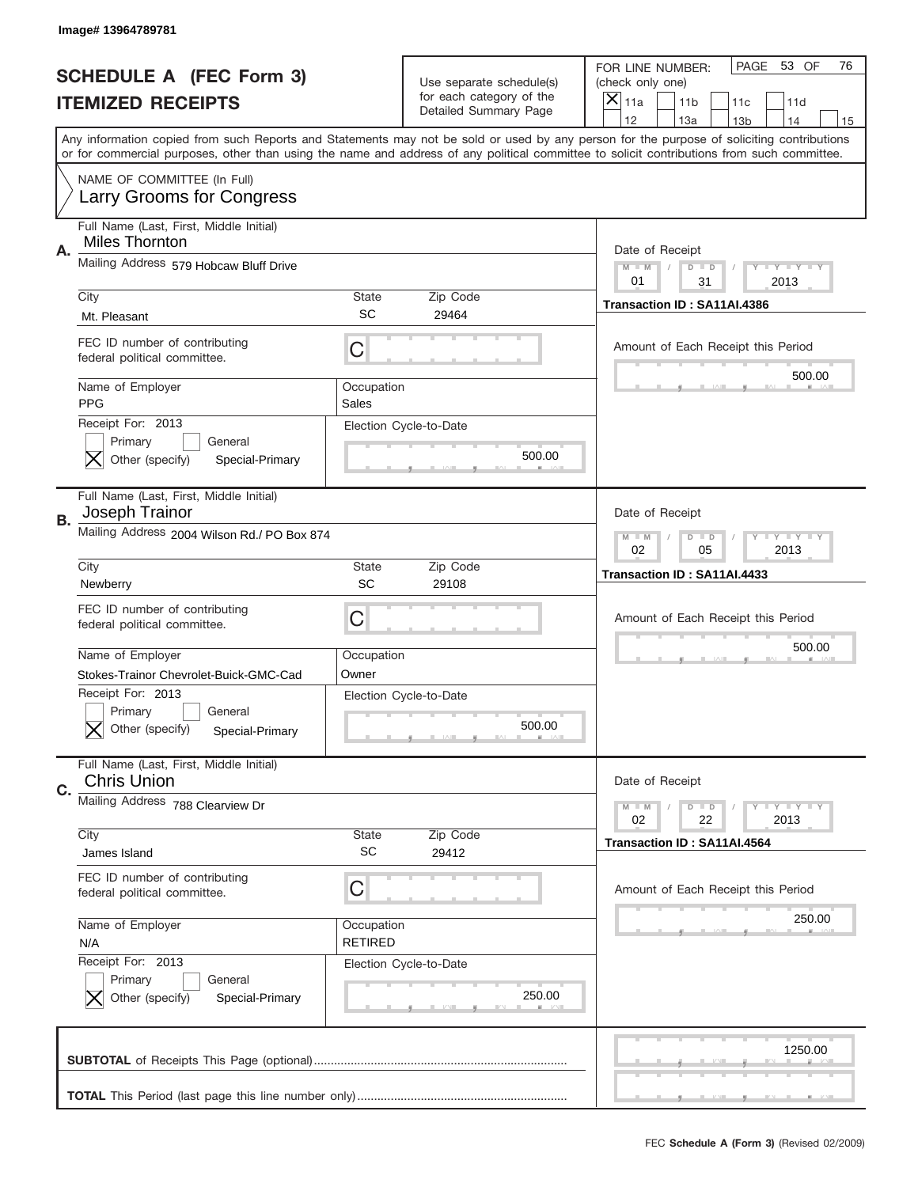Image# 13964789781

# SCHEDULE A (FEC Form 3)
# ITEMIZED RECEIPTS

Use separate schedule(s) for each category of the Detailed Summary Page

FOR LINE NUMBER: (check only one)
[X] 11a [ ] 11b [ ] 11c [ ] 11d [ ] 12 [ ] 13a [ ] 13b [ ] 14 [ ] 15

PAGE 53 OF 76

Any information copied from such Reports and Statements may not be sold or used by any person for the purpose of soliciting contributions or for commercial purposes, other than using the name and address of any political committee to solicit contributions from such committee.

NAME OF COMMITTEE (In Full)
Larry Grooms for Congress

---

**A.** Full Name (Last, First, Middle Initial): Miles Thornton

Mailing Address: 579 Hobcaw Bluff Drive

City: Mt. Pleasant | State: SC | Zip Code: 29464

FEC ID number of contributing federal political committee: C

Name of Employer: PPG | Occupation: Sales

Receipt For: 2013 — [ ] Primary [ ] General [X] Other (specify) Special-Primary

Election Cycle-to-Date: 500.00

Date of Receipt: 01 / 31 / 2013

Transaction ID : SA11AI.4386

Amount of Each Receipt this Period: 500.00

---

**B.** Full Name (Last, First, Middle Initial): Joseph Trainor

Mailing Address: 2004 Wilson Rd./ PO Box 874

City: Newberry | State: SC | Zip Code: 29108

FEC ID number of contributing federal political committee: C

Name of Employer: Stokes-Trainor Chevrolet-Buick-GMC-Cad | Occupation: Owner

Receipt For: 2013 — [ ] Primary [ ] General [X] Other (specify) Special-Primary

Election Cycle-to-Date: 500.00

Date of Receipt: 02 / 05 / 2013

Transaction ID : SA11AI.4433

Amount of Each Receipt this Period: 500.00

---

**C.** Full Name (Last, First, Middle Initial): Chris Union

Mailing Address: 788 Clearview Dr

City: James Island | State: SC | Zip Code: 29412

FEC ID number of contributing federal political committee: C

Name of Employer: N/A | Occupation: RETIRED

Receipt For: 2013 — [ ] Primary [ ] General [X] Other (specify) Special-Primary

Election Cycle-to-Date: 250.00

Date of Receipt: 02 / 22 / 2013

Transaction ID : SA11AI.4564

Amount of Each Receipt this Period: 250.00

---

**SUBTOTAL** of Receipts This Page (optional): 1250.00

**TOTAL** This Period (last page this line number only):

FEC **Schedule A (Form 3)** (Revised 02/2009)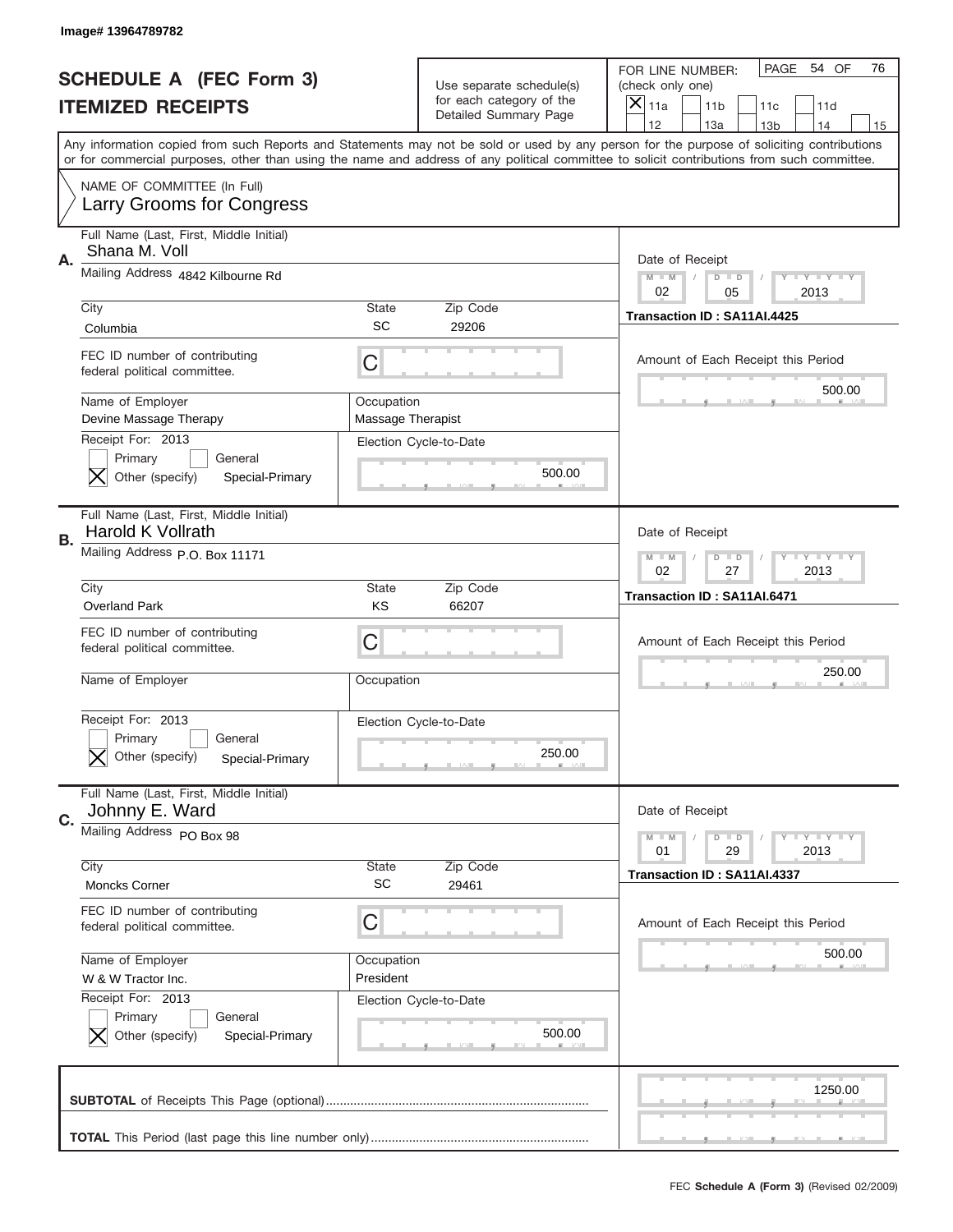Image# 13964789782

# SCHEDULE A (FEC Form 3)
## ITEMIZED RECEIPTS

Use separate schedule(s) for each category of the Detailed Summary Page

FOR LINE NUMBER: (check only one)
[X] 11a [ ] 11b [ ] 11c [ ] 11d
[ ] 12 [ ] 13a [ ] 13b [ ] 14 [ ] 15

PAGE 54 OF 76

Any information copied from such Reports and Statements may not be sold or used by any person for the purpose of soliciting contributions or for commercial purposes, other than using the name and address of any political committee to solicit contributions from such committee.

NAME OF COMMITTEE (In Full)
Larry Grooms for Congress

---

**A.**
Full Name (Last, First, Middle Initial): Shana M. Voll
Mailing Address: 4842 Kilbourne Rd
City: Columbia | State: SC | Zip Code: 29206
FEC ID number of contributing federal political committee: C
Name of Employer: Devine Massage Therapy
Occupation: Massage Therapist
Receipt For: 2013
[ ] Primary [ ] General
[X] Other (specify) Special-Primary
Election Cycle-to-Date: 500.00

Date of Receipt: 02 / 05 / 2013
Transaction ID : SA11AI.4425
Amount of Each Receipt this Period: 500.00

---

**B.**
Full Name (Last, First, Middle Initial): Harold K Vollrath
Mailing Address: P.O. Box 11171
City: Overland Park | State: KS | Zip Code: 66207
FEC ID number of contributing federal political committee: C
Name of Employer:
Occupation:
Receipt For: 2013
[ ] Primary [ ] General
[X] Other (specify) Special-Primary
Election Cycle-to-Date: 250.00

Date of Receipt: 02 / 27 / 2013
Transaction ID : SA11AI.6471
Amount of Each Receipt this Period: 250.00

---

**C.**
Full Name (Last, First, Middle Initial): Johnny E. Ward
Mailing Address: PO Box 98
City: Moncks Corner | State: SC | Zip Code: 29461
FEC ID number of contributing federal political committee: C
Name of Employer: W & W Tractor Inc.
Occupation: President
Receipt For: 2013
[ ] Primary [ ] General
[X] Other (specify) Special-Primary
Election Cycle-to-Date: 500.00

Date of Receipt: 01 / 29 / 2013
Transaction ID : SA11AI.4337
Amount of Each Receipt this Period: 500.00

---

**SUBTOTAL** of Receipts This Page (optional): 1250.00

**TOTAL** This Period (last page this line number only):

FEC **Schedule A (Form 3)** (Revised 02/2009)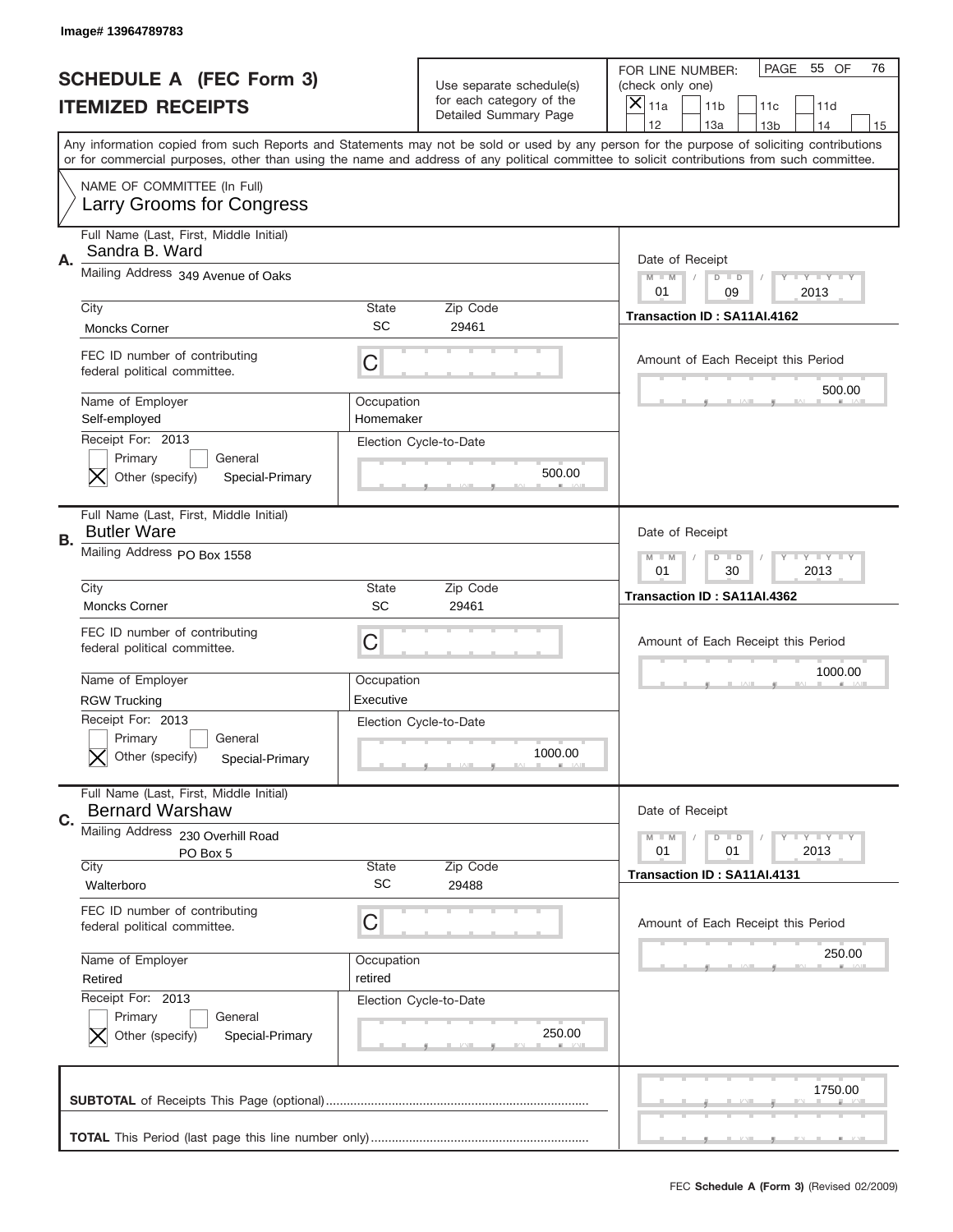Image# 13964789783

# SCHEDULE A (FEC Form 3)
# ITEMIZED RECEIPTS

Use separate schedule(s) for each category of the Detailed Summary Page

FOR LINE NUMBER: (check only one)

PAGE 55 OF 76

- [X] 11a
- [ ] 11b
- [ ] 11c
- [ ] 11d
- [ ] 12
- [ ] 13a
- [ ] 13b
- [ ] 14
- [ ] 15

Any information copied from such Reports and Statements may not be sold or used by any person for the purpose of soliciting contributions or for commercial purposes, other than using the name and address of any political committee to solicit contributions from such committee.

NAME OF COMMITTEE (In Full)
Larry Grooms for Congress

---

**A.** Full Name (Last, First, Middle Initial): Sandra B. Ward

Mailing Address: 349 Avenue of Oaks

City: Moncks Corner | State: SC | Zip Code: 29461

FEC ID number of contributing federal political committee: C

Name of Employer: Self-employed

Occupation: Homemaker

Receipt For: 2013
- [ ] Primary
- [ ] General
- [X] Other (specify): Special-Primary

Election Cycle-to-Date: 500.00

Date of Receipt: 01 / 09 / 2013

Transaction ID : SA11AI.4162

Amount of Each Receipt this Period: 500.00

---

**B.** Full Name (Last, First, Middle Initial): Butler Ware

Mailing Address: PO Box 1558

City: Moncks Corner | State: SC | Zip Code: 29461

FEC ID number of contributing federal political committee: C

Name of Employer: RGW Trucking

Occupation: Executive

Receipt For: 2013
- [ ] Primary
- [ ] General
- [X] Other (specify): Special-Primary

Election Cycle-to-Date: 1000.00

Date of Receipt: 01 / 30 / 2013

Transaction ID : SA11AI.4362

Amount of Each Receipt this Period: 1000.00

---

**C.** Full Name (Last, First, Middle Initial): Bernard Warshaw

Mailing Address: 230 Overhill Road, PO Box 5

City: Walterboro | State: SC | Zip Code: 29488

FEC ID number of contributing federal political committee: C

Name of Employer: Retired

Occupation: retired

Receipt For: 2013
- [ ] Primary
- [ ] General
- [X] Other (specify): Special-Primary

Election Cycle-to-Date: 250.00

Date of Receipt: 01 / 01 / 2013

Transaction ID : SA11AI.4131

Amount of Each Receipt this Period: 250.00

---

**SUBTOTAL** of Receipts This Page (optional): 1750.00

**TOTAL** This Period (last page this line number only):

FEC **Schedule A (Form 3)** (Revised 02/2009)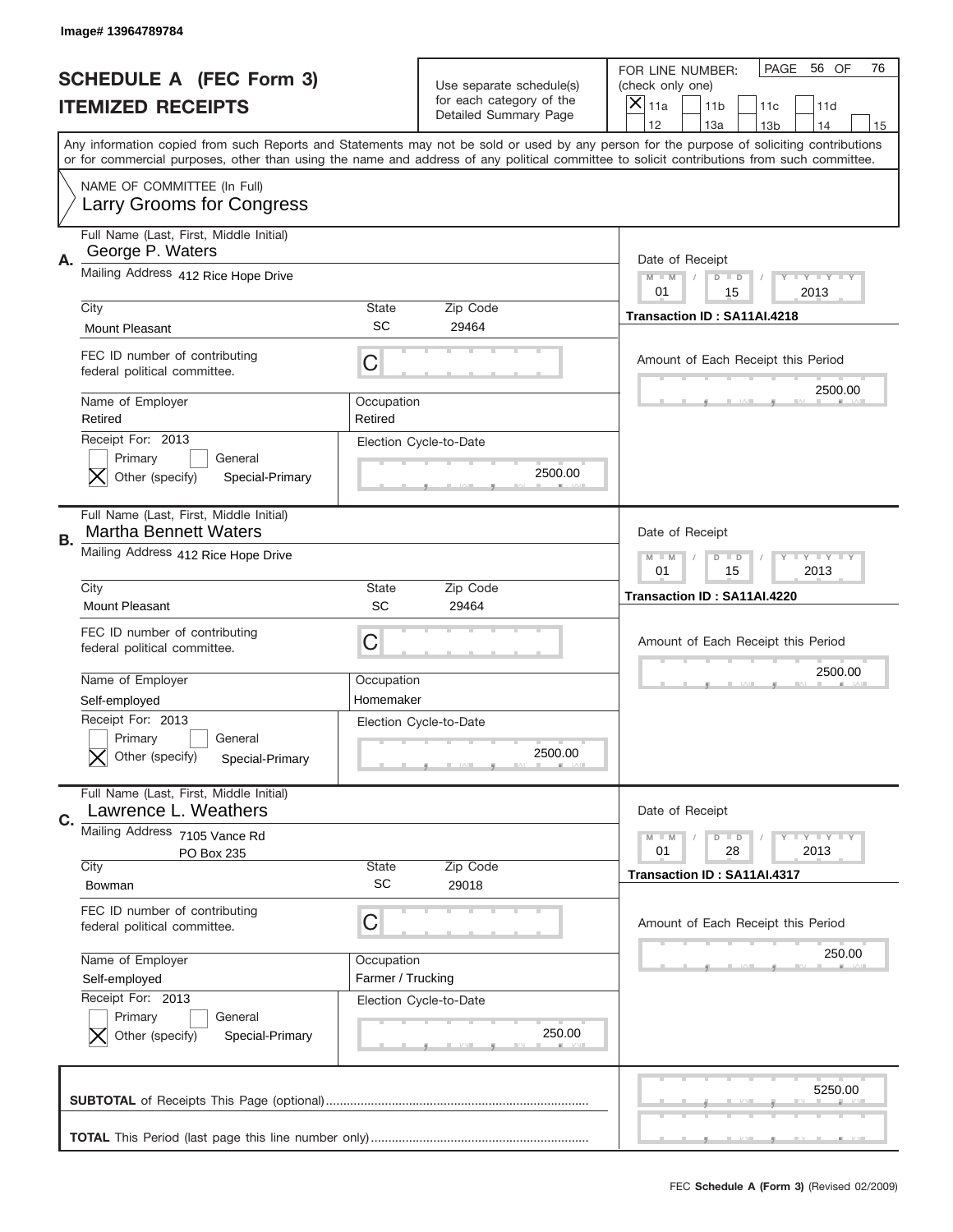Image# 13964789784

# SCHEDULE A (FEC Form 3)
# ITEMIZED RECEIPTS

Use separate schedule(s) for each category of the Detailed Summary Page

FOR LINE NUMBER: (check only one)

[X] 11a [ ] 11b [ ] 11c [ ] 11d [ ] 12 [ ] 13a [ ] 13b [ ] 14 [ ] 15

PAGE 56 OF 76

Any information copied from such Reports and Statements may not be sold or used by any person for the purpose of soliciting contributions or for commercial purposes, other than using the name and address of any political committee to solicit contributions from such committee.

NAME OF COMMITTEE (In Full)
Larry Grooms for Congress

---

**A.** Full Name (Last, First, Middle Initial): George P. Waters

Mailing Address: 412 Rice Hope Drive

City: Mount Pleasant | State: SC | Zip Code: 29464

FEC ID number of contributing federal political committee: C

Name of Employer: Retired | Occupation: Retired

Receipt For: 2013 — [ ] Primary [ ] General [X] Other (specify) Special-Primary

Election Cycle-to-Date: 2500.00

Date of Receipt: 01 / 15 / 2013

Transaction ID : SA11AI.4218

Amount of Each Receipt this Period: 2500.00

---

**B.** Full Name (Last, First, Middle Initial): Martha Bennett Waters

Mailing Address: 412 Rice Hope Drive

City: Mount Pleasant | State: SC | Zip Code: 29464

FEC ID number of contributing federal political committee: C

Name of Employer: Self-employed | Occupation: Homemaker

Receipt For: 2013 — [ ] Primary [ ] General [X] Other (specify) Special-Primary

Election Cycle-to-Date: 2500.00

Date of Receipt: 01 / 15 / 2013

Transaction ID : SA11AI.4220

Amount of Each Receipt this Period: 2500.00

---

**C.** Full Name (Last, First, Middle Initial): Lawrence L. Weathers

Mailing Address: 7105 Vance Rd, PO Box 235

City: Bowman | State: SC | Zip Code: 29018

FEC ID number of contributing federal political committee: C

Name of Employer: Self-employed | Occupation: Farmer / Trucking

Receipt For: 2013 — [ ] Primary [ ] General [X] Other (specify) Special-Primary

Election Cycle-to-Date: 250.00

Date of Receipt: 01 / 28 / 2013

Transaction ID : SA11AI.4317

Amount of Each Receipt this Period: 250.00

---

**SUBTOTAL** of Receipts This Page (optional): 5250.00

**TOTAL** This Period (last page this line number only):

FEC **Schedule A (Form 3)** (Revised 02/2009)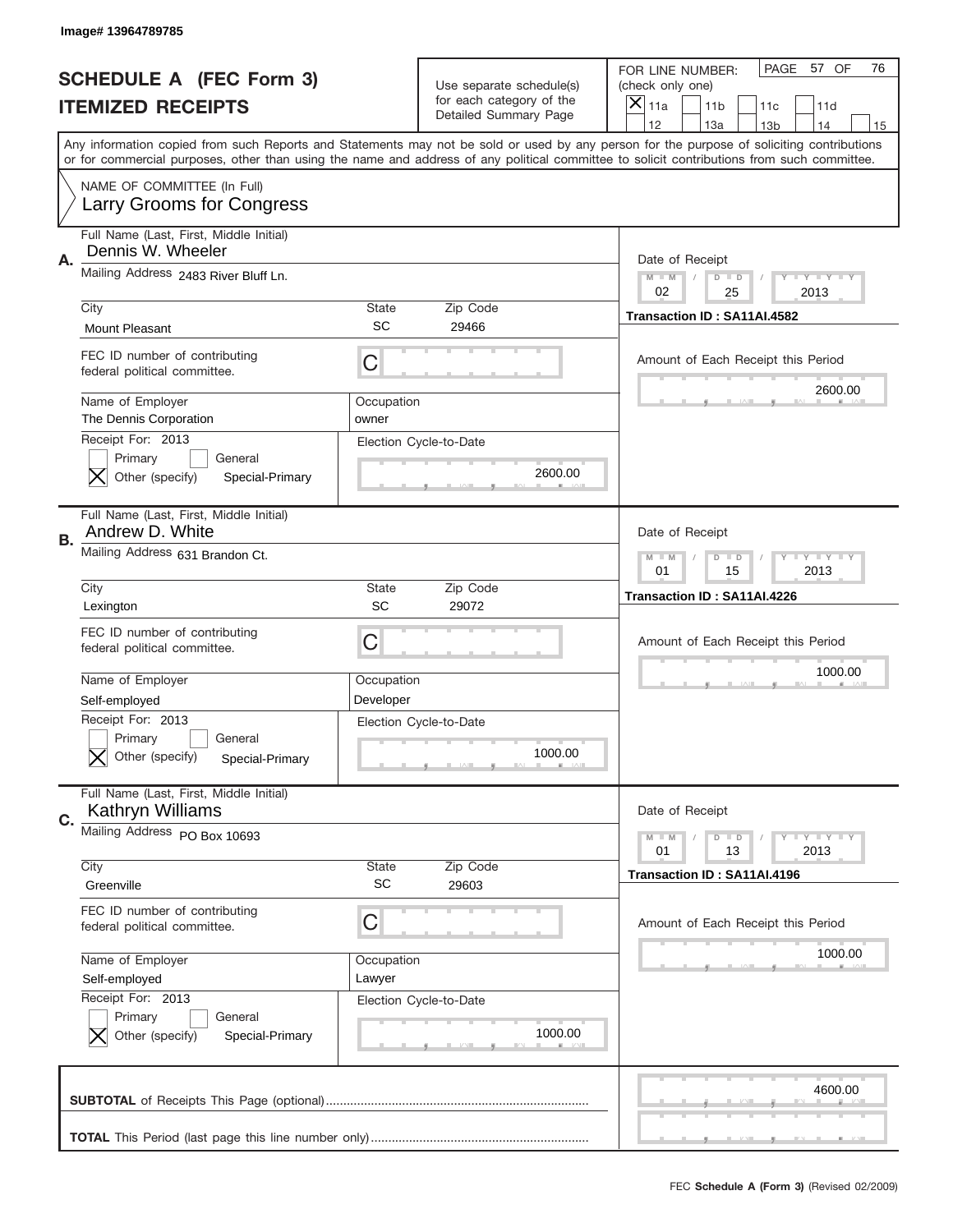Image# 13964789785

# SCHEDULE A (FEC Form 3)
# ITEMIZED RECEIPTS

Use separate schedule(s) for each category of the Detailed Summary Page

FOR LINE NUMBER: (check only one)
[X] 11a [ ] 11b [ ] 11c [ ] 11d [ ] 12 [ ] 13a [ ] 13b [ ] 14 [ ] 15

PAGE 57 OF 76

Any information copied from such Reports and Statements may not be sold or used by any person for the purpose of soliciting contributions or for commercial purposes, other than using the name and address of any political committee to solicit contributions from such committee.

NAME OF COMMITTEE (In Full)
Larry Grooms for Congress

---

**A.** Full Name (Last, First, Middle Initial): Dennis W. Wheeler
Mailing Address: 2483 River Bluff Ln.
City: Mount Pleasant | State: SC | Zip Code: 29466
FEC ID number of contributing federal political committee: C
Name of Employer: The Dennis Corporation
Occupation: owner
Receipt For: 2013 — [ ] Primary [ ] General [X] Other (specify) Special-Primary
Election Cycle-to-Date: 2600.00
Date of Receipt: 02 / 25 / 2013
Transaction ID : SA11AI.4582
Amount of Each Receipt this Period: 2600.00

---

**B.** Full Name (Last, First, Middle Initial): Andrew D. White
Mailing Address: 631 Brandon Ct.
City: Lexington | State: SC | Zip Code: 29072
FEC ID number of contributing federal political committee: C
Name of Employer: Self-employed
Occupation: Developer
Receipt For: 2013 — [ ] Primary [ ] General [X] Other (specify) Special-Primary
Election Cycle-to-Date: 1000.00
Date of Receipt: 01 / 15 / 2013
Transaction ID : SA11AI.4226
Amount of Each Receipt this Period: 1000.00

---

**C.** Full Name (Last, First, Middle Initial): Kathryn Williams
Mailing Address: PO Box 10693
City: Greenville | State: SC | Zip Code: 29603
FEC ID number of contributing federal political committee: C
Name of Employer: Self-employed
Occupation: Lawyer
Receipt For: 2013 — [ ] Primary [ ] General [X] Other (specify) Special-Primary
Election Cycle-to-Date: 1000.00
Date of Receipt: 01 / 13 / 2013
Transaction ID : SA11AI.4196
Amount of Each Receipt this Period: 1000.00

---

**SUBTOTAL** of Receipts This Page (optional): 4600.00

**TOTAL** This Period (last page this line number only):

FEC Schedule A (Form 3) (Revised 02/2009)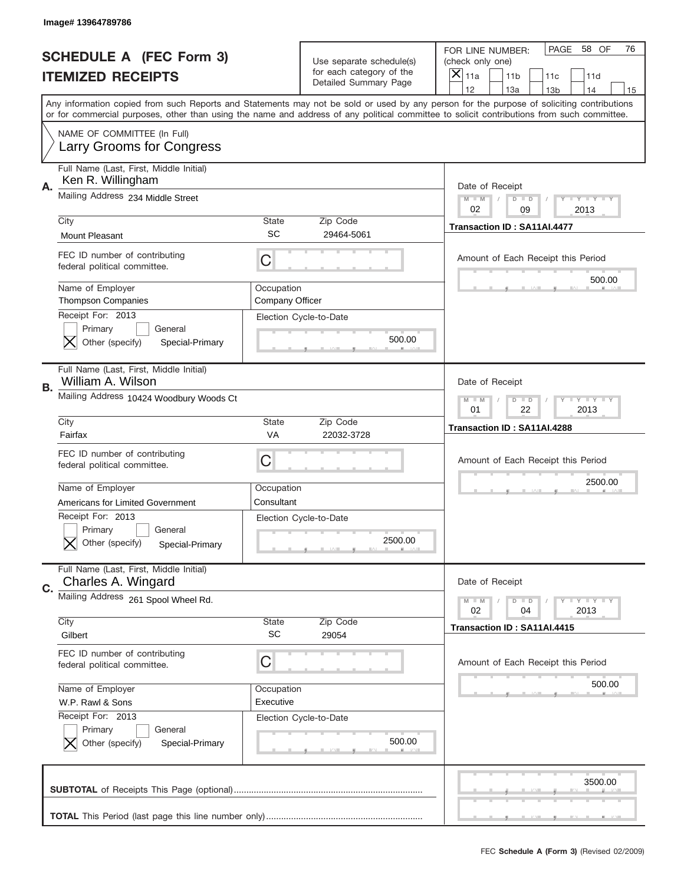Image# 13964789786

# SCHEDULE A (FEC Form 3)
# ITEMIZED RECEIPTS

Use separate schedule(s) for each category of the Detailed Summary Page

FOR LINE NUMBER: (check only one)
[X] 11a [ ] 11b [ ] 11c [ ] 11d [ ] 12 [ ] 13a [ ] 13b [ ] 14 [ ] 15

PAGE 58 OF 76

Any information copied from such Reports and Statements may not be sold or used by any person for the purpose of soliciting contributions or for commercial purposes, other than using the name and address of any political committee to solicit contributions from such committee.

NAME OF COMMITTEE (In Full)
Larry Grooms for Congress

**A.**
Full Name (Last, First, Middle Initial): Ken R. Willingham
Mailing Address: 234 Middle Street
City: Mount Pleasant | State: SC | Zip Code: 29464-5061
FEC ID number of contributing federal political committee: C
Name of Employer: Thompson Companies
Occupation: Company Officer
Receipt For: 2013 — [ ] Primary [ ] General [X] Other (specify) Special-Primary
Election Cycle-to-Date: 500.00
Date of Receipt: 02 / 09 / 2013
Transaction ID : SA11AI.4477
Amount of Each Receipt this Period: 500.00

**B.**
Full Name (Last, First, Middle Initial): William A. Wilson
Mailing Address: 10424 Woodbury Woods Ct
City: Fairfax | State: VA | Zip Code: 22032-3728
FEC ID number of contributing federal political committee: C
Name of Employer: Americans for Limited Government
Occupation: Consultant
Receipt For: 2013 — [ ] Primary [ ] General [X] Other (specify) Special-Primary
Election Cycle-to-Date: 2500.00
Date of Receipt: 01 / 22 / 2013
Transaction ID : SA11AI.4288
Amount of Each Receipt this Period: 2500.00

**C.**
Full Name (Last, First, Middle Initial): Charles A. Wingard
Mailing Address: 261 Spool Wheel Rd.
City: Gilbert | State: SC | Zip Code: 29054
FEC ID number of contributing federal political committee: C
Name of Employer: W.P. Rawl & Sons
Occupation: Executive
Receipt For: 2013 — [ ] Primary [ ] General [X] Other (specify) Special-Primary
Election Cycle-to-Date: 500.00
Date of Receipt: 02 / 04 / 2013
Transaction ID : SA11AI.4415
Amount of Each Receipt this Period: 500.00

**SUBTOTAL** of Receipts This Page (optional): 3500.00

**TOTAL** This Period (last page this line number only):

FEC **Schedule A (Form 3)** (Revised 02/2009)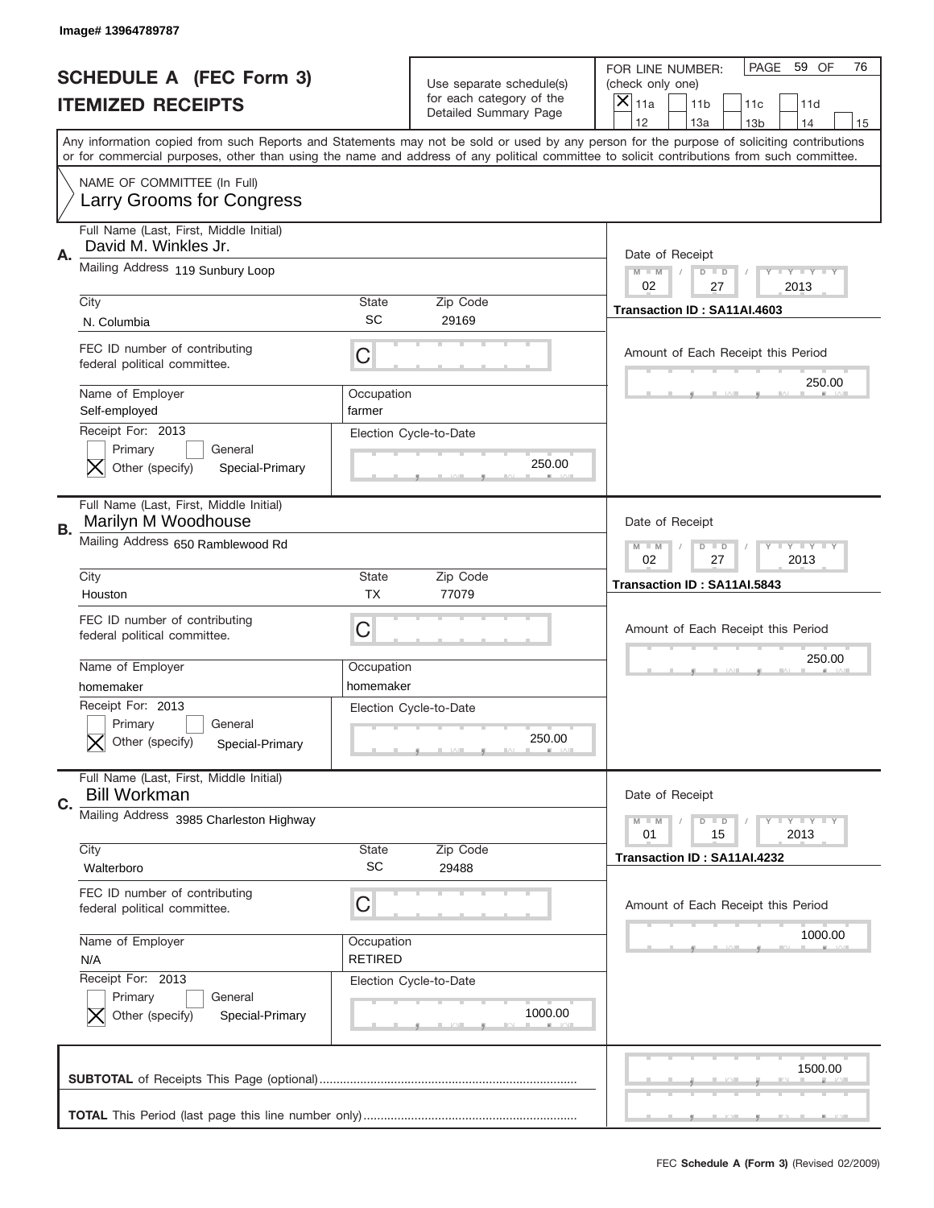Image# 13964789787

# SCHEDULE A (FEC Form 3)
## ITEMIZED RECEIPTS

Use separate schedule(s) for each category of the Detailed Summary Page

FOR LINE NUMBER: (check only one)
- [x] 11a
- [ ] 11b
- [ ] 11c
- [ ] 11d
- [ ] 12
- [ ] 13a
- [ ] 13b
- [ ] 14
- [ ] 15

PAGE 59 OF 76

Any information copied from such Reports and Statements may not be sold or used by any person for the purpose of soliciting contributions or for commercial purposes, other than using the name and address of any political committee to solicit contributions from such committee.

NAME OF COMMITTEE (In Full)
Larry Grooms for Congress

---

**A.** Full Name (Last, First, Middle Initial): David M. Winkles Jr.

Mailing Address: 119 Sunbury Loop

City: N. Columbia | State: SC | Zip Code: 29169

FEC ID number of contributing federal political committee: C

Name of Employer: Self-employed | Occupation: farmer

Receipt For: 2013
- [ ] Primary
- [ ] General
- [x] Other (specify): Special-Primary

Election Cycle-to-Date: 250.00

Date of Receipt: 02 / 27 / 2013

Transaction ID : SA11AI.4603

Amount of Each Receipt this Period: 250.00

---

**B.** Full Name (Last, First, Middle Initial): Marilyn M Woodhouse

Mailing Address: 650 Ramblewood Rd

City: Houston | State: TX | Zip Code: 77079

FEC ID number of contributing federal political committee: C

Name of Employer: homemaker | Occupation: homemaker

Receipt For: 2013
- [ ] Primary
- [ ] General
- [x] Other (specify): Special-Primary

Election Cycle-to-Date: 250.00

Date of Receipt: 02 / 27 / 2013

Transaction ID : SA11AI.5843

Amount of Each Receipt this Period: 250.00

---

**C.** Full Name (Last, First, Middle Initial): Bill Workman

Mailing Address: 3985 Charleston Highway

City: Walterboro | State: SC | Zip Code: 29488

FEC ID number of contributing federal political committee: C

Name of Employer: N/A | Occupation: RETIRED

Receipt For: 2013
- [ ] Primary
- [ ] General
- [x] Other (specify): Special-Primary

Election Cycle-to-Date: 1000.00

Date of Receipt: 01 / 15 / 2013

Transaction ID : SA11AI.4232

Amount of Each Receipt this Period: 1000.00

---

**SUBTOTAL** of Receipts This Page (optional): 1500.00

**TOTAL** This Period (last page this line number only):

FEC **Schedule A (Form 3)** (Revised 02/2009)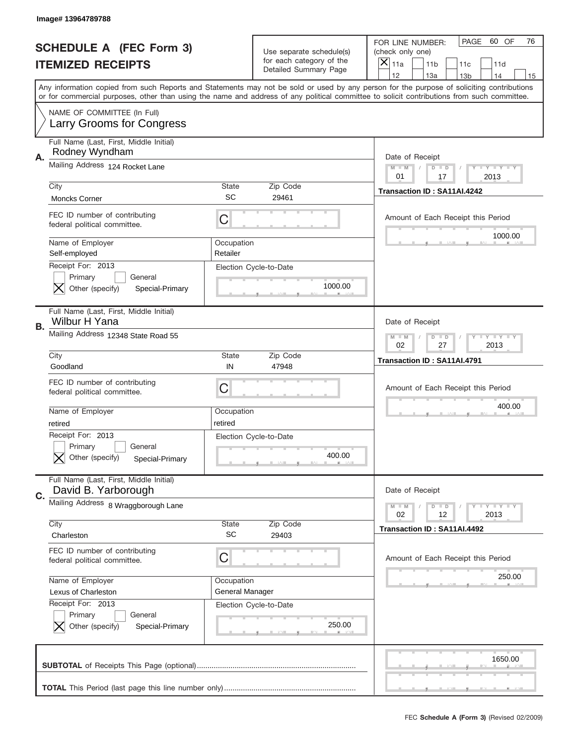Image# 13964789788

# SCHEDULE A (FEC Form 3)
## ITEMIZED RECEIPTS

Use separate schedule(s) for each category of the Detailed Summary Page

FOR LINE NUMBER: (check only one)

[X] 11a [ ] 11b [ ] 11c [ ] 11d [ ] 12 [ ] 13a [ ] 13b [ ] 14 [ ] 15

PAGE 60 OF 76

Any information copied from such Reports and Statements may not be sold or used by any person for the purpose of soliciting contributions or for commercial purposes, other than using the name and address of any political committee to solicit contributions from such committee.

NAME OF COMMITTEE (In Full)
Larry Grooms for Congress

---

**A.** Full Name (Last, First, Middle Initial): Rodney Wyndham

Mailing Address: 124 Rocket Lane

City: Moncks Corner | State: SC | Zip Code: 29461

FEC ID number of contributing federal political committee: C

Name of Employer: Self-employed | Occupation: Retailer

Receipt For: 2013
[ ] Primary [ ] General
[X] Other (specify) Special-Primary

Election Cycle-to-Date: 1000.00

Date of Receipt: 01 / 17 / 2013

Transaction ID : SA11AI.4242

Amount of Each Receipt this Period: 1000.00

---

**B.** Full Name (Last, First, Middle Initial): Wilbur H Yana

Mailing Address: 12348 State Road 55

City: Goodland | State: IN | Zip Code: 47948

FEC ID number of contributing federal political committee: C

Name of Employer: retired | Occupation: retired

Receipt For: 2013
[ ] Primary [ ] General
[X] Other (specify) Special-Primary

Election Cycle-to-Date: 400.00

Date of Receipt: 02 / 27 / 2013

Transaction ID : SA11AI.4791

Amount of Each Receipt this Period: 400.00

---

**C.** Full Name (Last, First, Middle Initial): David B. Yarborough

Mailing Address: 8 Wraggborough Lane

City: Charleston | State: SC | Zip Code: 29403

FEC ID number of contributing federal political committee: C

Name of Employer: Lexus of Charleston | Occupation: General Manager

Receipt For: 2013
[ ] Primary [ ] General
[X] Other (specify) Special-Primary

Election Cycle-to-Date: 250.00

Date of Receipt: 02 / 12 / 2013

Transaction ID : SA11AI.4492

Amount of Each Receipt this Period: 250.00

---

**SUBTOTAL** of Receipts This Page (optional): 1650.00

**TOTAL** This Period (last page this line number only):

FEC Schedule A (Form 3) (Revised 02/2009)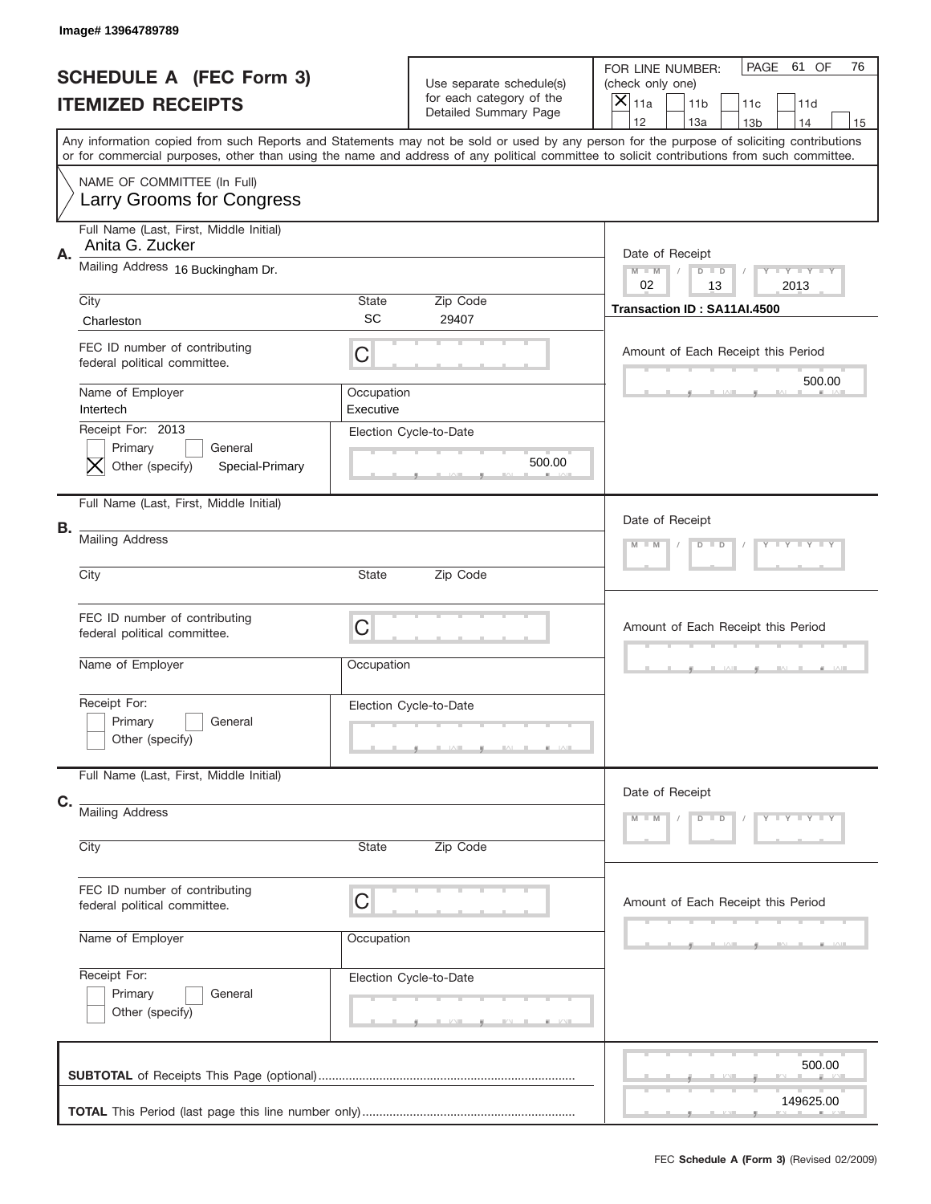Image# 13964789789

# SCHEDULE A (FEC Form 3)
## ITEMIZED RECEIPTS

Use separate schedule(s) for each category of the Detailed Summary Page

FOR LINE NUMBER: (check only one)
[X] 11a [ ] 11b [ ] 11c [ ] 11d [ ] 12 [ ] 13a [ ] 13b [ ] 14 [ ] 15

PAGE 61 OF 76

Any information copied from such Reports and Statements may not be sold or used by any person for the purpose of soliciting contributions or for commercial purposes, other than using the name and address of any political committee to solicit contributions from such committee.

NAME OF COMMITTEE (In Full)
Larry Grooms for Congress

**A.**
Full Name (Last, First, Middle Initial): Anita G. Zucker
Mailing Address: 16 Buckingham Dr.
City: Charleston
State: SC
Zip Code: 29407
FEC ID number of contributing federal political committee: C
Name of Employer: Intertech
Occupation: Executive
Receipt For: 2013
[ ] Primary [ ] General
[X] Other (specify) Special-Primary
Election Cycle-to-Date: 500.00
Date of Receipt: 02 / 13 / 2013
Transaction ID : SA11AI.4500
Amount of Each Receipt this Period: 500.00

**B.**
Full Name (Last, First, Middle Initial):
Mailing Address:
City:
State:
Zip Code:
FEC ID number of contributing federal political committee: C
Name of Employer:
Occupation:
Receipt For:
[ ] Primary [ ] General
[ ] Other (specify)
Election Cycle-to-Date:
Date of Receipt: M M / D D / Y Y Y Y
Amount of Each Receipt this Period:

**C.**
Full Name (Last, First, Middle Initial):
Mailing Address:
City:
State:
Zip Code:
FEC ID number of contributing federal political committee: C
Name of Employer:
Occupation:
Receipt For:
[ ] Primary [ ] General
[ ] Other (specify)
Election Cycle-to-Date:
Date of Receipt: M M / D D / Y Y Y Y
Amount of Each Receipt this Period:

**SUBTOTAL** of Receipts This Page (optional): 500.00

**TOTAL** This Period (last page this line number only): 149625.00

FEC **Schedule A (Form 3)** (Revised 02/2009)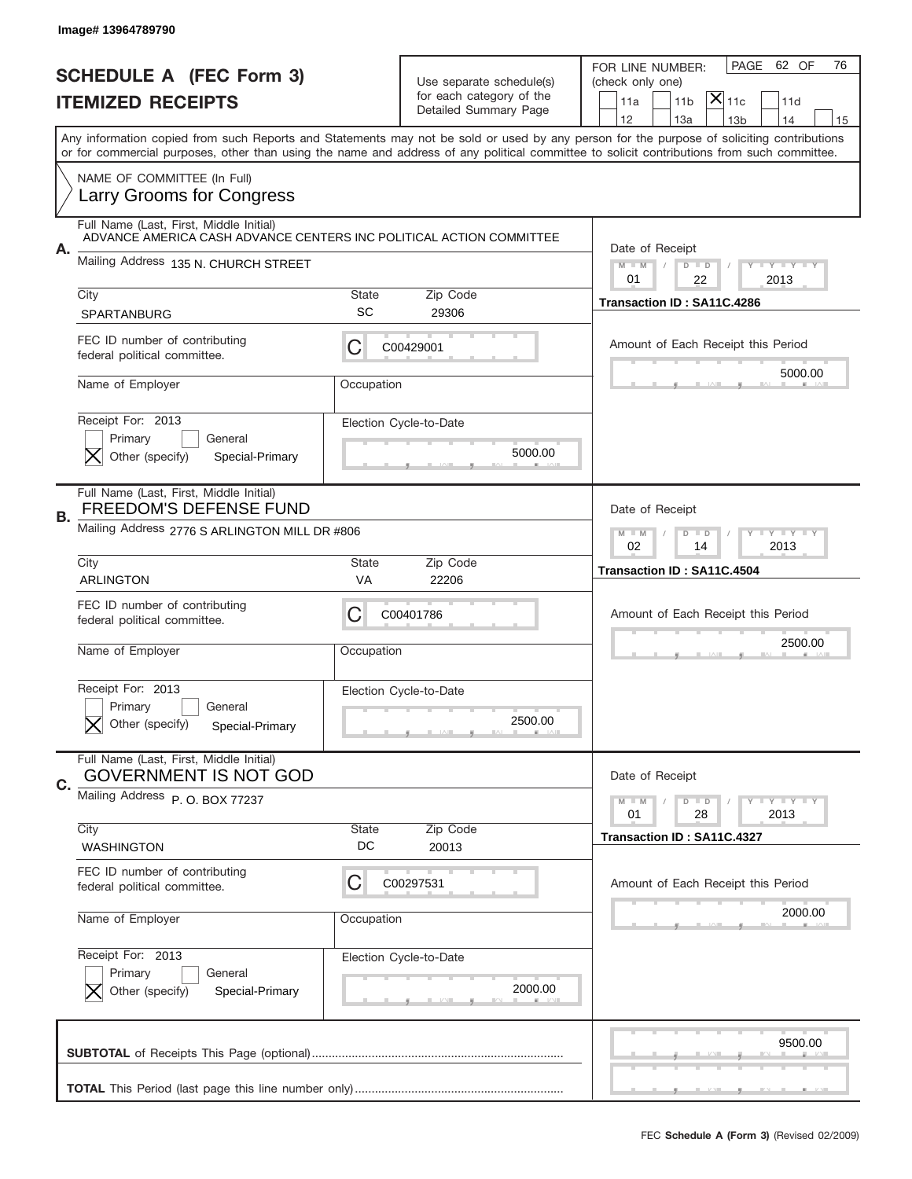Image# 13964789790

# SCHEDULE A (FEC Form 3)
## ITEMIZED RECEIPTS

Use separate schedule(s) for each category of the Detailed Summary Page

FOR LINE NUMBER: (check only one)

11a | 11b | **X** 11c | 11d | 12 | 13a | 13b | 14 | 15

PAGE 62 OF 76

Any information copied from such Reports and Statements may not be sold or used by any person for the purpose of soliciting contributions or for commercial purposes, other than using the name and address of any political committee to solicit contributions from such committee.

NAME OF COMMITTEE (In Full)
Larry Grooms for Congress

---

**A.** Full Name (Last, First, Middle Initial): ADVANCE AMERICA CASH ADVANCE CENTERS INC POLITICAL ACTION COMMITTEE

Mailing Address: 135 N. CHURCH STREET

City: SPARTANBURG | State: SC | Zip Code: 29306

FEC ID number of contributing federal political committee: C00429001

Name of Employer: | Occupation:

Receipt For: 2013 — Primary / General / **X** Other (specify): Special-Primary

Election Cycle-to-Date: 5000.00

Date of Receipt: 01 / 22 / 2013

Transaction ID : SA11C.4286

Amount of Each Receipt this Period: 5000.00

---

**B.** Full Name (Last, First, Middle Initial): FREEDOM'S DEFENSE FUND

Mailing Address: 2776 S ARLINGTON MILL DR #806

City: ARLINGTON | State: VA | Zip Code: 22206

FEC ID number of contributing federal political committee: C00401786

Name of Employer: | Occupation:

Receipt For: 2013 — Primary / General / **X** Other (specify): Special-Primary

Election Cycle-to-Date: 2500.00

Date of Receipt: 02 / 14 / 2013

Transaction ID : SA11C.4504

Amount of Each Receipt this Period: 2500.00

---

**C.** Full Name (Last, First, Middle Initial): GOVERNMENT IS NOT GOD

Mailing Address: P. O. BOX 77237

City: WASHINGTON | State: DC | Zip Code: 20013

FEC ID number of contributing federal political committee: C00297531

Name of Employer: | Occupation:

Receipt For: 2013 — Primary / General / **X** Other (specify): Special-Primary

Election Cycle-to-Date: 2000.00

Date of Receipt: 01 / 28 / 2013

Transaction ID : SA11C.4327

Amount of Each Receipt this Period: 2000.00

---

**SUBTOTAL** of Receipts This Page (optional): 9500.00

**TOTAL** This Period (last page this line number only):

FEC **Schedule A (Form 3)** (Revised 02/2009)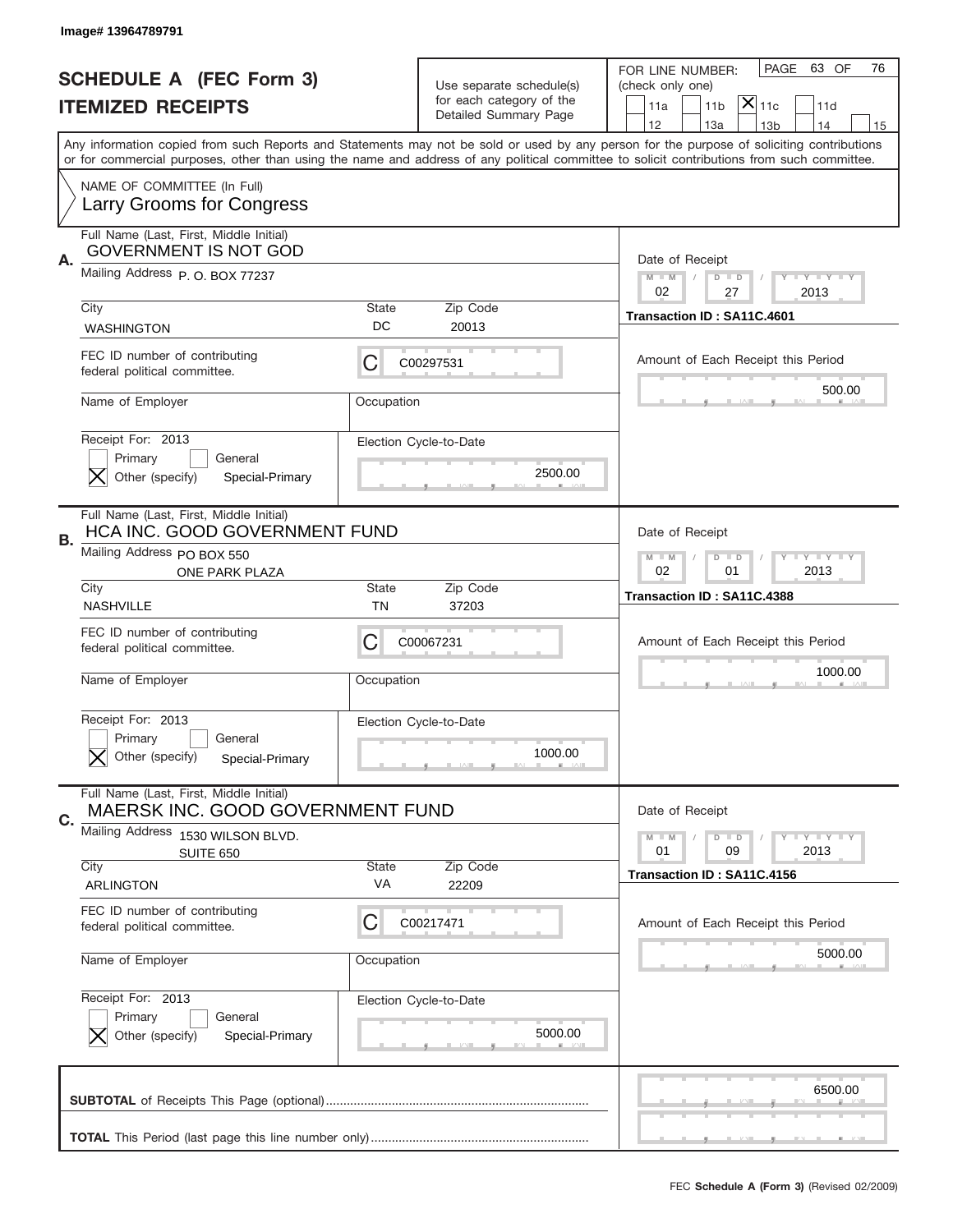Image# 13964789791

# SCHEDULE A (FEC Form 3)
# ITEMIZED RECEIPTS

Use separate schedule(s) for each category of the Detailed Summary Page

FOR LINE NUMBER: (check only one)
11a | 11b | [X] 11c | 11d | 12 | 13a | 13b | 14 | 15

PAGE 63 OF 76

Any information copied from such Reports and Statements may not be sold or used by any person for the purpose of soliciting contributions or for commercial purposes, other than using the name and address of any political committee to solicit contributions from such committee.

NAME OF COMMITTEE (In Full)
Larry Grooms for Congress

---

**A.** Full Name (Last, First, Middle Initial): GOVERNMENT IS NOT GOD

Mailing Address: P. O. BOX 77237

City: WASHINGTON | State: DC | Zip Code: 20013

FEC ID number of contributing federal political committee: C C00297531

Name of Employer: | Occupation:

Receipt For: 2013 — [ ] Primary [ ] General [X] Other (specify) Special-Primary

Election Cycle-to-Date: 2500.00

Date of Receipt: 02 / 27 / 2013

Transaction ID : SA11C.4601

Amount of Each Receipt this Period: 500.00

---

**B.** Full Name (Last, First, Middle Initial): HCA INC. GOOD GOVERNMENT FUND

Mailing Address: PO BOX 550, ONE PARK PLAZA

City: NASHVILLE | State: TN | Zip Code: 37203

FEC ID number of contributing federal political committee: C C00067231

Name of Employer: | Occupation:

Receipt For: 2013 — [ ] Primary [ ] General [X] Other (specify) Special-Primary

Election Cycle-to-Date: 1000.00

Date of Receipt: 02 / 01 / 2013

Transaction ID : SA11C.4388

Amount of Each Receipt this Period: 1000.00

---

**C.** Full Name (Last, First, Middle Initial): MAERSK INC. GOOD GOVERNMENT FUND

Mailing Address: 1530 WILSON BLVD., SUITE 650

City: ARLINGTON | State: VA | Zip Code: 22209

FEC ID number of contributing federal political committee: C C00217471

Name of Employer: | Occupation:

Receipt For: 2013 — [ ] Primary [ ] General [X] Other (specify) Special-Primary

Election Cycle-to-Date: 5000.00

Date of Receipt: 01 / 09 / 2013

Transaction ID : SA11C.4156

Amount of Each Receipt this Period: 5000.00

---

**SUBTOTAL** of Receipts This Page (optional): 6500.00

**TOTAL** This Period (last page this line number only):

FEC **Schedule A (Form 3)** (Revised 02/2009)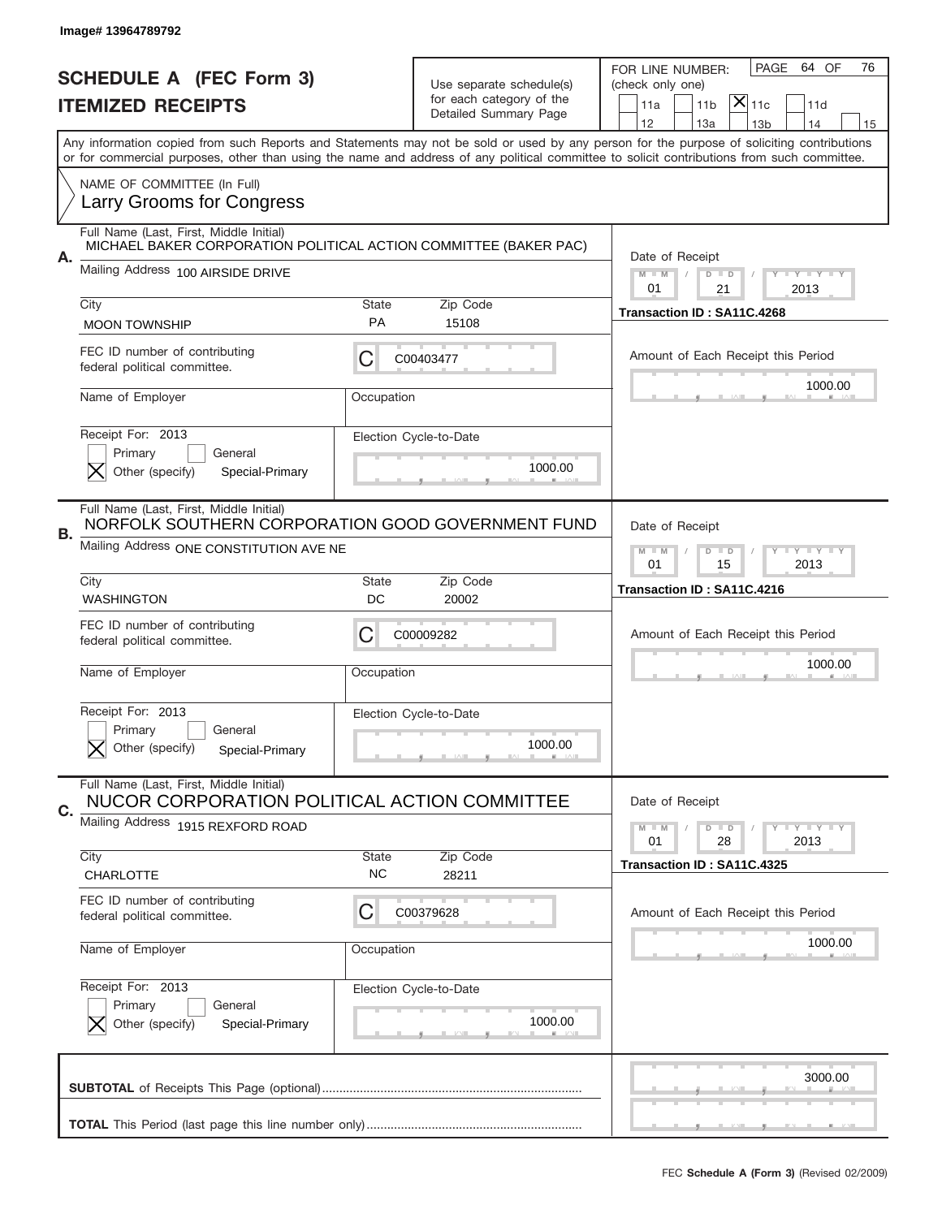Image# 13964789792

# SCHEDULE A (FEC Form 3)
## ITEMIZED RECEIPTS

Use separate schedule(s) for each category of the Detailed Summary Page

FOR LINE NUMBER: (check only one)

11a | 11b | **X** 11c | 11d | 12 | 13a | 13b | 14 | 15

PAGE 64 OF 76

Any information copied from such Reports and Statements may not be sold or used by any person for the purpose of soliciting contributions or for commercial purposes, other than using the name and address of any political committee to solicit contributions from such committee.

NAME OF COMMITTEE (In Full)
Larry Grooms for Congress

---

**A.**
Full Name (Last, First, Middle Initial): MICHAEL BAKER CORPORATION POLITICAL ACTION COMMITTEE (BAKER PAC)
Mailing Address: 100 AIRSIDE DRIVE
City: MOON TOWNSHIP | State: PA | Zip Code: 15108
FEC ID number of contributing federal political committee: C00403477
Name of Employer: | Occupation:
Receipt For: 2013 — [ ] Primary [ ] General [X] Other (specify) Special-Primary
Election Cycle-to-Date: 1000.00
Date of Receipt: 01 / 21 / 2013
Transaction ID : SA11C.4268
Amount of Each Receipt this Period: 1000.00

---

**B.**
Full Name (Last, First, Middle Initial): NORFOLK SOUTHERN CORPORATION GOOD GOVERNMENT FUND
Mailing Address: ONE CONSTITUTION AVE NE
City: WASHINGTON | State: DC | Zip Code: 20002
FEC ID number of contributing federal political committee: C00009282
Name of Employer: | Occupation:
Receipt For: 2013 — [ ] Primary [ ] General [X] Other (specify) Special-Primary
Election Cycle-to-Date: 1000.00
Date of Receipt: 01 / 15 / 2013
Transaction ID : SA11C.4216
Amount of Each Receipt this Period: 1000.00

---

**C.**
Full Name (Last, First, Middle Initial): NUCOR CORPORATION POLITICAL ACTION COMMITTEE
Mailing Address: 1915 REXFORD ROAD
City: CHARLOTTE | State: NC | Zip Code: 28211
FEC ID number of contributing federal political committee: C00379628
Name of Employer: | Occupation:
Receipt For: 2013 — [ ] Primary [ ] General [X] Other (specify) Special-Primary
Election Cycle-to-Date: 1000.00
Date of Receipt: 01 / 28 / 2013
Transaction ID : SA11C.4325
Amount of Each Receipt this Period: 1000.00

---

**SUBTOTAL** of Receipts This Page (optional): 3000.00

**TOTAL** This Period (last page this line number only):

FEC **Schedule A (Form 3)** (Revised 02/2009)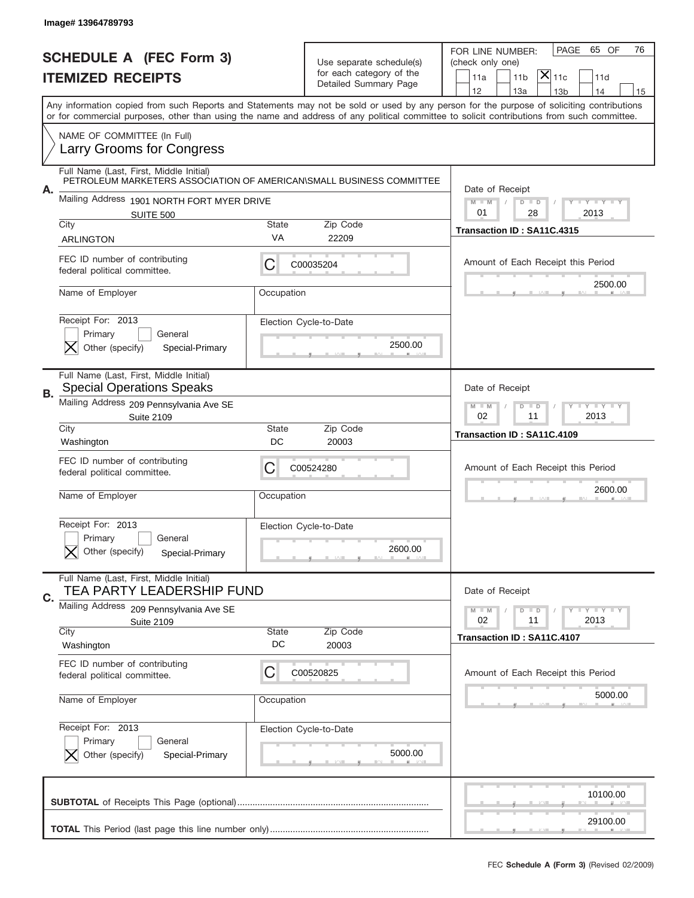Image# 13964789793

# SCHEDULE A (FEC Form 3)
## ITEMIZED RECEIPTS

Use separate schedule(s) for each category of the Detailed Summary Page

FOR LINE NUMBER: (check only one)

11a | 11b | [X] 11c | 11d | 12 | 13a | 13b | 14 | 15

PAGE 65 OF 76

Any information copied from such Reports and Statements may not be sold or used by any person for the purpose of soliciting contributions or for commercial purposes, other than using the name and address of any political committee to solicit contributions from such committee.

NAME OF COMMITTEE (In Full)
Larry Grooms for Congress

---

**A.** Full Name (Last, First, Middle Initial)
PETROLEUM MARKETERS ASSOCIATION OF AMERICAN\SMALL BUSINESS COMMITTEE

Mailing Address 1901 NORTH FORT MYER DRIVE
SUITE 500

City: ARLINGTON | State: VA | Zip Code: 22209

Date of Receipt: 01 / 28 / 2013

Transaction ID : SA11C.4315

FEC ID number of contributing federal political committee: C C00035204

Amount of Each Receipt this Period: 2500.00

Name of Employer | Occupation

Receipt For: 2013
Primary | General
[X] Other (specify) Special-Primary

Election Cycle-to-Date: 2500.00

---

**B.** Full Name (Last, First, Middle Initial)
Special Operations Speaks

Mailing Address 209 Pennsylvania Ave SE
Suite 2109

City: Washington | State: DC | Zip Code: 20003

Date of Receipt: 02 / 11 / 2013

Transaction ID : SA11C.4109

FEC ID number of contributing federal political committee: C C00524280

Amount of Each Receipt this Period: 2600.00

Name of Employer | Occupation

Receipt For: 2013
Primary | General
[X] Other (specify) Special-Primary

Election Cycle-to-Date: 2600.00

---

**C.** Full Name (Last, First, Middle Initial)
TEA PARTY LEADERSHIP FUND

Mailing Address 209 Pennsylvania Ave SE
Suite 2109

City: Washington | State: DC | Zip Code: 20003

Date of Receipt: 02 / 11 / 2013

Transaction ID : SA11C.4107

FEC ID number of contributing federal political committee: C C00520825

Amount of Each Receipt this Period: 5000.00

Name of Employer | Occupation

Receipt For: 2013
Primary | General
[X] Other (specify) Special-Primary

Election Cycle-to-Date: 5000.00

---

**SUBTOTAL** of Receipts This Page (optional): 10100.00

**TOTAL** This Period (last page this line number only): 29100.00

FEC **Schedule A (Form 3)** (Revised 02/2009)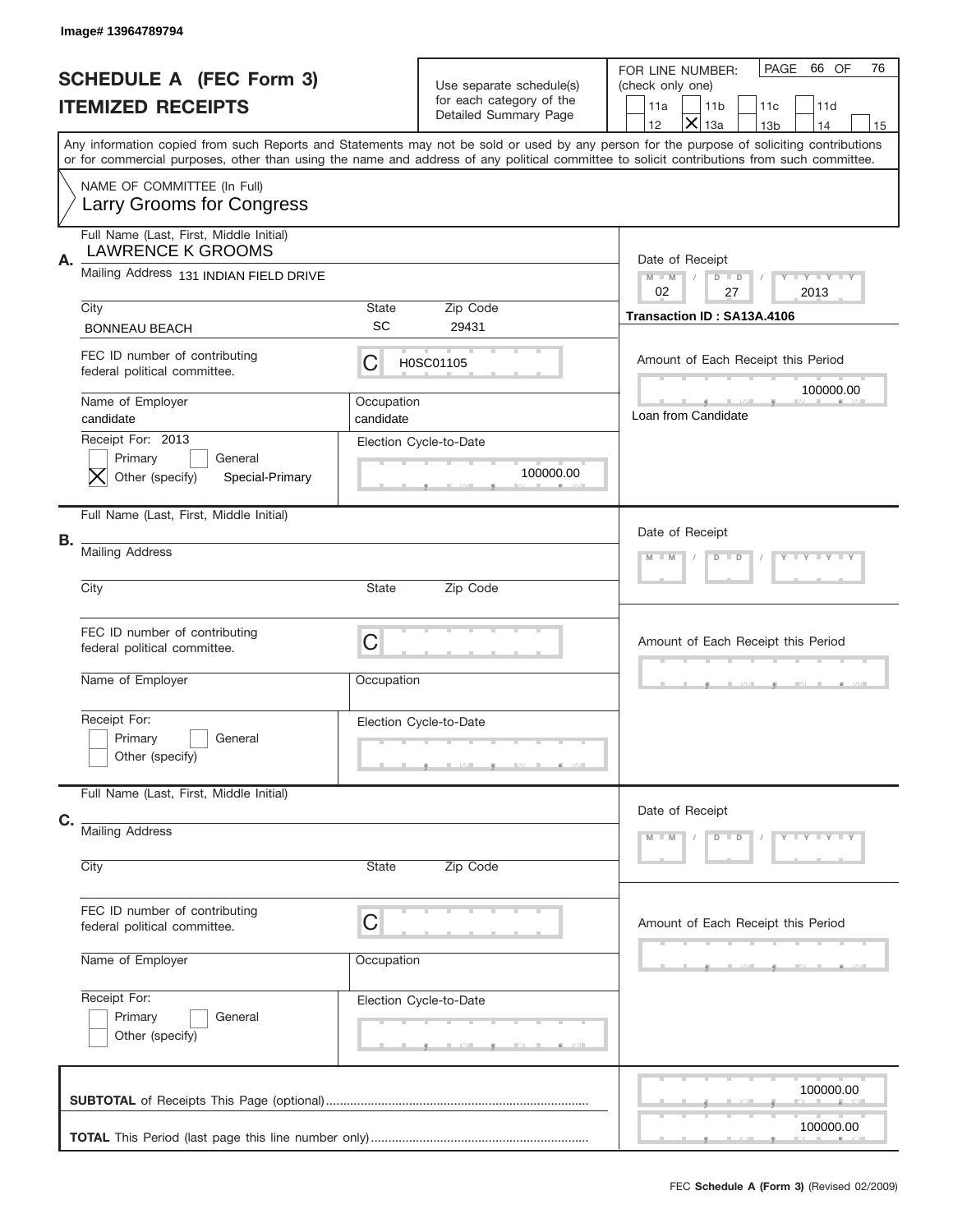Image# 13964789794

# SCHEDULE A (FEC Form 3)
## ITEMIZED RECEIPTS

Use separate schedule(s) for each category of the Detailed Summary Page

FOR LINE NUMBER: (check only one)

- [ ] 11a
- [ ] 11b
- [ ] 11c
- [ ] 11d
- [ ] 12
- [X] 13a
- [ ] 13b
- [ ] 14
- [ ] 15

PAGE 66 OF 76

Any information copied from such Reports and Statements may not be sold or used by any person for the purpose of soliciting contributions or for commercial purposes, other than using the name and address of any political committee to solicit contributions from such committee.

NAME OF COMMITTEE (In Full)
Larry Grooms for Congress

---

**A.**

Full Name (Last, First, Middle Initial): LAWRENCE K GROOMS

Mailing Address: 131 INDIAN FIELD DRIVE

City: BONNEAU BEACH | State: SC | Zip Code: 29431

FEC ID number of contributing federal political committee: C H0SC01105

Name of Employer: candidate

Occupation: candidate

Receipt For: 2013
- [ ] Primary
- [ ] General
- [X] Other (specify) Special-Primary

Election Cycle-to-Date: 100000.00

Date of Receipt: 02 / 27 / 2013

Transaction ID : SA13A.4106

Amount of Each Receipt this Period: 100000.00

Loan from Candidate

---

**B.**

Full Name (Last, First, Middle Initial):

Mailing Address:

City: | State: | Zip Code:

FEC ID number of contributing federal political committee: C

Name of Employer:

Occupation:

Receipt For:
- [ ] Primary
- [ ] General
- [ ] Other (specify)

Election Cycle-to-Date:

Date of Receipt:

Amount of Each Receipt this Period:

---

**C.**

Full Name (Last, First, Middle Initial):

Mailing Address:

City: | State: | Zip Code:

FEC ID number of contributing federal political committee: C

Name of Employer:

Occupation:

Receipt For:
- [ ] Primary
- [ ] General
- [ ] Other (specify)

Election Cycle-to-Date:

Date of Receipt:

Amount of Each Receipt this Period:

---

**SUBTOTAL** of Receipts This Page (optional): 100000.00

**TOTAL** This Period (last page this line number only): 100000.00

FEC **Schedule A (Form 3)** (Revised 02/2009)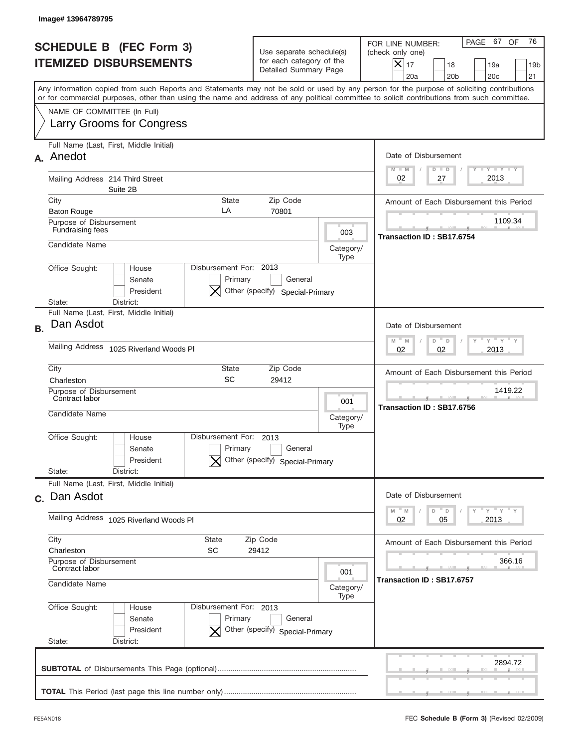Image# 13964789795

# SCHEDULE B (FEC Form 3)
## ITEMIZED DISBURSEMENTS

Use separate schedule(s) for each category of the Detailed Summary Page

FOR LINE NUMBER: (check only one)

- [X] 17
- [ ] 18
- [ ] 19a
- [ ] 19b
- [ ] 20a
- [ ] 20b
- [ ] 20c
- [ ] 21

PAGE 67 OF 76

Any information copied from such Reports and Statements may not be sold or used by any person for the purpose of soliciting contributions or for commercial purposes, other than using the name and address of any political committee to solicit contributions from such committee.

NAME OF COMMITTEE (In Full)
Larry Grooms for Congress

---

**A.** Full Name (Last, First, Middle Initial): Anedot

Mailing Address: 214 Third Street, Suite 2B

City: Baton Rouge | State: LA | Zip Code: 70801

Purpose of Disbursement: Fundraising fees

Category/Type: 003

Candidate Name:

Office Sought: [ ] House [ ] Senate [ ] President

State: District:

Disbursement For: 2013 [ ] Primary [ ] General [X] Other (specify) Special-Primary

Date of Disbursement: 02 / 27 / 2013

Amount of Each Disbursement this Period: 1109.34

Transaction ID : SB17.6754

---

**B.** Full Name (Last, First, Middle Initial): Dan Asdot

Mailing Address: 1025 Riverland Woods Pl

City: Charleston | State: SC | Zip Code: 29412

Purpose of Disbursement: Contract labor

Category/Type: 001

Candidate Name:

Office Sought: [ ] House [ ] Senate [ ] President

State: District:

Disbursement For: 2013 [ ] Primary [ ] General [X] Other (specify) Special-Primary

Date of Disbursement: 02 / 02 / 2013

Amount of Each Disbursement this Period: 1419.22

Transaction ID : SB17.6756

---

**C.** Full Name (Last, First, Middle Initial): Dan Asdot

Mailing Address: 1025 Riverland Woods Pl

City: Charleston | State: SC | Zip Code: 29412

Purpose of Disbursement: Contract labor

Category/Type: 001

Candidate Name:

Office Sought: [ ] House [ ] Senate [ ] President

State: District:

Disbursement For: 2013 [ ] Primary [ ] General [X] Other (specify) Special-Primary

Date of Disbursement: 02 / 05 / 2013

Amount of Each Disbursement this Period: 366.16

Transaction ID : SB17.6757

---

**SUBTOTAL** of Disbursements This Page (optional): 2894.72

**TOTAL** This Period (last page this line number only):

FE5AN018

FEC **Schedule B (Form 3)** (Revised 02/2009)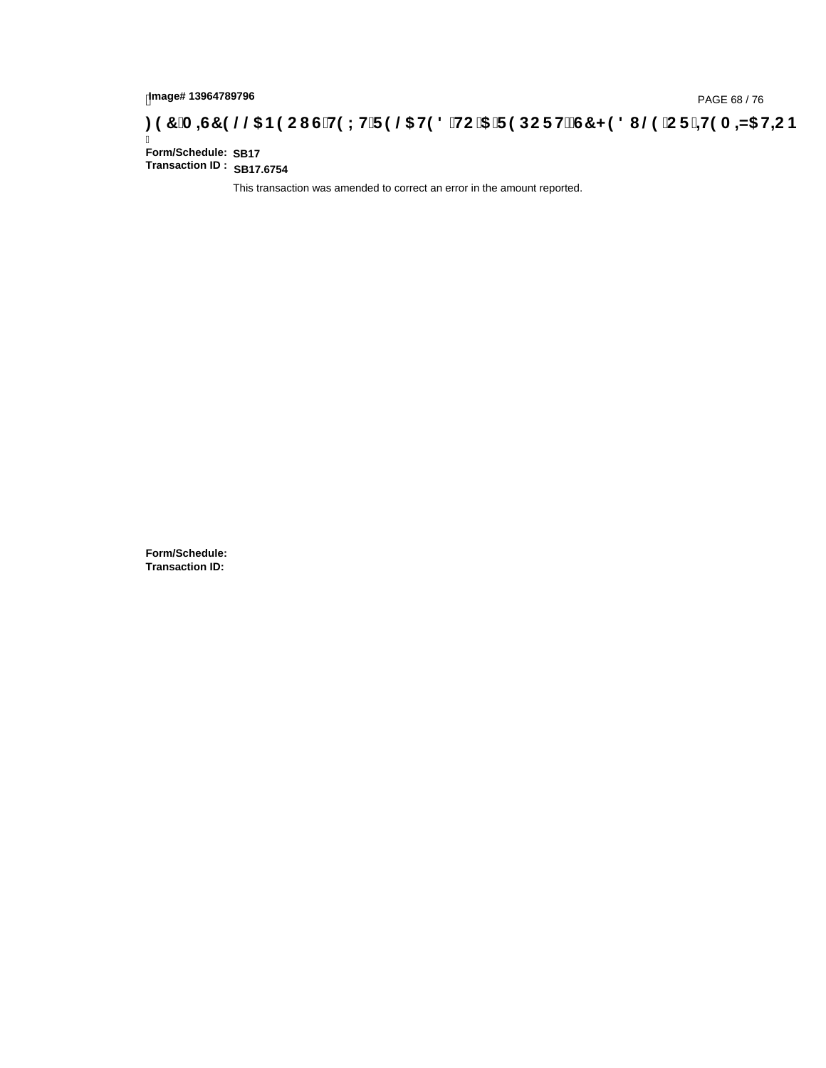# FEC MISCELLANEOUS TEXT RELATED TO A REPORT SCHEDULE OR ITEMIZATION

**Form/Schedule:** **SB17**
**Transaction ID :** **SB17.6754**

This transaction was amended to correct an error in the amount reported.

**Form/Schedule:**
**Transaction ID:**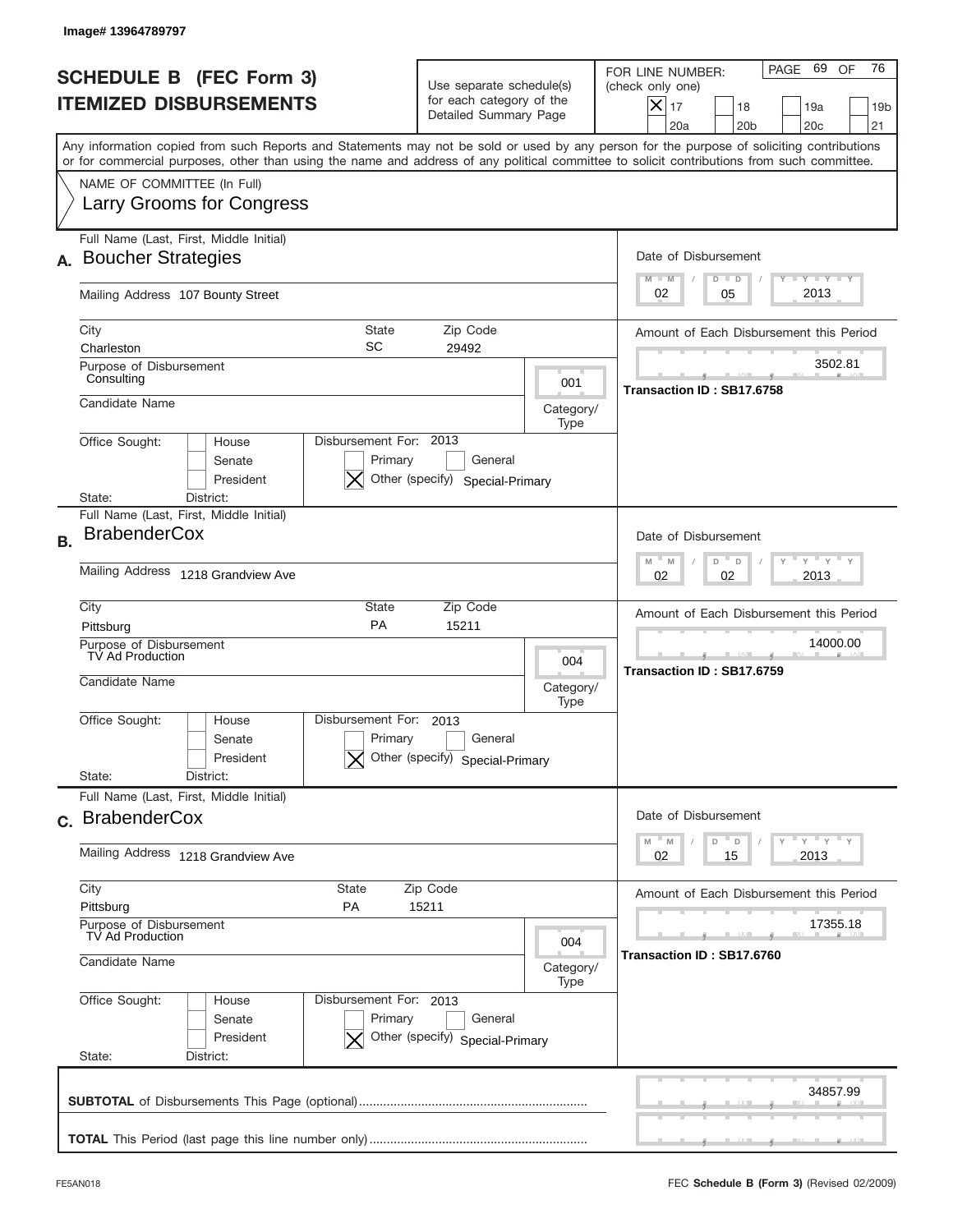Image# 13964789797

# SCHEDULE B (FEC Form 3)
# ITEMIZED DISBURSEMENTS

Use separate schedule(s) for each category of the Detailed Summary Page

FOR LINE NUMBER: (check only one)
[X] 17 [ ] 18 [ ] 19a [ ] 19b [ ] 20a [ ] 20b [ ] 20c [ ] 21

PAGE 69 OF 76

Any information copied from such Reports and Statements may not be sold or used by any person for the purpose of soliciting contributions or for commercial purposes, other than using the name and address of any political committee to solicit contributions from such committee.

NAME OF COMMITTEE (In Full)
Larry Grooms for Congress

---

**A.** Full Name (Last, First, Middle Initial): Boucher Strategies

Mailing Address: 107 Bounty Street

City: Charleston | State: SC | Zip Code: 29492

Purpose of Disbursement: Consulting

Category/Type: 001

Candidate Name:

Office Sought: [ ] House [ ] Senate [ ] President
State: District:

Disbursement For: 2013 [ ] Primary [ ] General [X] Other (specify) Special-Primary

Date of Disbursement: 02 / 05 / 2013

Amount of Each Disbursement this Period: 3502.81

Transaction ID : SB17.6758

---

**B.** Full Name (Last, First, Middle Initial): BrabenderCox

Mailing Address: 1218 Grandview Ave

City: Pittsburg | State: PA | Zip Code: 15211

Purpose of Disbursement: TV Ad Production

Category/Type: 004

Candidate Name:

Office Sought: [ ] House [ ] Senate [ ] President
State: District:

Disbursement For: 2013 [ ] Primary [ ] General [X] Other (specify) Special-Primary

Date of Disbursement: 02 / 02 / 2013

Amount of Each Disbursement this Period: 14000.00

Transaction ID : SB17.6759

---

**C.** Full Name (Last, First, Middle Initial): BrabenderCox

Mailing Address: 1218 Grandview Ave

City: Pittsburg | State: PA | Zip Code: 15211

Purpose of Disbursement: TV Ad Production

Category/Type: 004

Candidate Name:

Office Sought: [ ] House [ ] Senate [ ] President
State: District:

Disbursement For: 2013 [ ] Primary [ ] General [X] Other (specify) Special-Primary

Date of Disbursement: 02 / 15 / 2013

Amount of Each Disbursement this Period: 17355.18

Transaction ID : SB17.6760

---

**SUBTOTAL** of Disbursements This Page (optional): 34857.99

**TOTAL** This Period (last page this line number only):

FE5AN018 — FEC **Schedule B (Form 3)** (Revised 02/2009)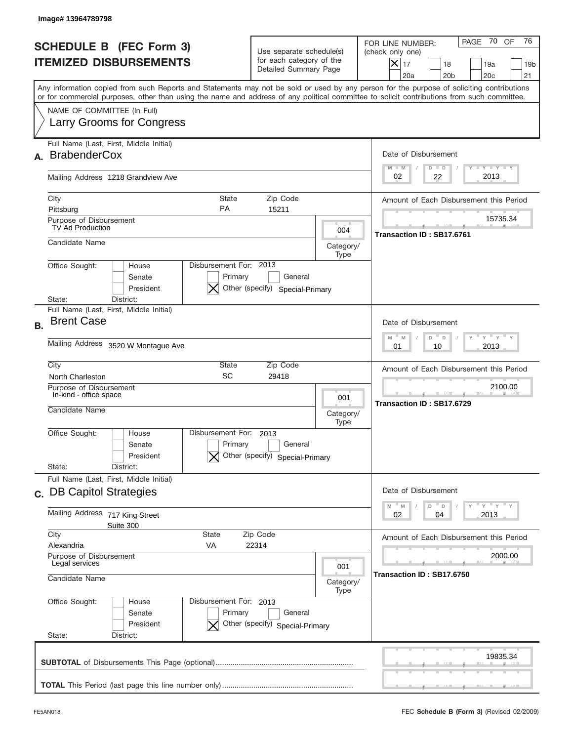Image# 13964789798

# SCHEDULE B (FEC Form 3)
# ITEMIZED DISBURSEMENTS

Use separate schedule(s) for each category of the Detailed Summary Page

FOR LINE NUMBER: (check only one)
[X] 17 [ ] 18 [ ] 19a [ ] 19b [ ] 20a [ ] 20b [ ] 20c [ ] 21

PAGE 70 OF 76

Any information copied from such Reports and Statements may not be sold or used by any person for the purpose of soliciting contributions or for commercial purposes, other than using the name and address of any political committee to solicit contributions from such committee.

NAME OF COMMITTEE (In Full)
Larry Grooms for Congress

---

**A.** Full Name (Last, First, Middle Initial): BrabenderCox

Mailing Address: 1218 Grandview Ave

City: Pittsburg | State: PA | Zip Code: 15211

Purpose of Disbursement: TV Ad Production

Category/Type: 004

Candidate Name:

Office Sought: [ ] House [ ] Senate [ ] President
State: District:

Disbursement For: 2013 [ ] Primary [ ] General [X] Other (specify) Special-Primary

Date of Disbursement: 02/22/2013

Amount of Each Disbursement this Period: 15735.34

Transaction ID : SB17.6761

---

**B.** Full Name (Last, First, Middle Initial): Brent Case

Mailing Address: 3520 W Montague Ave

City: North Charleston | State: SC | Zip Code: 29418

Purpose of Disbursement: In-kind - office space

Category/Type: 001

Candidate Name:

Office Sought: [ ] House [ ] Senate [ ] President
State: District:

Disbursement For: 2013 [ ] Primary [ ] General [X] Other (specify) Special-Primary

Date of Disbursement: 01/10/2013

Amount of Each Disbursement this Period: 2100.00

Transaction ID : SB17.6729

---

**C.** Full Name (Last, First, Middle Initial): DB Capitol Strategies

Mailing Address: 717 King Street, Suite 300

City: Alexandria | State: VA | Zip Code: 22314

Purpose of Disbursement: Legal services

Category/Type: 001

Candidate Name:

Office Sought: [ ] House [ ] Senate [ ] President
State: District:

Disbursement For: 2013 [ ] Primary [ ] General [X] Other (specify) Special-Primary

Date of Disbursement: 02/04/2013

Amount of Each Disbursement this Period: 2000.00

Transaction ID : SB17.6750

---

**SUBTOTAL** of Disbursements This Page (optional): 19835.34

**TOTAL** This Period (last page this line number only):

FE5AN018 — FEC Schedule B (Form 3) (Revised 02/2009)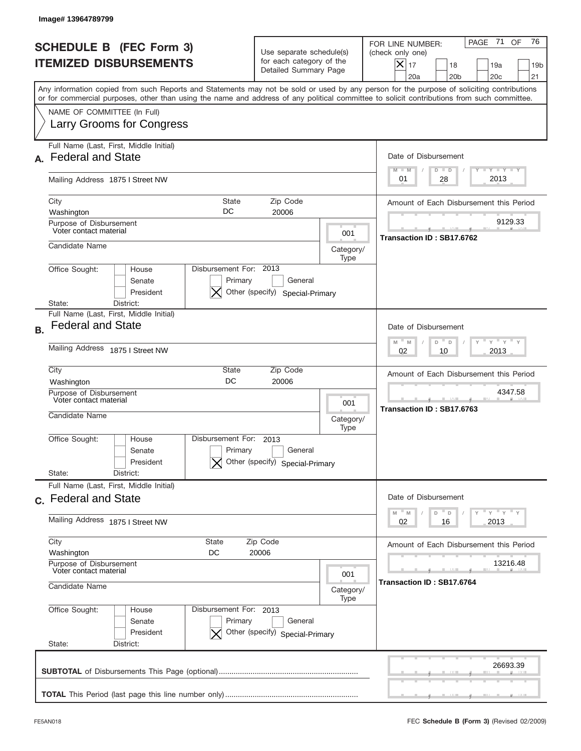Image# 13964789799

# SCHEDULE B (FEC Form 3)
# ITEMIZED DISBURSEMENTS

Use separate schedule(s) for each category of the Detailed Summary Page

FOR LINE NUMBER: (check only one)

- [X] 17
- [ ] 18
- [ ] 19a
- [ ] 19b
- [ ] 20a
- [ ] 20b
- [ ] 20c
- [ ] 21

PAGE 71 OF 76

Any information copied from such Reports and Statements may not be sold or used by any person for the purpose of soliciting contributions or for commercial purposes, other than using the name and address of any political committee to solicit contributions from such committee.

NAME OF COMMITTEE (In Full)
Larry Grooms for Congress

---

## A.

**Full Name (Last, First, Middle Initial):** Federal and State

**Mailing Address:** 1875 I Street NW

**City:** Washington **State:** DC **Zip Code:** 20006

**Purpose of Disbursement:** Voter contact material

**Category/Type:** 001

**Candidate Name:**

**Office Sought:** [ ] House [ ] Senate [ ] President

**State:** **District:**

**Disbursement For:** 2013 [ ] Primary [ ] General [X] Other (specify) Special-Primary

**Date of Disbursement:** 01 / 28 / 2013

**Amount of Each Disbursement this Period:** 9129.33

**Transaction ID : SB17.6762**

---

## B.

**Full Name (Last, First, Middle Initial):** Federal and State

**Mailing Address:** 1875 I Street NW

**City:** Washington **State:** DC **Zip Code:** 20006

**Purpose of Disbursement:** Voter contact material

**Category/Type:** 001

**Candidate Name:**

**Office Sought:** [ ] House [ ] Senate [ ] President

**State:** **District:**

**Disbursement For:** 2013 [ ] Primary [ ] General [X] Other (specify) Special-Primary

**Date of Disbursement:** 02 / 10 / 2013

**Amount of Each Disbursement this Period:** 4347.58

**Transaction ID : SB17.6763**

---

## C.

**Full Name (Last, First, Middle Initial):** Federal and State

**Mailing Address:** 1875 I Street NW

**City:** Washington **State:** DC **Zip Code:** 20006

**Purpose of Disbursement:** Voter contact material

**Category/Type:** 001

**Candidate Name:**

**Office Sought:** [ ] House [ ] Senate [ ] President

**State:** **District:**

**Disbursement For:** 2013 [ ] Primary [ ] General [X] Other (specify) Special-Primary

**Date of Disbursement:** 02 / 16 / 2013

**Amount of Each Disbursement this Period:** 13216.48

**Transaction ID : SB17.6764**

---

**SUBTOTAL** of Disbursements This Page (optional): 26693.39

**TOTAL** This Period (last page this line number only):

FE5AN018 FEC **Schedule B (Form 3)** (Revised 02/2009)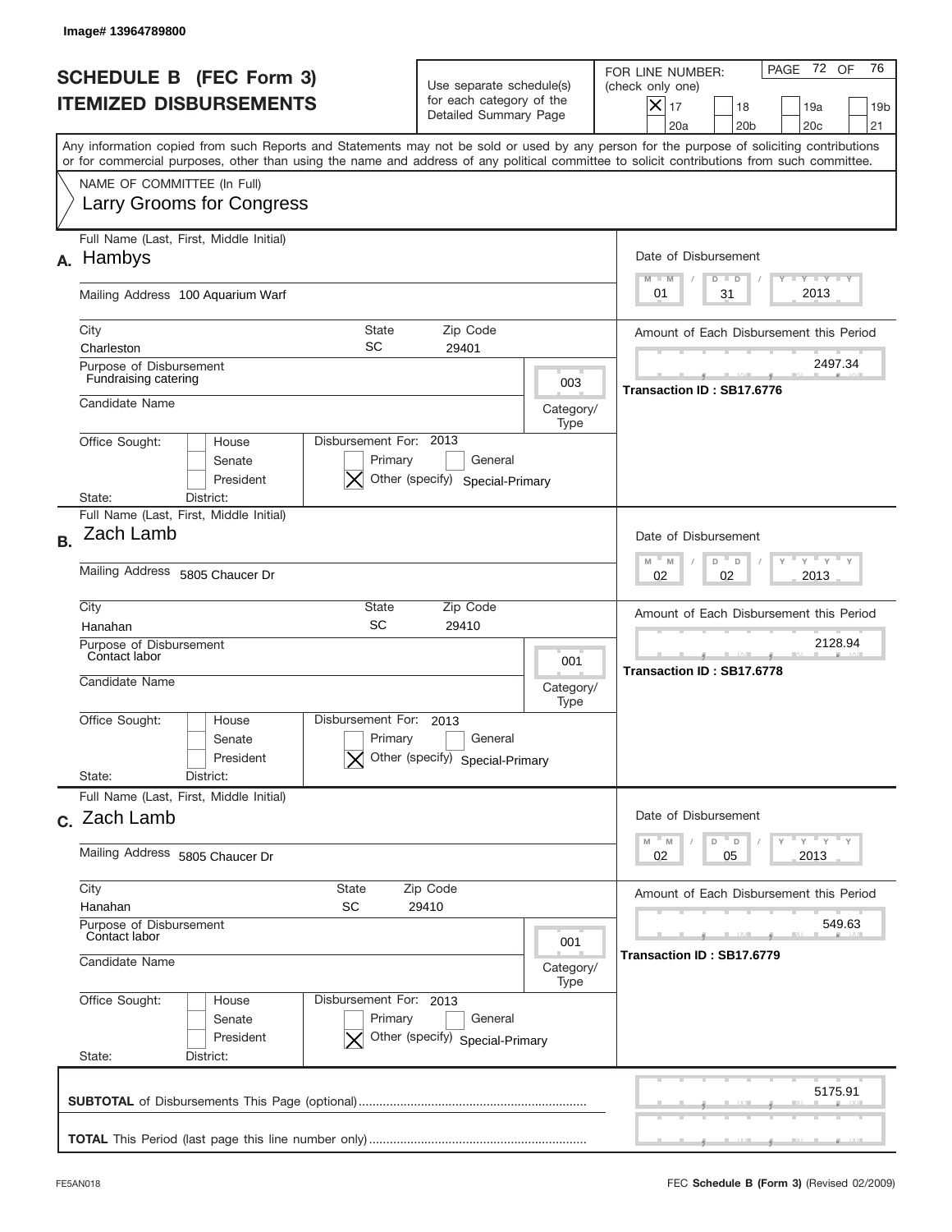Image# 13964789800

# SCHEDULE B (FEC Form 3)
# ITEMIZED DISBURSEMENTS

Use separate schedule(s) for each category of the Detailed Summary Page

FOR LINE NUMBER: (check only one)

- [X] 17
- [ ] 18
- [ ] 19a
- [ ] 19b
- [ ] 20a
- [ ] 20b
- [ ] 20c
- [ ] 21

PAGE 72 OF 76

Any information copied from such Reports and Statements may not be sold or used by any person for the purpose of soliciting contributions or for commercial purposes, other than using the name and address of any political committee to solicit contributions from such committee.

NAME OF COMMITTEE (In Full)
Larry Grooms for Congress

## A.

Full Name (Last, First, Middle Initial): Hambys

Mailing Address: 100 Aquarium Warf

City: Charleston | State: SC | Zip Code: 29401

Purpose of Disbursement: Fundraising catering

Category/Type: 003

Candidate Name:

Office Sought: [ ] House [ ] Senate [ ] President

State: District:

Disbursement For: 2013 [ ] Primary [ ] General [X] Other (specify) Special-Primary

Date of Disbursement: 01/31/2013

Amount of Each Disbursement this Period: 2497.34

Transaction ID : SB17.6776

## B.

Full Name (Last, First, Middle Initial): Zach Lamb

Mailing Address: 5805 Chaucer Dr

City: Hanahan | State: SC | Zip Code: 29410

Purpose of Disbursement: Contact labor

Category/Type: 001

Candidate Name:

Office Sought: [ ] House [ ] Senate [ ] President

State: District:

Disbursement For: 2013 [ ] Primary [ ] General [X] Other (specify) Special-Primary

Date of Disbursement: 02/02/2013

Amount of Each Disbursement this Period: 2128.94

Transaction ID : SB17.6778

## C.

Full Name (Last, First, Middle Initial): Zach Lamb

Mailing Address: 5805 Chaucer Dr

City: Hanahan | State: SC | Zip Code: 29410

Purpose of Disbursement: Contact labor

Category/Type: 001

Candidate Name:

Office Sought: [ ] House [ ] Senate [ ] President

State: District:

Disbursement For: 2013 [ ] Primary [ ] General [X] Other (specify) Special-Primary

Date of Disbursement: 02/05/2013

Amount of Each Disbursement this Period: 549.63

Transaction ID : SB17.6779

**SUBTOTAL** of Disbursements This Page (optional): 5175.91

**TOTAL** This Period (last page this line number only):

FE5AN018 FEC **Schedule B (Form 3)** (Revised 02/2009)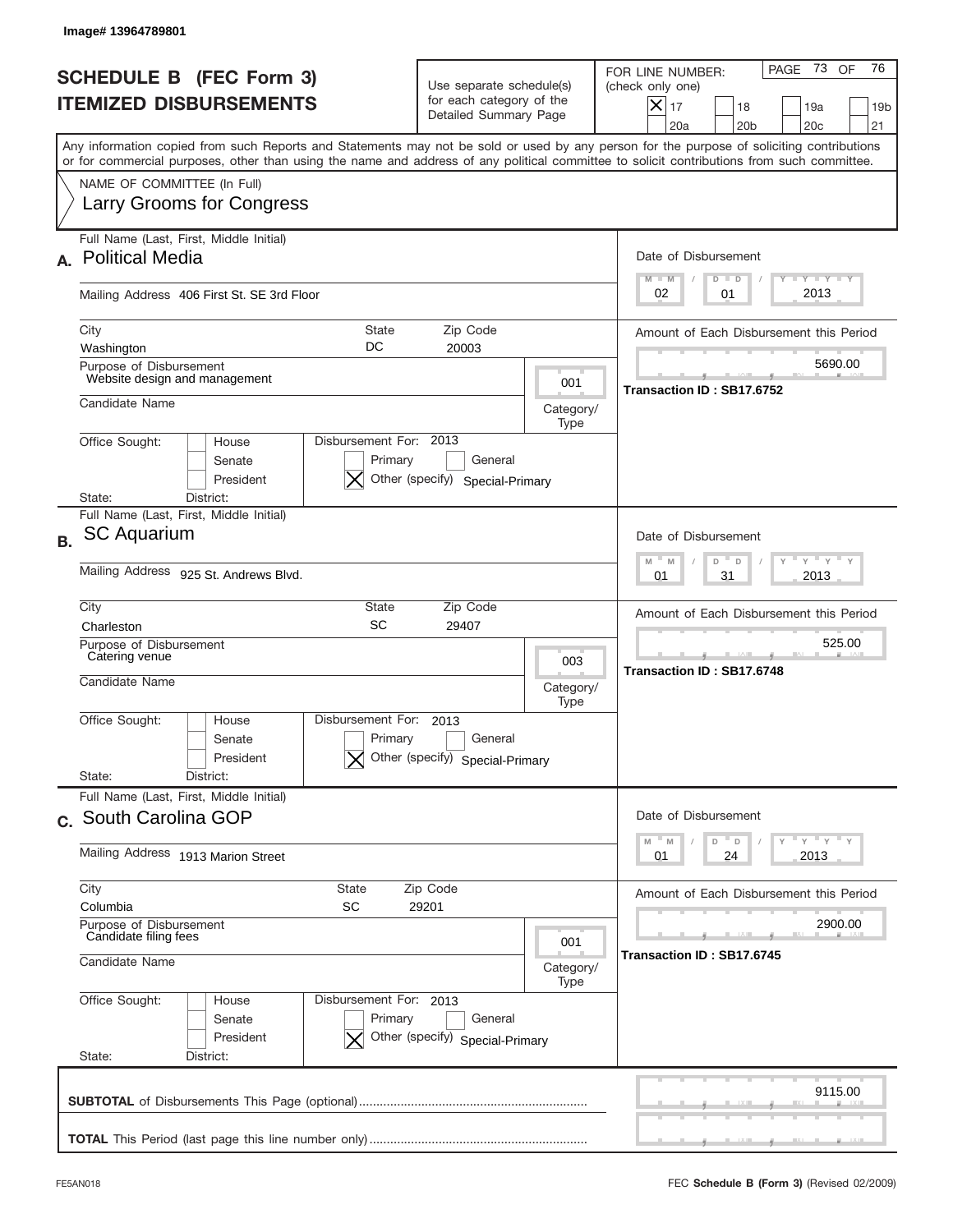Image# 13964789801

# SCHEDULE B (FEC Form 3)
# ITEMIZED DISBURSEMENTS

Use separate schedule(s) for each category of the Detailed Summary Page

FOR LINE NUMBER: (check only one)

- [X] 17
- [ ] 18
- [ ] 19a
- [ ] 19b
- [ ] 20a
- [ ] 20b
- [ ] 20c
- [ ] 21

PAGE 73 OF 76

Any information copied from such Reports and Statements may not be sold or used by any person for the purpose of soliciting contributions or for commercial purposes, other than using the name and address of any political committee to solicit contributions from such committee.

NAME OF COMMITTEE (In Full)
Larry Grooms for Congress

---

**A.** Full Name (Last, First, Middle Initial): **Political Media**

Mailing Address: 406 First St. SE 3rd Floor

City: Washington | State: DC | Zip Code: 20003

Purpose of Disbursement: Website design and management

Category/Type: 001

Candidate Name:

Office Sought: [ ] House [ ] Senate [ ] President
State: District:

Disbursement For: 2013 [ ] Primary [ ] General [X] Other (specify) Special-Primary

Date of Disbursement: 02 / 01 / 2013

Amount of Each Disbursement this Period: 5690.00

Transaction ID : SB17.6752

---

**B.** Full Name (Last, First, Middle Initial): **SC Aquarium**

Mailing Address: 925 St. Andrews Blvd.

City: Charleston | State: SC | Zip Code: 29407

Purpose of Disbursement: Catering venue

Category/Type: 003

Candidate Name:

Office Sought: [ ] House [ ] Senate [ ] President
State: District:

Disbursement For: 2013 [ ] Primary [ ] General [X] Other (specify) Special-Primary

Date of Disbursement: 01 / 31 / 2013

Amount of Each Disbursement this Period: 525.00

Transaction ID : SB17.6748

---

**C.** Full Name (Last, First, Middle Initial): **South Carolina GOP**

Mailing Address: 1913 Marion Street

City: Columbia | State: SC | Zip Code: 29201

Purpose of Disbursement: Candidate filing fees

Category/Type: 001

Candidate Name:

Office Sought: [ ] House [ ] Senate [ ] President
State: District:

Disbursement For: 2013 [ ] Primary [ ] General [X] Other (specify) Special-Primary

Date of Disbursement: 01 / 24 / 2013

Amount of Each Disbursement this Period: 2900.00

Transaction ID : SB17.6745

---

**SUBTOTAL** of Disbursements This Page (optional): 9115.00

**TOTAL** This Period (last page this line number only):

FE5AN018

FEC **Schedule B (Form 3)** (Revised 02/2009)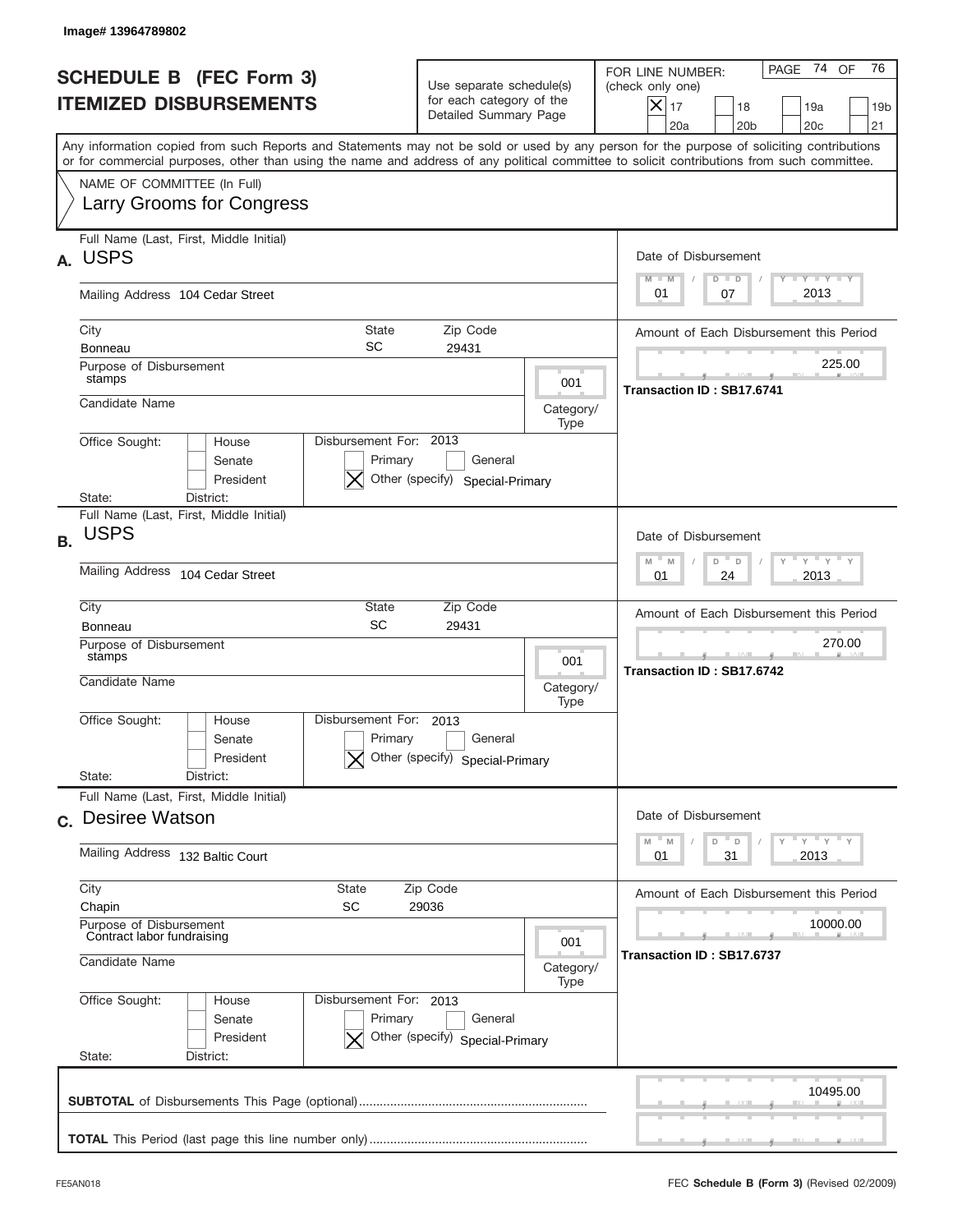Image# 13964789802

# SCHEDULE B (FEC Form 3)
## ITEMIZED DISBURSEMENTS

Use separate schedule(s) for each category of the Detailed Summary Page

FOR LINE NUMBER: (check only one)

- [X] 17
- [ ] 18
- [ ] 19a
- [ ] 19b
- [ ] 20a
- [ ] 20b
- [ ] 20c
- [ ] 21

PAGE 74 OF 76

Any information copied from such Reports and Statements may not be sold or used by any person for the purpose of soliciting contributions or for commercial purposes, other than using the name and address of any political committee to solicit contributions from such committee.

NAME OF COMMITTEE (In Full)
Larry Grooms for Congress

---

**A.** Full Name (Last, First, Middle Initial): **USPS**

Mailing Address: 104 Cedar Street

City: Bonneau | State: SC | Zip Code: 29431

Purpose of Disbursement: stamps

Category/Type: 001

Candidate Name:

Office Sought: House / Senate / President

State: District:

Disbursement For: 2013 — [ ] Primary [ ] General [X] Other (specify) Special-Primary

Date of Disbursement: 01/07/2013

Amount of Each Disbursement this Period: 225.00

Transaction ID : SB17.6741

---

**B.** Full Name (Last, First, Middle Initial): **USPS**

Mailing Address: 104 Cedar Street

City: Bonneau | State: SC | Zip Code: 29431

Purpose of Disbursement: stamps

Category/Type: 001

Candidate Name:

Office Sought: House / Senate / President

State: District:

Disbursement For: 2013 — [ ] Primary [ ] General [X] Other (specify) Special-Primary

Date of Disbursement: 01/24/2013

Amount of Each Disbursement this Period: 270.00

Transaction ID : SB17.6742

---

**C.** Full Name (Last, First, Middle Initial): **Desiree Watson**

Mailing Address: 132 Baltic Court

City: Chapin | State: SC | Zip Code: 29036

Purpose of Disbursement: Contract labor fundraising

Category/Type: 001

Candidate Name:

Office Sought: House / Senate / President

State: District:

Disbursement For: 2013 — [ ] Primary [ ] General [X] Other (specify) Special-Primary

Date of Disbursement: 01/31/2013

Amount of Each Disbursement this Period: 10000.00

Transaction ID : SB17.6737

---

**SUBTOTAL** of Disbursements This Page (optional): 10495.00

**TOTAL** This Period (last page this line number only):

FE5AN018 — FEC **Schedule B (Form 3)** (Revised 02/2009)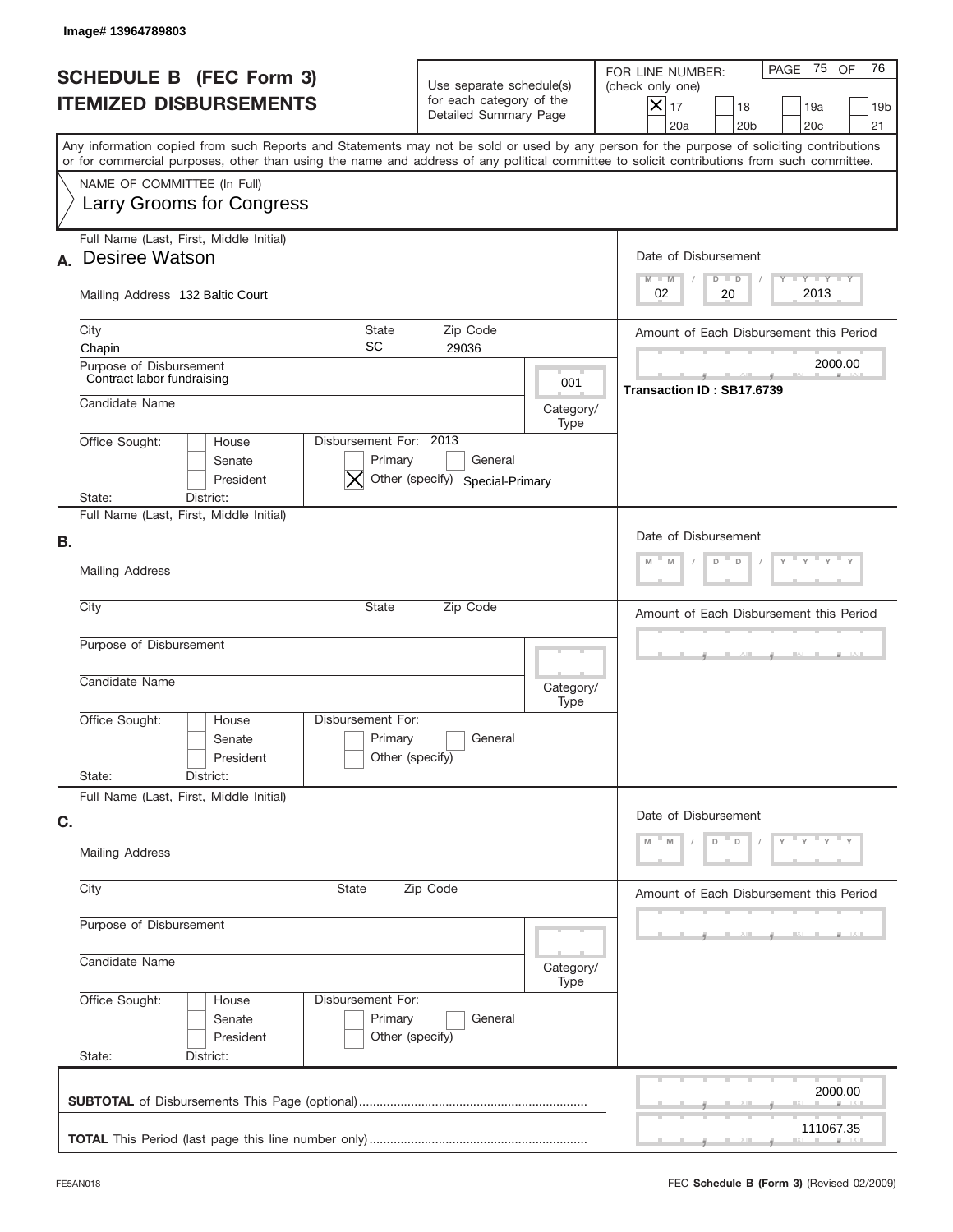Image# 13964789803

# SCHEDULE B (FEC Form 3)
## ITEMIZED DISBURSEMENTS

Use separate schedule(s) for each category of the Detailed Summary Page

FOR LINE NUMBER: (check only one)

- [X] 17
- [ ] 18
- [ ] 19a
- [ ] 19b
- [ ] 20a
- [ ] 20b
- [ ] 20c
- [ ] 21

PAGE 75 OF 76

Any information copied from such Reports and Statements may not be sold or used by any person for the purpose of soliciting contributions or for commercial purposes, other than using the name and address of any political committee to solicit contributions from such committee.

NAME OF COMMITTEE (In Full)
Larry Grooms for Congress

---

**A.** Full Name (Last, First, Middle Initial): Desiree Watson

Mailing Address: 132 Baltic Court

City: Chapin | State: SC | Zip Code: 29036

Purpose of Disbursement: Contract labor fundraising

Category/Type: 001

Candidate Name:

Office Sought: [ ] House [ ] Senate [ ] President

State: | District:

Disbursement For: 2013 [ ] Primary [ ] General [X] Other (specify) Special-Primary

Date of Disbursement: 02 / 20 / 2013

Amount of Each Disbursement this Period: 2000.00

Transaction ID : SB17.6739

---

**B.** Full Name (Last, First, Middle Initial):

Mailing Address:

City: | State: | Zip Code:

Purpose of Disbursement:

Candidate Name: | Category/Type:

Office Sought: [ ] House [ ] Senate [ ] President

State: | District:

Disbursement For: [ ] Primary [ ] General [ ] Other (specify)

Date of Disbursement:

Amount of Each Disbursement this Period:

---

**C.** Full Name (Last, First, Middle Initial):

Mailing Address:

City: | State: | Zip Code:

Purpose of Disbursement:

Candidate Name: | Category/Type:

Office Sought: [ ] House [ ] Senate [ ] President

State: | District:

Disbursement For: [ ] Primary [ ] General [ ] Other (specify)

Date of Disbursement:

Amount of Each Disbursement this Period:

---

**SUBTOTAL** of Disbursements This Page (optional): 2000.00

**TOTAL** This Period (last page this line number only): 111067.35

FE5AN018

FEC **Schedule B (Form 3)** (Revised 02/2009)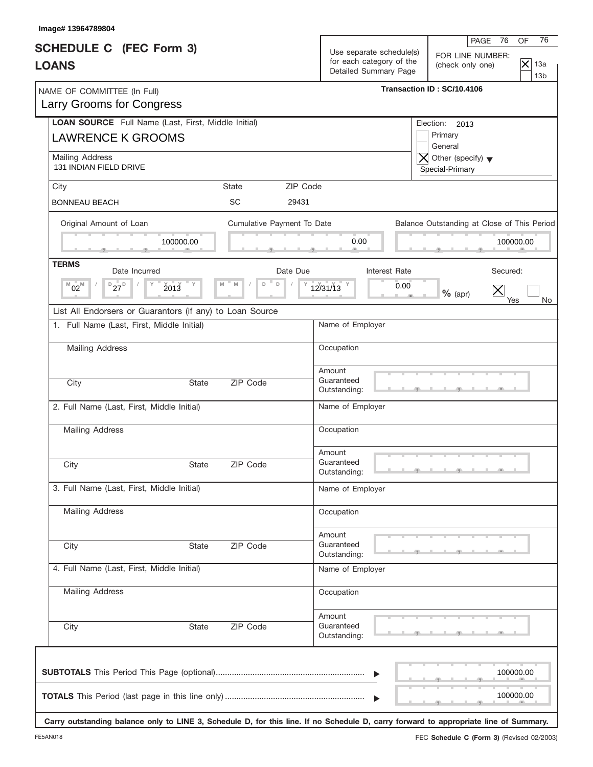Image# 13964789804

# SCHEDULE C (FEC Form 3)
# LOANS

Use separate schedule(s) for each category of the Detailed Summary Page

PAGE 76 OF 76

FOR LINE NUMBER: (check only one)
- [X] 13a
- [ ] 13b

Transaction ID : SC/10.4106

NAME OF COMMITTEE (In Full)
Larry Grooms for Congress

**LOAN SOURCE** Full Name (Last, First, Middle Initial)
LAWRENCE K GROOMS

Election: 2013
- [ ] Primary
- [ ] General
- [X] Other (specify) Special-Primary

Mailing Address
131 INDIAN FIELD DRIVE

| City | State | ZIP Code |
|---|---|---|
| BONNEAU BEACH | SC | 29431 |

| Original Amount of Loan | Cumulative Payment To Date | Balance Outstanding at Close of This Period |
|---|---|---|
| 100000.00 | 0.00 | 100000.00 |

**TERMS**

| Date Incurred | Date Due | Interest Rate | Secured: |
|---|---|---|---|
| 02 / 27 / 2013 | 12/31/13 | 0.00 % (apr) | [X] Yes [ ] No |

List All Endorsers or Guarantors (if any) to Loan Source

| | |
|---|---|
| 1. Full Name (Last, First, Middle Initial) | Name of Employer |
| Mailing Address | Occupation |
| City / State / ZIP Code | Amount Guaranteed Outstanding: |
| 2. Full Name (Last, First, Middle Initial) | Name of Employer |
| Mailing Address | Occupation |
| City / State / ZIP Code | Amount Guaranteed Outstanding: |
| 3. Full Name (Last, First, Middle Initial) | Name of Employer |
| Mailing Address | Occupation |
| City / State / ZIP Code | Amount Guaranteed Outstanding: |
| 4. Full Name (Last, First, Middle Initial) | Name of Employer |
| Mailing Address | Occupation |
| City / State / ZIP Code | Amount Guaranteed Outstanding: |

**SUBTOTALS** This Period This Page (optional) ........ 100000.00

**TOTALS** This Period (last page in this line only) ........ 100000.00

**Carry outstanding balance only to LINE 3, Schedule D, for this line. If no Schedule D, carry forward to appropriate line of Summary.**

FE5AN018

FEC **Schedule C (Form 3)** (Revised 02/2003)